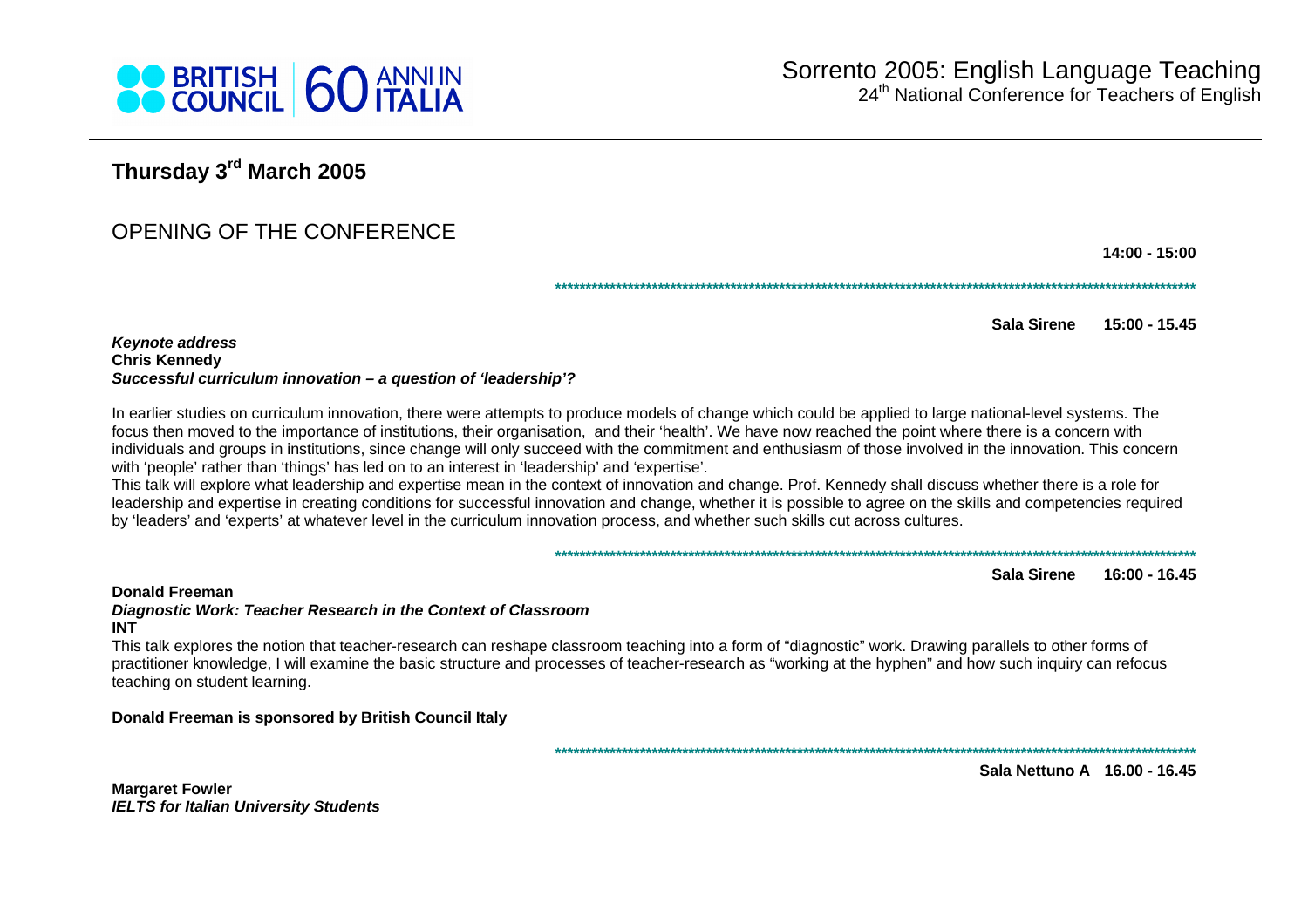# Sorrento 2005: English Language Teaching

24th National Conference for Teachers of English

## Thursday 3rd March 2005

## OPENING OF THE CONFERENCE

**14:00 - 15:00**

**************************************************************************************************************

**Sala Sirene 15:00 - 15.45**

***Keynote address***
**Chris Kennedy**
***Successful curriculum innovation – a question of 'leadership'?***

In earlier studies on curriculum innovation, there were attempts to produce models of change which could be applied to large national-level systems. The focus then moved to the importance of institutions, their organisation, and their 'health'. We have now reached the point where there is a concern with individuals and groups in institutions, since change will only succeed with the commitment and enthusiasm of those involved in the innovation. This concern with 'people' rather than 'things' has led on to an interest in 'leadership' and 'expertise'.
This talk will explore what leadership and expertise mean in the context of innovation and change. Prof. Kennedy shall discuss whether there is a role for leadership and expertise in creating conditions for successful innovation and change, whether it is possible to agree on the skills and competencies required by 'leaders' and 'experts' at whatever level in the curriculum innovation process, and whether such skills cut across cultures.

**************************************************************************************************************

**Sala Sirene 16:00 - 16.45**

**Donald Freeman**
***Diagnostic Work: Teacher Research in the Context of Classroom***
**INT**

This talk explores the notion that teacher-research can reshape classroom teaching into a form of "diagnostic" work. Drawing parallels to other forms of practitioner knowledge, I will examine the basic structure and processes of teacher-research as "working at the hyphen" and how such inquiry can refocus teaching on student learning.

**Donald Freeman is sponsored by British Council Italy**

**************************************************************************************************************

**Sala Nettuno A 16.00 - 16.45**

**Margaret Fowler**
***IELTS for Italian University Students***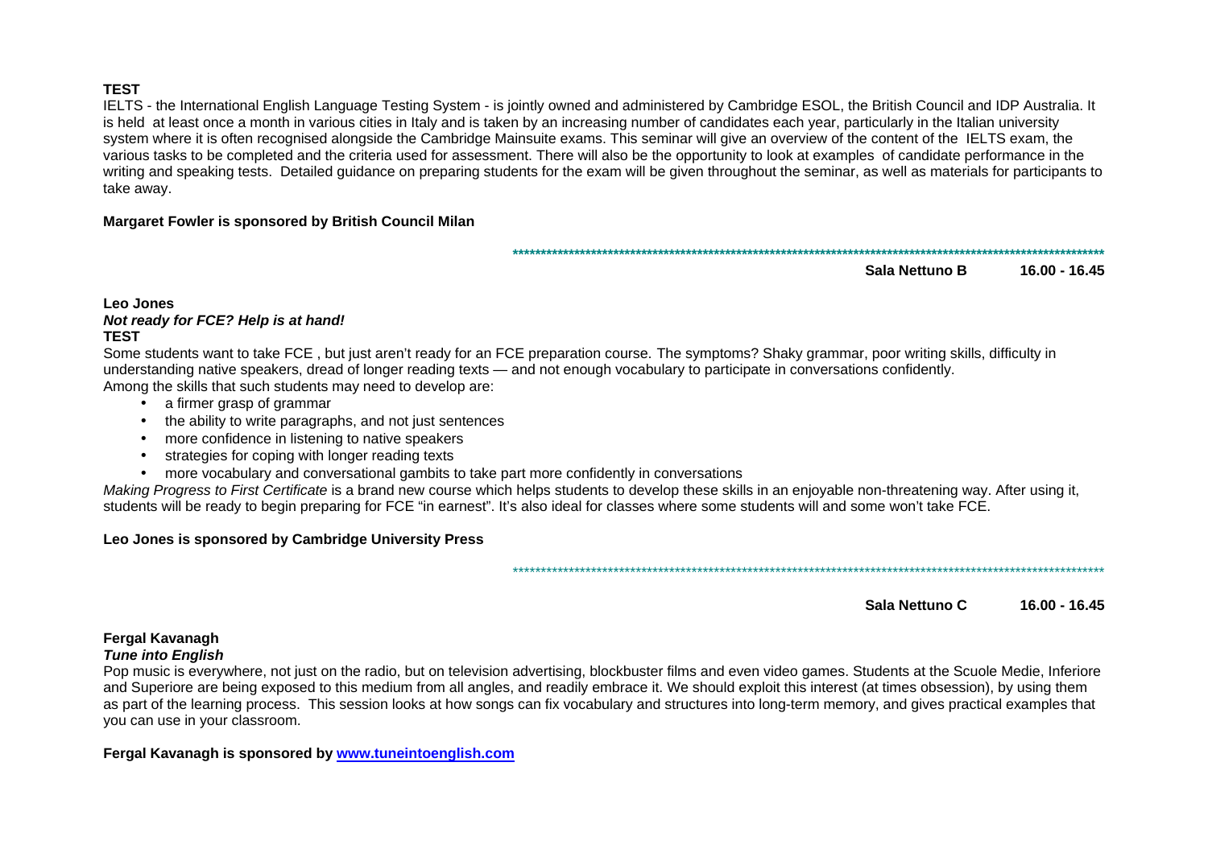**TEST**

IELTS - the International English Language Testing System - is jointly owned and administered by Cambridge ESOL, the British Council and IDP Australia. It is held at least once a month in various cities in Italy and is taken by an increasing number of candidates each year, particularly in the Italian university system where it is often recognised alongside the Cambridge Mainsuite exams. This seminar will give an overview of the content of the IELTS exam, the various tasks to be completed and the criteria used for assessment. There will also be the opportunity to look at examples of candidate performance in the writing and speaking tests. Detailed guidance on preparing students for the exam will be given throughout the seminar, as well as materials for participants to take away.

**Margaret Fowler is sponsored by British Council Milan**

**************************************************************************************************************

**Sala Nettuno B 16.00 - 16.45**

**Leo Jones**

***Not ready for FCE? Help is at hand!***

**TEST**

Some students want to take FCE , but just aren't ready for an FCE preparation course. The symptoms? Shaky grammar, poor writing skills, difficulty in understanding native speakers, dread of longer reading texts — and not enough vocabulary to participate in conversations confidently.
Among the skills that such students may need to develop are:

- a firmer grasp of grammar
- the ability to write paragraphs, and not just sentences
- more confidence in listening to native speakers
- strategies for coping with longer reading texts
- more vocabulary and conversational gambits to take part more confidently in conversations

*Making Progress to First Certificate* is a brand new course which helps students to develop these skills in an enjoyable non-threatening way. After using it, students will be ready to begin preparing for FCE "in earnest". It's also ideal for classes where some students will and some won't take FCE.

**Leo Jones is sponsored by Cambridge University Press**

**************************************************************************************************************

**Sala Nettuno C 16.00 - 16.45**

**Fergal Kavanagh**

***Tune into English***

Pop music is everywhere, not just on the radio, but on television advertising, blockbuster films and even video games. Students at the Scuole Medie, Inferiore and Superiore are being exposed to this medium from all angles, and readily embrace it. We should exploit this interest (at times obsession), by using them as part of the learning process. This session looks at how songs can fix vocabulary and structures into long-term memory, and gives practical examples that you can use in your classroom.

**Fergal Kavanagh is sponsored by [www.tuneintoenglish.com](http://www.tuneintoenglish.com)**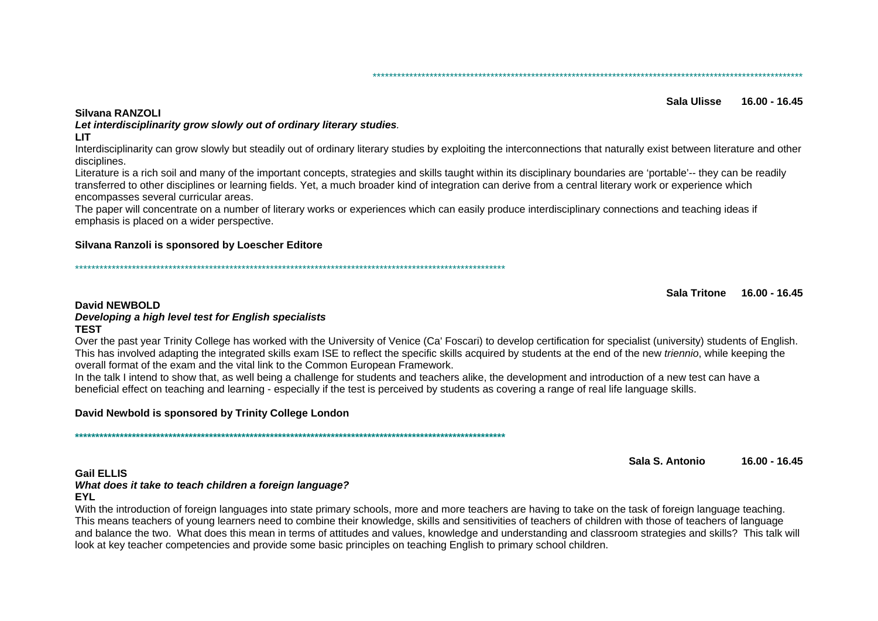**************************************************************************************************************

**Sala Ulisse 16.00 - 16.45**

**Silvana RANZOLI**

***Let interdisciplinarity grow slowly out of ordinary literary studies****.*

**LIT**

Interdisciplinarity can grow slowly but steadily out of ordinary literary studies by exploiting the interconnections that naturally exist between literature and other disciplines.

Literature is a rich soil and many of the important concepts, strategies and skills taught within its disciplinary boundaries are 'portable'-- they can be readily transferred to other disciplines or learning fields. Yet, a much broader kind of integration can derive from a central literary work or experience which encompasses several curricular areas.

The paper will concentrate on a number of literary works or experiences which can easily produce interdisciplinary connections and teaching ideas if emphasis is placed on a wider perspective.

**Silvana Ranzoli is sponsored by Loescher Editore**

**************************************************************************************************************

**Sala Tritone 16.00 - 16.45**

**David NEWBOLD**

***Developing a high level test for English specialists***

**TEST**

Over the past year Trinity College has worked with the University of Venice (Ca' Foscari) to develop certification for specialist (university) students of English. This has involved adapting the integrated skills exam ISE to reflect the specific skills acquired by students at the end of the new *triennio*, while keeping the overall format of the exam and the vital link to the Common European Framework.

In the talk I intend to show that, as well being a challenge for students and teachers alike, the development and introduction of a new test can have a beneficial effect on teaching and learning - especially if the test is perceived by students as covering a range of real life language skills.

**David Newbold is sponsored by Trinity College London**

**************************************************************************************************************

**Sala S. Antonio 16.00 - 16.45**

**Gail ELLIS**

***What does it take to teach children a foreign language?***

**EYL**

With the introduction of foreign languages into state primary schools, more and more teachers are having to take on the task of foreign language teaching. This means teachers of young learners need to combine their knowledge, skills and sensitivities of teachers of children with those of teachers of language and balance the two. What does this mean in terms of attitudes and values, knowledge and understanding and classroom strategies and skills? This talk will look at key teacher competencies and provide some basic principles on teaching English to primary school children.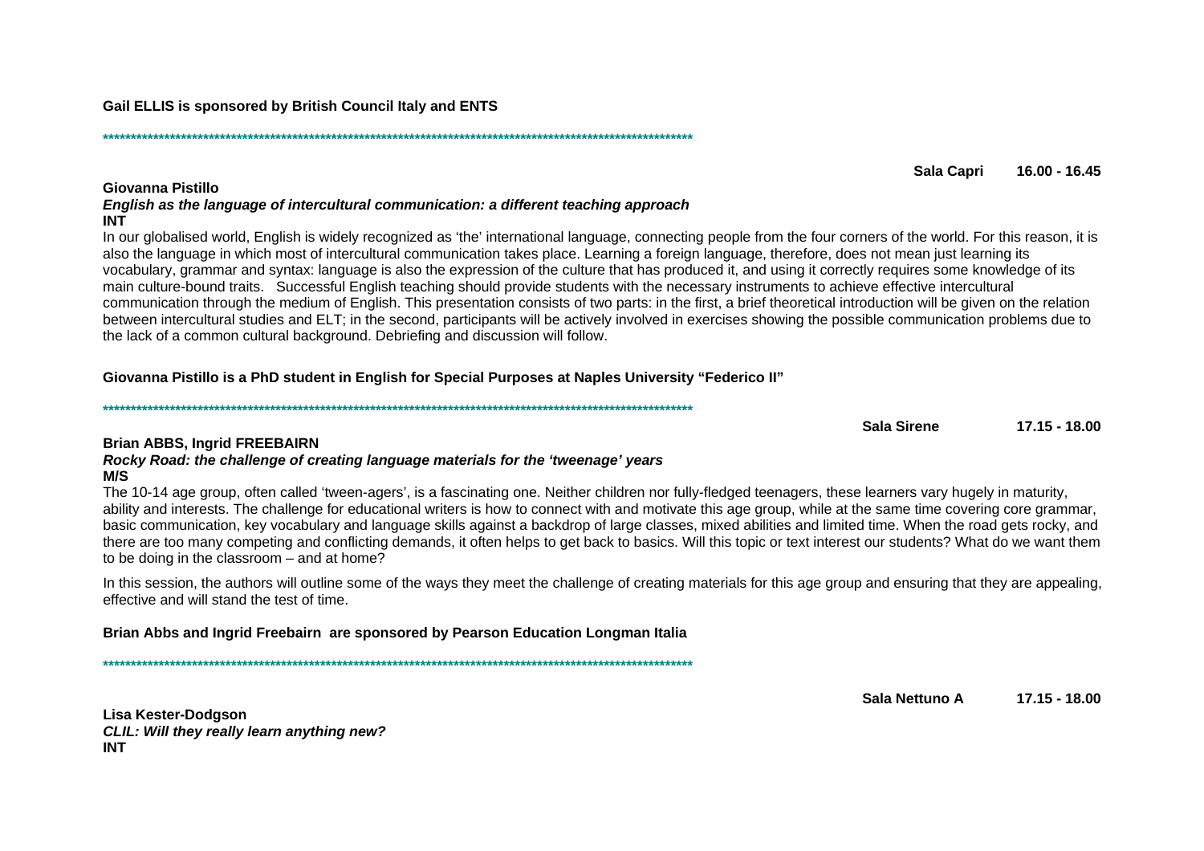**Gail ELLIS is sponsored by British Council Italy and ENTS**

**************************************************************************************************************

**Sala Capri 16.00 - 16.45**

**Giovanna Pistillo**
***English as the language of intercultural communication: a different teaching approach***
**INT**

In our globalised world, English is widely recognized as 'the' international language, connecting people from the four corners of the world. For this reason, it is also the language in which most of intercultural communication takes place. Learning a foreign language, therefore, does not mean just learning its vocabulary, grammar and syntax: language is also the expression of the culture that has produced it, and using it correctly requires some knowledge of its main culture-bound traits. Successful English teaching should provide students with the necessary instruments to achieve effective intercultural communication through the medium of English. This presentation consists of two parts: in the first, a brief theoretical introduction will be given on the relation between intercultural studies and ELT; in the second, participants will be actively involved in exercises showing the possible communication problems due to the lack of a common cultural background. Debriefing and discussion will follow.

**Giovanna Pistillo is a PhD student in English for Special Purposes at Naples University "Federico II"**

**************************************************************************************************************

**Sala Sirene 17.15 - 18.00**

**Brian ABBS, Ingrid FREEBAIRN**
***Rocky Road: the challenge of creating language materials for the 'tweenage' years***
**M/S**

The 10-14 age group, often called 'tween-agers', is a fascinating one. Neither children nor fully-fledged teenagers, these learners vary hugely in maturity, ability and interests. The challenge for educational writers is how to connect with and motivate this age group, while at the same time covering core grammar, basic communication, key vocabulary and language skills against a backdrop of large classes, mixed abilities and limited time. When the road gets rocky, and there are too many competing and conflicting demands, it often helps to get back to basics. Will this topic or text interest our students? What do we want them to be doing in the classroom – and at home?

In this session, the authors will outline some of the ways they meet the challenge of creating materials for this age group and ensuring that they are appealing, effective and will stand the test of time.

**Brian Abbs and Ingrid Freebairn are sponsored by Pearson Education Longman Italia**

**************************************************************************************************************

**Sala Nettuno A 17.15 - 18.00**

**Lisa Kester-Dodgson**
***CLIL: Will they really learn anything new?***
**INT**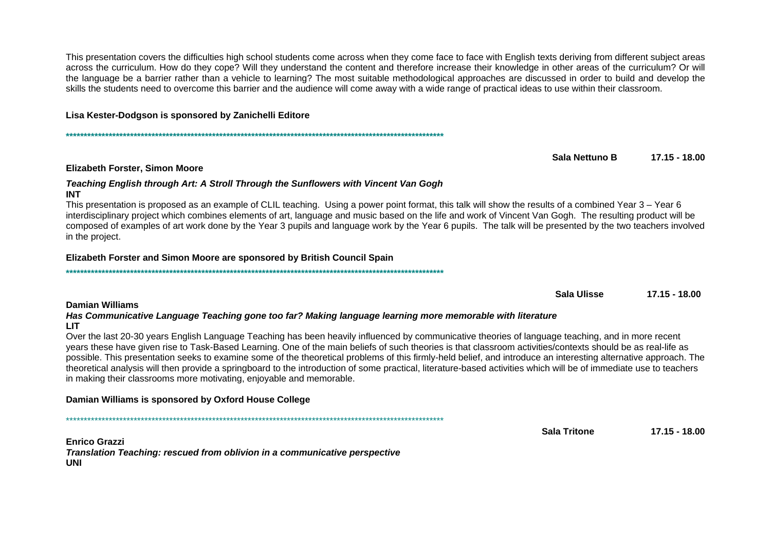This presentation covers the difficulties high school students come across when they come face to face with English texts deriving from different subject areas across the curriculum. How do they cope? Will they understand the content and therefore increase their knowledge in other areas of the curriculum? Or will the language be a barrier rather than a vehicle to learning? The most suitable methodological approaches are discussed in order to build and develop the skills the students need to overcome this barrier and the audience will come away with a wide range of practical ideas to use within their classroom.

**Lisa Kester-Dodgson is sponsored by Zanichelli Editore**

**************************************************************************************************************

**Sala Nettuno B 17.15 - 18.00**

**Elizabeth Forster, Simon Moore**

***Teaching English through Art: A Stroll Through the Sunflowers with Vincent Van Gogh***
**INT**

This presentation is proposed as an example of CLIL teaching. Using a power point format, this talk will show the results of a combined Year 3 – Year 6 interdisciplinary project which combines elements of art, language and music based on the life and work of Vincent Van Gogh. The resulting product will be composed of examples of art work done by the Year 3 pupils and language work by the Year 6 pupils. The talk will be presented by the two teachers involved in the project.

**Elizabeth Forster and Simon Moore are sponsored by British Council Spain**

**************************************************************************************************************

**Sala Ulisse 17.15 - 18.00**

**Damian Williams**

***Has Communicative Language Teaching gone too far? Making language learning more memorable with literature***
**LIT**

Over the last 20-30 years English Language Teaching has been heavily influenced by communicative theories of language teaching, and in more recent years these have given rise to Task-Based Learning. One of the main beliefs of such theories is that classroom activities/contexts should be as real-life as possible. This presentation seeks to examine some of the theoretical problems of this firmly-held belief, and introduce an interesting alternative approach. The theoretical analysis will then provide a springboard to the introduction of some practical, literature-based activities which will be of immediate use to teachers in making their classrooms more motivating, enjoyable and memorable.

**Damian Williams is sponsored by Oxford House College**

**************************************************************************************************************

**Sala Tritone 17.15 - 18.00**

**Enrico Grazzi**

***Translation Teaching: rescued from oblivion in a communicative perspective***
**UNI**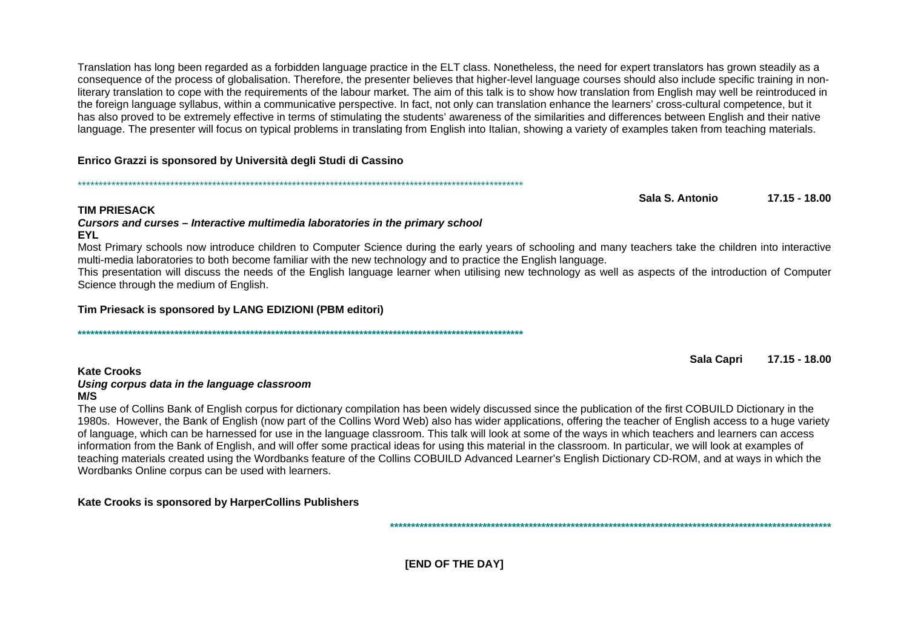Translation has long been regarded as a forbidden language practice in the ELT class. Nonetheless, the need for expert translators has grown steadily as a consequence of the process of globalisation. Therefore, the presenter believes that higher-level language courses should also include specific training in non-literary translation to cope with the requirements of the labour market. The aim of this talk is to show how translation from English may well be reintroduced in the foreign language syllabus, within a communicative perspective. In fact, not only can translation enhance the learners' cross-cultural competence, but it has also proved to be extremely effective in terms of stimulating the students' awareness of the similarities and differences between English and their native language. The presenter will focus on typical problems in translating from English into Italian, showing a variety of examples taken from teaching materials.

**Enrico Grazzi is sponsored by Università degli Studi di Cassino**

**************************************************************************************************************

**Sala S. Antonio 17.15 - 18.00**

**TIM PRIESACK**

***Cursors and curses – Interactive multimedia laboratories in the primary school***

**EYL**

Most Primary schools now introduce children to Computer Science during the early years of schooling and many teachers take the children into interactive multi-media laboratories to both become familiar with the new technology and to practice the English language.

This presentation will discuss the needs of the English language learner when utilising new technology as well as aspects of the introduction of Computer Science through the medium of English.

**Tim Priesack is sponsored by LANG EDIZIONI (PBM editori)**

**************************************************************************************************************

**Sala Capri 17.15 - 18.00**

**Kate Crooks**

***Using corpus data in the language classroom***

**M/S**

The use of Collins Bank of English corpus for dictionary compilation has been widely discussed since the publication of the first COBUILD Dictionary in the 1980s. However, the Bank of English (now part of the Collins Word Web) also has wider applications, offering the teacher of English access to a huge variety of language, which can be harnessed for use in the language classroom. This talk will look at some of the ways in which teachers and learners can access information from the Bank of English, and will offer some practical ideas for using this material in the classroom. In particular, we will look at examples of teaching materials created using the Wordbanks feature of the Collins COBUILD Advanced Learner's English Dictionary CD-ROM, and at ways in which the Wordbanks Online corpus can be used with learners.

**Kate Crooks is sponsored by HarperCollins Publishers**

**************************************************************************************************************

**[END OF THE DAY]**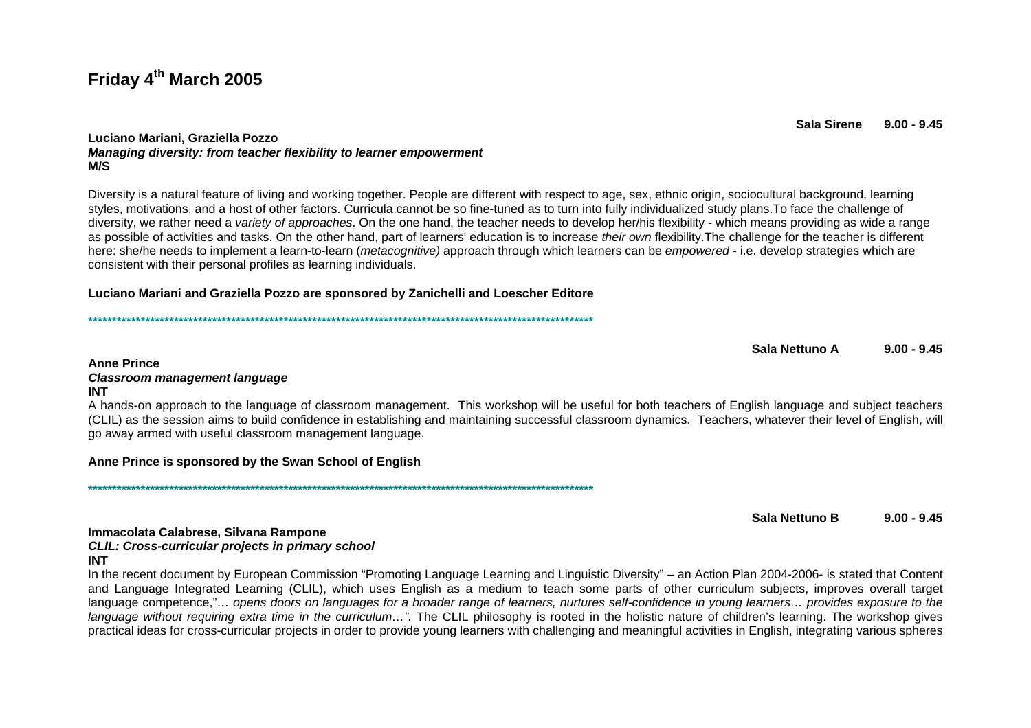# Friday 4th March 2005

**Sala Sirene 9.00 - 9.45**

**Luciano Mariani, Graziella Pozzo**
***Managing diversity: from teacher flexibility to learner empowerment***
**M/S**

Diversity is a natural feature of living and working together. People are different with respect to age, sex, ethnic origin, sociocultural background, learning styles, motivations, and a host of other factors. Curricula cannot be so fine-tuned as to turn into fully individualized study plans.To face the challenge of diversity, we rather need a *variety of approaches*. On the one hand, the teacher needs to develop her/his flexibility - which means providing as wide a range as possible of activities and tasks. On the other hand, part of learners' education is to increase *their own* flexibility.The challenge for the teacher is different here: she/he needs to implement a learn-to-learn (*metacognitive)* approach through which learners can be *empowered* - i.e. develop strategies which are consistent with their personal profiles as learning individuals.

**Luciano Mariani and Graziella Pozzo are sponsored by Zanichelli and Loescher Editore**

**************************************************************************************************************

**Sala Nettuno A 9.00 - 9.45**

**Anne Prince**
***Classroom management language***
**INT**

A hands-on approach to the language of classroom management. This workshop will be useful for both teachers of English language and subject teachers (CLIL) as the session aims to build confidence in establishing and maintaining successful classroom dynamics. Teachers, whatever their level of English, will go away armed with useful classroom management language.

**Anne Prince is sponsored by the Swan School of English**

**************************************************************************************************************

**Sala Nettuno B 9.00 - 9.45**

**Immacolata Calabrese, Silvana Rampone**
***CLIL: Cross-curricular projects in primary school***
**INT**

In the recent document by European Commission "Promoting Language Learning and Linguistic Diversity" – an Action Plan 2004-2006- is stated that Content and Language Integrated Learning (CLIL), which uses English as a medium to teach some parts of other curriculum subjects, improves overall target language competence,"… *opens doors on languages for a broader range of learners, nurtures self-confidence in young learners… provides exposure to the language without requiring extra time in the curriculum…".* The CLIL philosophy is rooted in the holistic nature of children's learning. The workshop gives practical ideas for cross-curricular projects in order to provide young learners with challenging and meaningful activities in English, integrating various spheres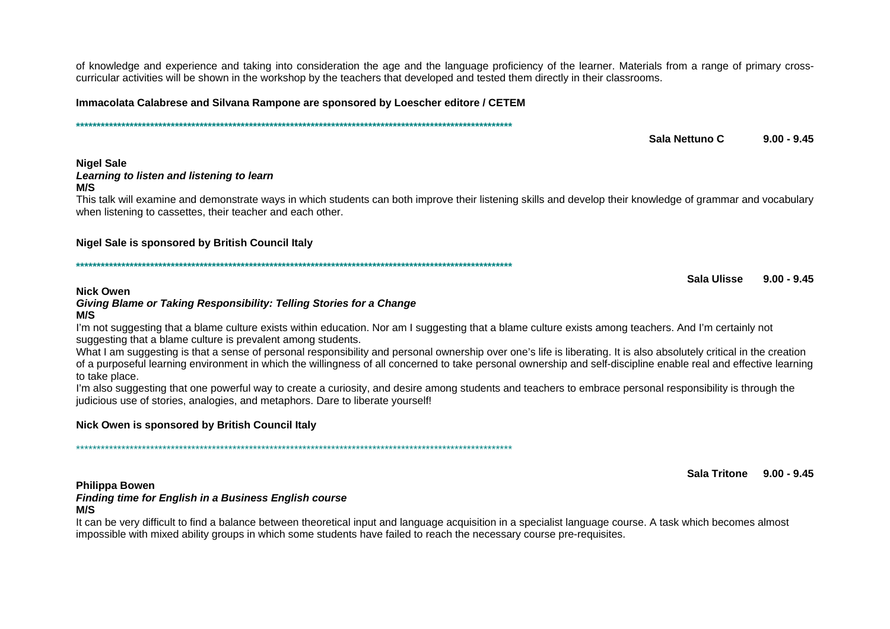of knowledge and experience and taking into consideration the age and the language proficiency of the learner. Materials from a range of primary cross-curricular activities will be shown in the workshop by the teachers that developed and tested them directly in their classrooms.

**Immacolata Calabrese and Silvana Rampone are sponsored by Loescher editore / CETEM**

\*\*\*\*\*\*\*\*\*\*\*\*\*\*\*\*\*\*\*\*\*\*\*\*\*\*\*\*\*\*\*\*\*\*\*\*\*\*\*\*\*\*\*\*\*\*\*\*\*\*\*\*\*\*\*\*\*\*\*\*\*\*\*\*\*\*\*\*\*\*\*\*\*\*\*\*\*\*\*\*\*\*\*\*\*\*\*\*\*\*\*\*\*\*\*\*\*\*\*\*\*\*\*\*\*\*

**Sala Nettuno C 9.00 - 9.45**

**Nigel Sale**
***Learning to listen and listening to learn***
**M/S**

This talk will examine and demonstrate ways in which students can both improve their listening skills and develop their knowledge of grammar and vocabulary when listening to cassettes, their teacher and each other.

**Nigel Sale is sponsored by British Council Italy**

\*\*\*\*\*\*\*\*\*\*\*\*\*\*\*\*\*\*\*\*\*\*\*\*\*\*\*\*\*\*\*\*\*\*\*\*\*\*\*\*\*\*\*\*\*\*\*\*\*\*\*\*\*\*\*\*\*\*\*\*\*\*\*\*\*\*\*\*\*\*\*\*\*\*\*\*\*\*\*\*\*\*\*\*\*\*\*\*\*\*\*\*\*\*\*\*\*\*\*\*\*\*\*\*\*\*

**Sala Ulisse 9.00 - 9.45**

**Nick Owen**
***Giving Blame or Taking Responsibility: Telling Stories for a Change***
**M/S**

I'm not suggesting that a blame culture exists within education. Nor am I suggesting that a blame culture exists among teachers. And I'm certainly not suggesting that a blame culture is prevalent among students.

What I am suggesting is that a sense of personal responsibility and personal ownership over one's life is liberating. It is also absolutely critical in the creation of a purposeful learning environment in which the willingness of all concerned to take personal ownership and self-discipline enable real and effective learning to take place.

I'm also suggesting that one powerful way to create a curiosity, and desire among students and teachers to embrace personal responsibility is through the judicious use of stories, analogies, and metaphors. Dare to liberate yourself!

**Nick Owen is sponsored by British Council Italy**

\*\*\*\*\*\*\*\*\*\*\*\*\*\*\*\*\*\*\*\*\*\*\*\*\*\*\*\*\*\*\*\*\*\*\*\*\*\*\*\*\*\*\*\*\*\*\*\*\*\*\*\*\*\*\*\*\*\*\*\*\*\*\*\*\*\*\*\*\*\*\*\*\*\*\*\*\*\*\*\*\*\*\*\*\*\*\*\*\*\*\*\*\*\*\*\*\*\*\*\*\*\*\*\*\*\*

**Sala Tritone 9.00 - 9.45**

**Philippa Bowen**
***Finding time for English in a Business English course***
**M/S**

It can be very difficult to find a balance between theoretical input and language acquisition in a specialist language course. A task which becomes almost impossible with mixed ability groups in which some students have failed to reach the necessary course pre-requisites.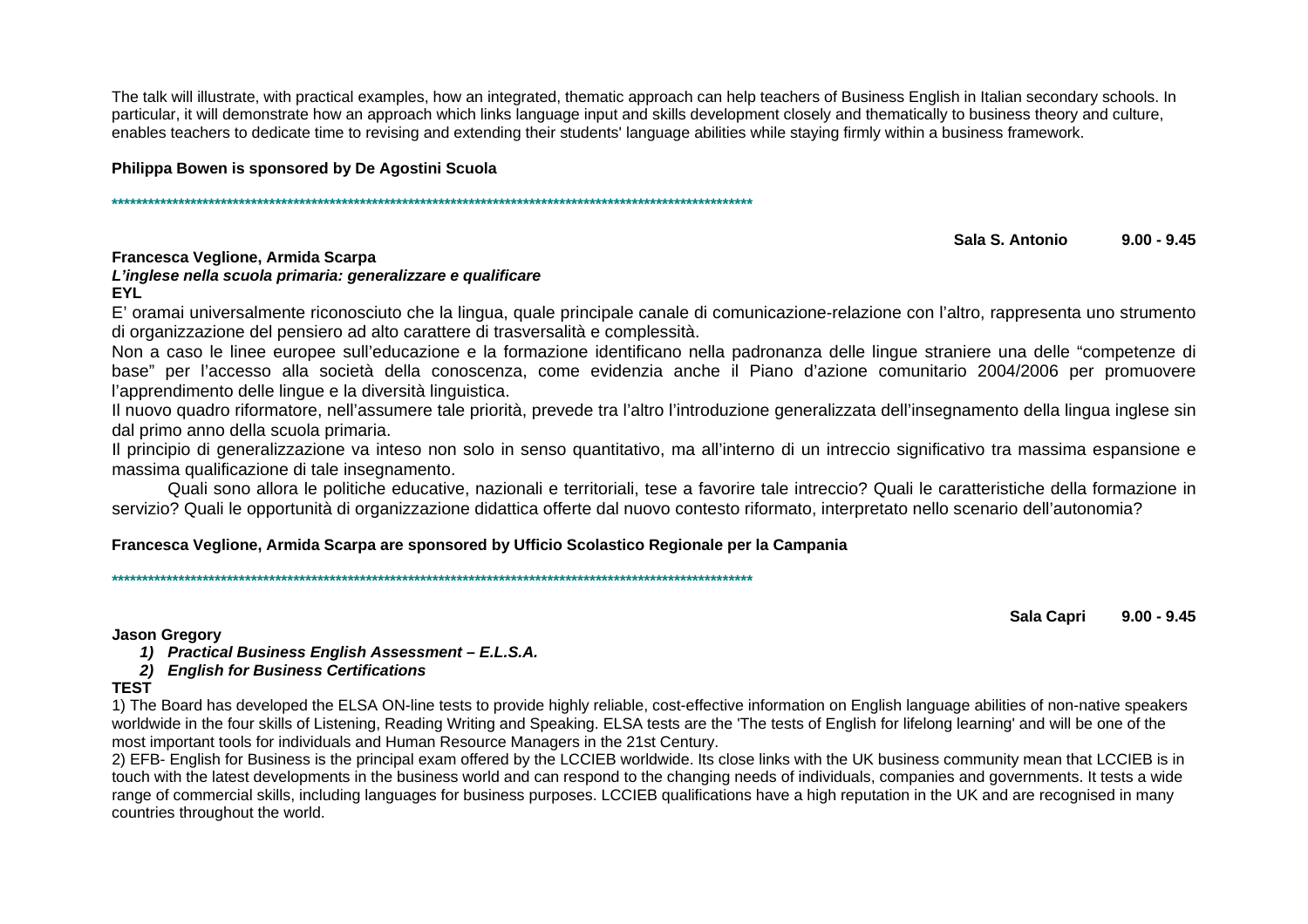The talk will illustrate, with practical examples, how an integrated, thematic approach can help teachers of Business English in Italian secondary schools. In particular, it will demonstrate how an approach which links language input and skills development closely and thematically to business theory and culture, enables teachers to dedicate time to revising and extending their students' language abilities while staying firmly within a business framework.

**Philippa Bowen is sponsored by De Agostini Scuola**

*******************************************************************************************************

**Sala S. Antonio 9.00 - 9.45**

**Francesca Veglione, Armida Scarpa**
***L'inglese nella scuola primaria: generalizzare e qualificare***
**EYL**

E' oramai universalmente riconosciuto che la lingua, quale principale canale di comunicazione-relazione con l'altro, rappresenta uno strumento di organizzazione del pensiero ad alto carattere di trasversalità e complessità.

Non a caso le linee europee sull'educazione e la formazione identificano nella padronanza delle lingue straniere una delle "competenze di base" per l'accesso alla società della conoscenza, come evidenzia anche il Piano d'azione comunitario 2004/2006 per promuovere l'apprendimento delle lingue e la diversità linguistica.

Il nuovo quadro riformatore, nell'assumere tale priorità, prevede tra l'altro l'introduzione generalizzata dell'insegnamento della lingua inglese sin dal primo anno della scuola primaria.

Il principio di generalizzazione va inteso non solo in senso quantitativo, ma all'interno di un intreccio significativo tra massima espansione e massima qualificazione di tale insegnamento.

Quali sono allora le politiche educative, nazionali e territoriali, tese a favorire tale intreccio? Quali le caratteristiche della formazione in servizio? Quali le opportunità di organizzazione didattica offerte dal nuovo contesto riformato, interpretato nello scenario dell'autonomia?

**Francesca Veglione, Armida Scarpa are sponsored by Ufficio Scolastico Regionale per la Campania**

*******************************************************************************************************

**Sala Capri 9.00 - 9.45**

**Jason Gregory**

1) ***Practical Business English Assessment – E.L.S.A.***
2) ***English for Business Certifications***

**TEST**

1) The Board has developed the ELSA ON-line tests to provide highly reliable, cost-effective information on English language abilities of non-native speakers worldwide in the four skills of Listening, Reading Writing and Speaking. ELSA tests are the 'The tests of English for lifelong learning' and will be one of the most important tools for individuals and Human Resource Managers in the 21st Century.

2) EFB- English for Business is the principal exam offered by the LCCIEB worldwide. Its close links with the UK business community mean that LCCIEB is in touch with the latest developments in the business world and can respond to the changing needs of individuals, companies and governments. It tests a wide range of commercial skills, including languages for business purposes. LCCIEB qualifications have a high reputation in the UK and are recognised in many countries throughout the world.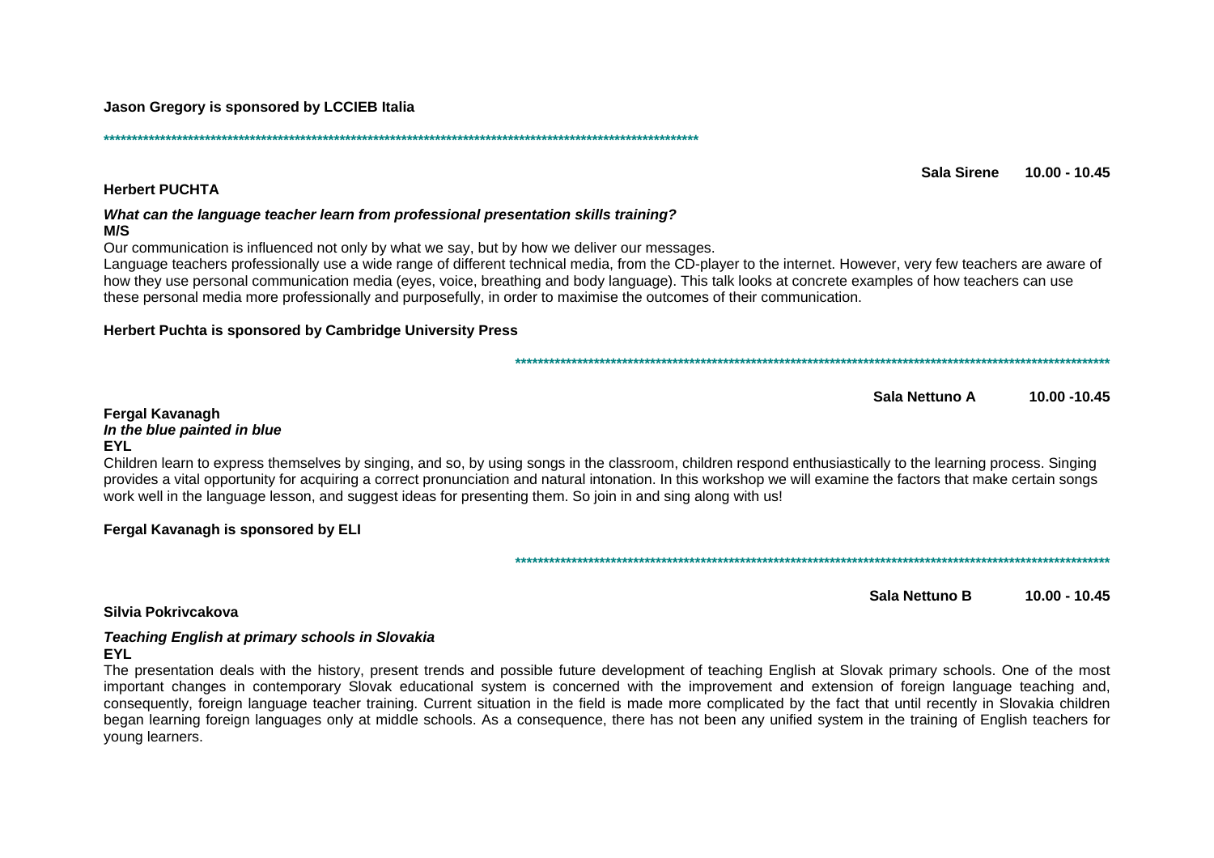**Jason Gregory is sponsored by LCCIEB Italia**

*****************************************************************************************************

**Sala Sirene 10.00 - 10.45**

**Herbert PUCHTA**

***What can the language teacher learn from professional presentation skills training?***
**M/S**

Our communication is influenced not only by what we say, but by how we deliver our messages.
Language teachers professionally use a wide range of different technical media, from the CD-player to the internet. However, very few teachers are aware of how they use personal communication media (eyes, voice, breathing and body language). This talk looks at concrete examples of how teachers can use these personal media more professionally and purposefully, in order to maximise the outcomes of their communication.

**Herbert Puchta is sponsored by Cambridge University Press**

*****************************************************************************************************

**Sala Nettuno A 10.00 -10.45**

**Fergal Kavanagh**
***In the blue painted in blue***
**EYL**

Children learn to express themselves by singing, and so, by using songs in the classroom, children respond enthusiastically to the learning process. Singing provides a vital opportunity for acquiring a correct pronunciation and natural intonation. In this workshop we will examine the factors that make certain songs work well in the language lesson, and suggest ideas for presenting them. So join in and sing along with us!

**Fergal Kavanagh is sponsored by ELI**

*****************************************************************************************************

**Sala Nettuno B 10.00 - 10.45**

**Silvia Pokrivcakova**

***Teaching English at primary schools in Slovakia***
**EYL**

The presentation deals with the history, present trends and possible future development of teaching English at Slovak primary schools. One of the most important changes in contemporary Slovak educational system is concerned with the improvement and extension of foreign language teaching and, consequently, foreign language teacher training. Current situation in the field is made more complicated by the fact that until recently in Slovakia children began learning foreign languages only at middle schools. As a consequence, there has not been any unified system in the training of English teachers for young learners.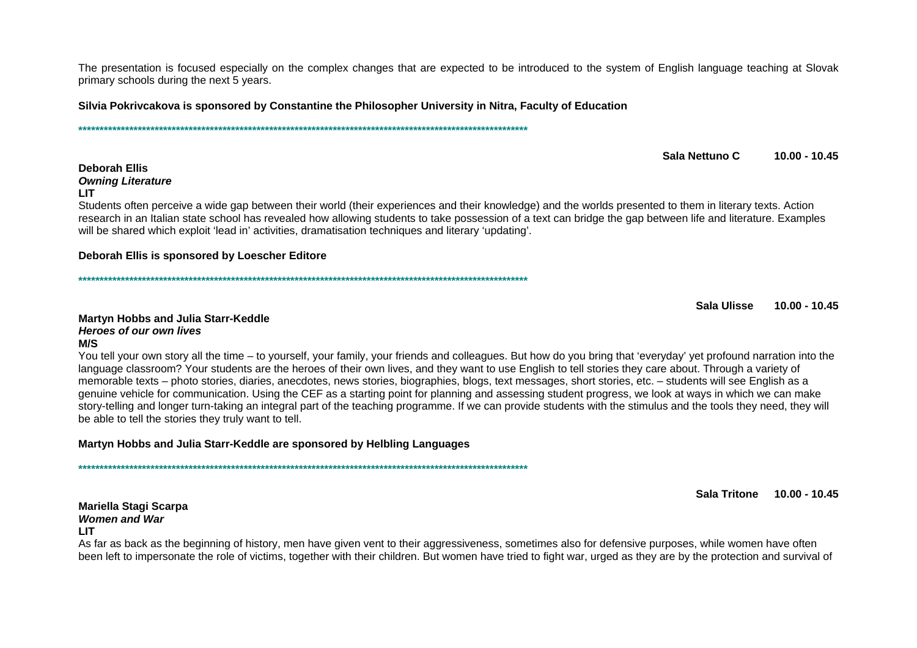The presentation is focused especially on the complex changes that are expected to be introduced to the system of English language teaching at Slovak primary schools during the next 5 years.

**Silvia Pokrivcakova is sponsored by Constantine the Philosopher University in Nitra, Faculty of Education**

**************************************************************************************************************

**Sala Nettuno C 10.00 - 10.45**

**Deborah Ellis**
***Owning Literature***
**LIT**

Students often perceive a wide gap between their world (their experiences and their knowledge) and the worlds presented to them in literary texts. Action research in an Italian state school has revealed how allowing students to take possession of a text can bridge the gap between life and literature. Examples will be shared which exploit 'lead in' activities, dramatisation techniques and literary 'updating'.

**Deborah Ellis is sponsored by Loescher Editore**

**************************************************************************************************************

**Sala Ulisse 10.00 - 10.45**

**Martyn Hobbs and Julia Starr-Keddle**
***Heroes of our own lives***
**M/S**

You tell your own story all the time – to yourself, your family, your friends and colleagues. But how do you bring that 'everyday' yet profound narration into the language classroom? Your students are the heroes of their own lives, and they want to use English to tell stories they care about. Through a variety of memorable texts – photo stories, diaries, anecdotes, news stories, biographies, blogs, text messages, short stories, etc. – students will see English as a genuine vehicle for communication. Using the CEF as a starting point for planning and assessing student progress, we look at ways in which we can make story-telling and longer turn-taking an integral part of the teaching programme. If we can provide students with the stimulus and the tools they need, they will be able to tell the stories they truly want to tell.

**Martyn Hobbs and Julia Starr-Keddle are sponsored by Helbling Languages**

**************************************************************************************************************

**Sala Tritone 10.00 - 10.45**

**Mariella Stagi Scarpa**
***Women and War***
**LIT**

As far as back as the beginning of history, men have given vent to their aggressiveness, sometimes also for defensive purposes, while women have often been left to impersonate the role of victims, together with their children. But women have tried to fight war, urged as they are by the protection and survival of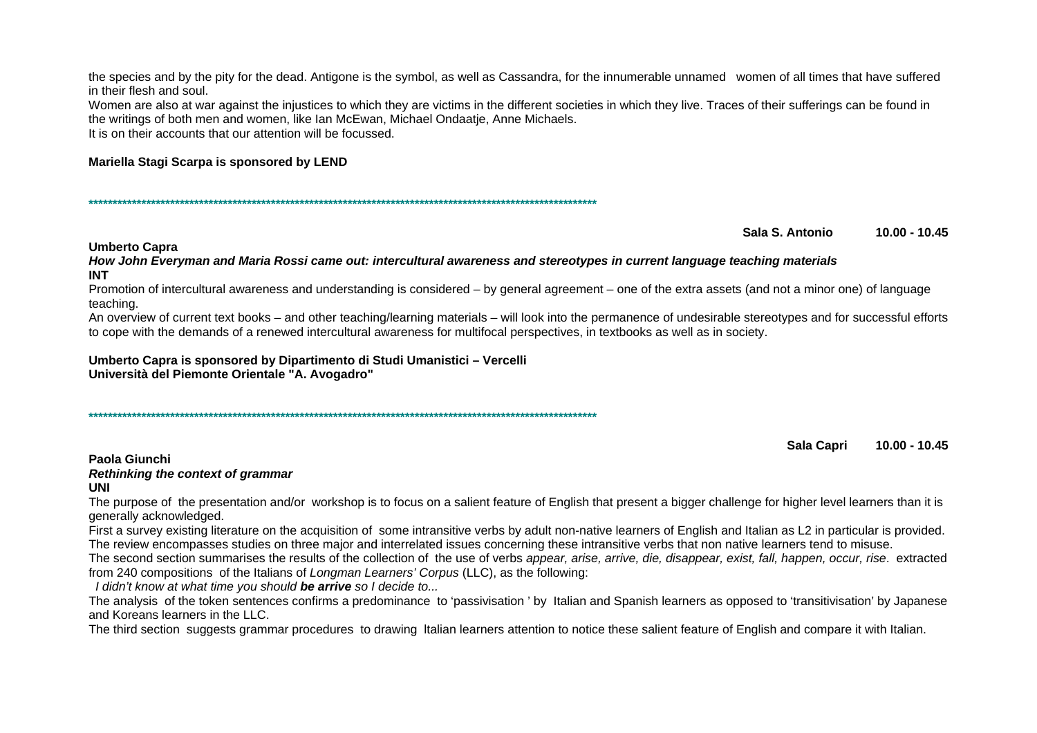the species and by the pity for the dead. Antigone is the symbol, as well as Cassandra, for the innumerable unnamed women of all times that have suffered in their flesh and soul.

Women are also at war against the injustices to which they are victims in the different societies in which they live. Traces of their sufferings can be found in the writings of both men and women, like Ian McEwan, Michael Ondaatje, Anne Michaels.

It is on their accounts that our attention will be focussed.

**Mariella Stagi Scarpa is sponsored by LEND**

**************************************************************************************************************

**Sala S. Antonio 10.00 - 10.45**

**Umberto Capra**

***How John Everyman and Maria Rossi came out: intercultural awareness and stereotypes in current language teaching materials***

**INT**

Promotion of intercultural awareness and understanding is considered – by general agreement – one of the extra assets (and not a minor one) of language teaching.

An overview of current text books – and other teaching/learning materials – will look into the permanence of undesirable stereotypes and for successful efforts to cope with the demands of a renewed intercultural awareness for multifocal perspectives, in textbooks as well as in society.

**Umberto Capra is sponsored by Dipartimento di Studi Umanistici – Vercelli**
**Università del Piemonte Orientale "A. Avogadro"**

**************************************************************************************************************

**Sala Capri 10.00 - 10.45**

**Paola Giunchi**

***Rethinking the context of grammar***

**UNI**

The purpose of the presentation and/or workshop is to focus on a salient feature of English that present a bigger challenge for higher level learners than it is generally acknowledged.

First a survey existing literature on the acquisition of some intransitive verbs by adult non-native learners of English and Italian as L2 in particular is provided. The review encompasses studies on three major and interrelated issues concerning these intransitive verbs that non native learners tend to misuse.

The second section summarises the results of the collection of the use of verbs *appear, arise, arrive, die, disappear, exist, fall, happen, occur, rise*. extracted from 240 compositions of the Italians of *Longman Learners' Corpus* (LLC), as the following:

*I didn't know at what time you should* ***be arrive*** *so I decide to...*

The analysis of the token sentences confirms a predominance to 'passivisation ' by Italian and Spanish learners as opposed to 'transitivisation' by Japanese and Koreans learners in the LLC.

The third section suggests grammar procedures to drawing Italian learners attention to notice these salient feature of English and compare it with Italian.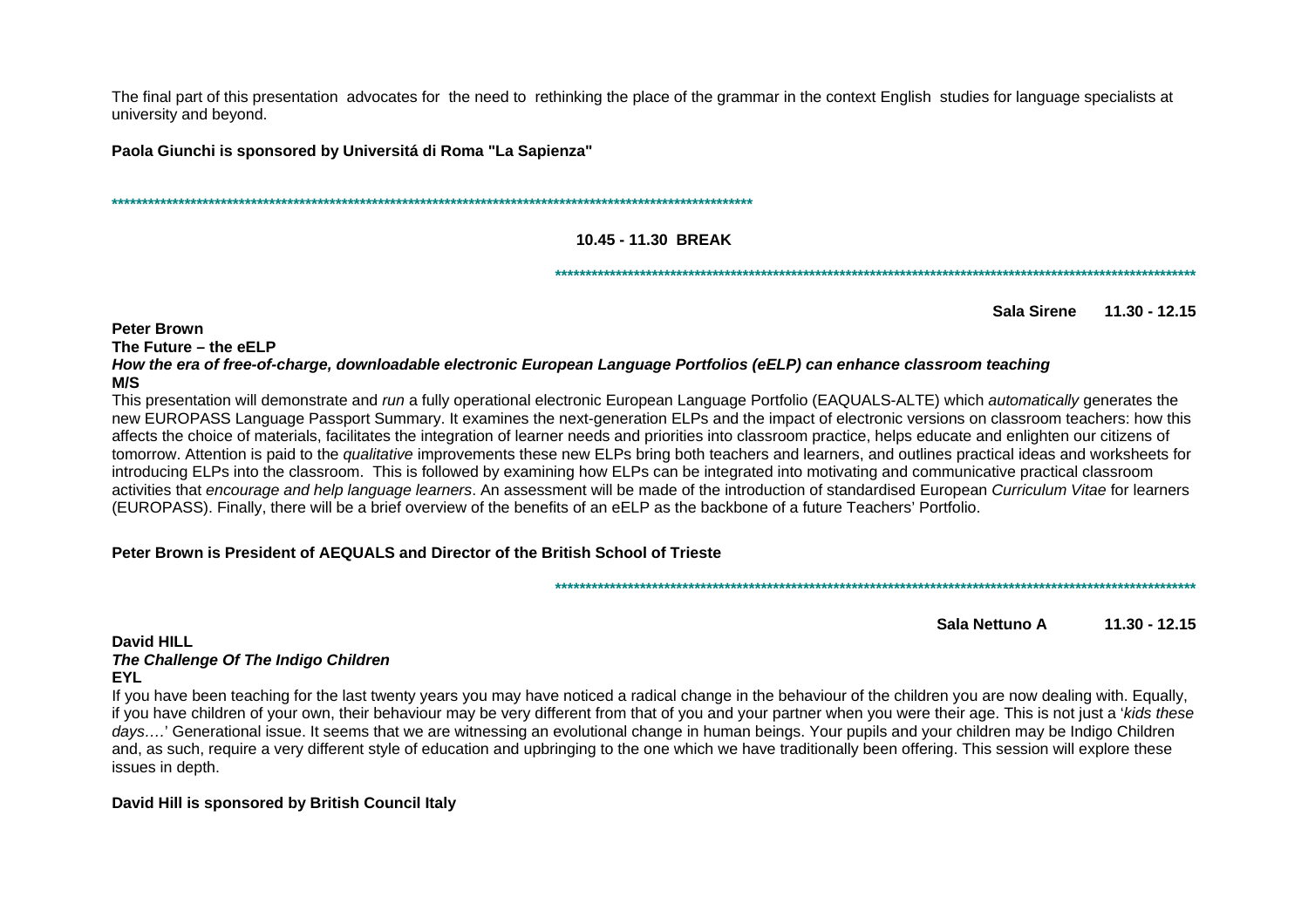The final part of this presentation advocates for the need to rethinking the place of the grammar in the context English studies for language specialists at university and beyond.

**Paola Giunchi is sponsored by Universitá di Roma "La Sapienza"**

****************************************************************************************************

**10.45 - 11.30 BREAK**

****************************************************************************************************

**Sala Sirene 11.30 - 12.15**

**Peter Brown**
**The Future – the eELP**
***How the era of free-of-charge, downloadable electronic European Language Portfolios (eELP) can enhance classroom teaching***
**M/S**

This presentation will demonstrate and *run* a fully operational electronic European Language Portfolio (EAQUALS-ALTE) which *automatically* generates the new EUROPASS Language Passport Summary. It examines the next-generation ELPs and the impact of electronic versions on classroom teachers: how this affects the choice of materials, facilitates the integration of learner needs and priorities into classroom practice, helps educate and enlighten our citizens of tomorrow. Attention is paid to the *qualitative* improvements these new ELPs bring both teachers and learners, and outlines practical ideas and worksheets for introducing ELPs into the classroom. This is followed by examining how ELPs can be integrated into motivating and communicative practical classroom activities that *encourage and help language learners*. An assessment will be made of the introduction of standardised European *Curriculum Vitae* for learners (EUROPASS). Finally, there will be a brief overview of the benefits of an eELP as the backbone of a future Teachers' Portfolio.

**Peter Brown is President of AEQUALS and Director of the British School of Trieste**

****************************************************************************************************

**Sala Nettuno A 11.30 - 12.15**

**David HILL**
***The Challenge Of The Indigo Children***
**EYL**

If you have been teaching for the last twenty years you may have noticed a radical change in the behaviour of the children you are now dealing with. Equally, if you have children of your own, their behaviour may be very different from that of you and your partner when you were their age. This is not just a '*kids these days….*' Generational issue. It seems that we are witnessing an evolutional change in human beings. Your pupils and your children may be Indigo Children and, as such, require a very different style of education and upbringing to the one which we have traditionally been offering. This session will explore these issues in depth.

**David Hill is sponsored by British Council Italy**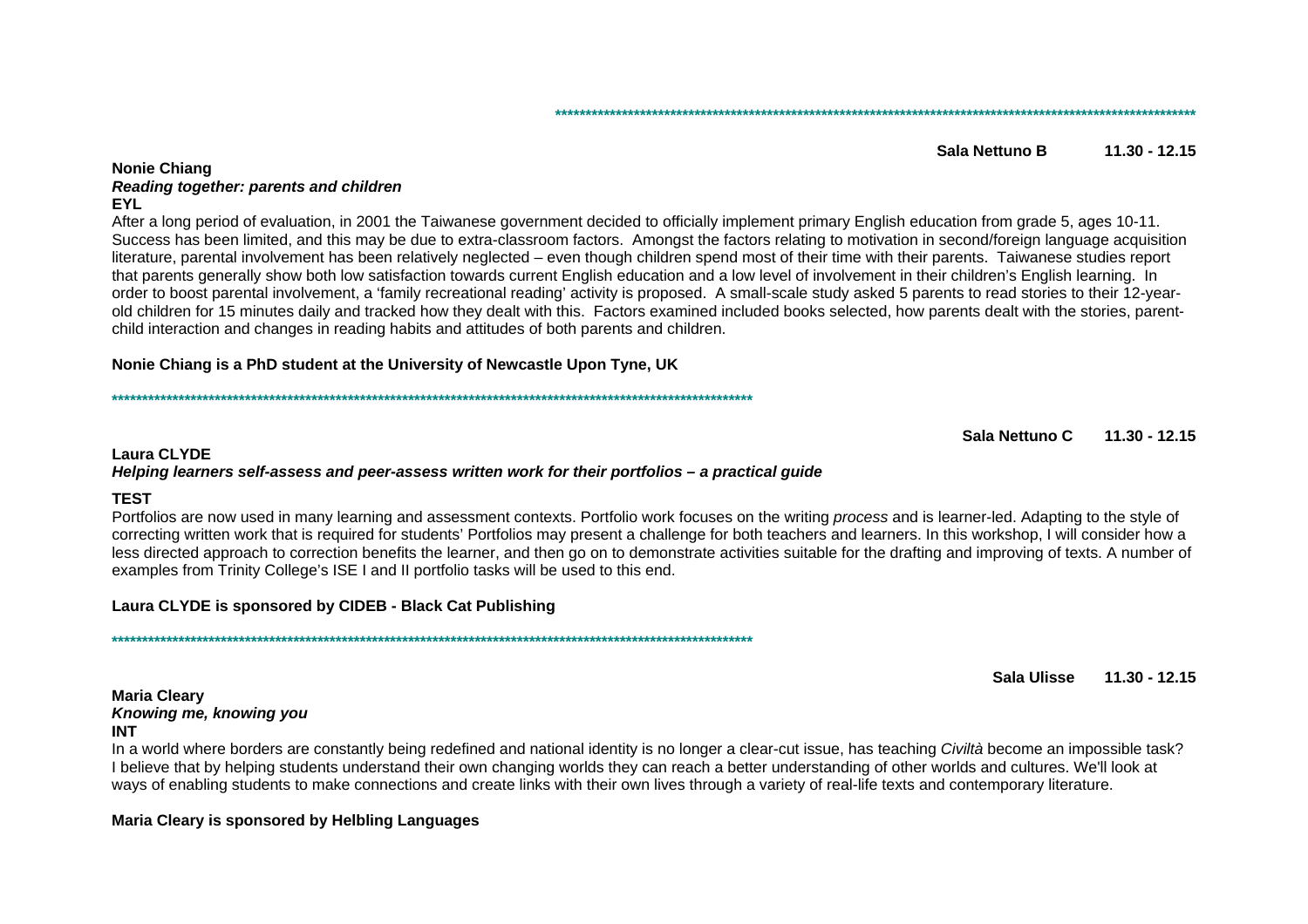*************************************************************************************************************

**Sala Nettuno B 11.30 - 12.15**

**Nonie Chiang**
***Reading together: parents and children***
**EYL**

After a long period of evaluation, in 2001 the Taiwanese government decided to officially implement primary English education from grade 5, ages 10-11. Success has been limited, and this may be due to extra-classroom factors. Amongst the factors relating to motivation in second/foreign language acquisition literature, parental involvement has been relatively neglected – even though children spend most of their time with their parents. Taiwanese studies report that parents generally show both low satisfaction towards current English education and a low level of involvement in their children's English learning. In order to boost parental involvement, a 'family recreational reading' activity is proposed. A small-scale study asked 5 parents to read stories to their 12-year-old children for 15 minutes daily and tracked how they dealt with this. Factors examined included books selected, how parents dealt with the stories, parent-child interaction and changes in reading habits and attitudes of both parents and children.

**Nonie Chiang is a PhD student at the University of Newcastle Upon Tyne, UK**

*************************************************************************************************************

**Sala Nettuno C 11.30 - 12.15**

**Laura CLYDE**
***Helping learners self-assess and peer-assess written work for their portfolios – a practical guide***

**TEST**

Portfolios are now used in many learning and assessment contexts. Portfolio work focuses on the writing *process* and is learner-led. Adapting to the style of correcting written work that is required for students' Portfolios may present a challenge for both teachers and learners. In this workshop, I will consider how a less directed approach to correction benefits the learner, and then go on to demonstrate activities suitable for the drafting and improving of texts. A number of examples from Trinity College's ISE I and II portfolio tasks will be used to this end.

**Laura CLYDE is sponsored by CIDEB - Black Cat Publishing**

*************************************************************************************************************

**Sala Ulisse 11.30 - 12.15**

**Maria Cleary**
***Knowing me, knowing you***
**INT**

In a world where borders are constantly being redefined and national identity is no longer a clear-cut issue, has teaching *Civiltà* become an impossible task? I believe that by helping students understand their own changing worlds they can reach a better understanding of other worlds and cultures. We'll look at ways of enabling students to make connections and create links with their own lives through a variety of real-life texts and contemporary literature.

**Maria Cleary is sponsored by Helbling Languages**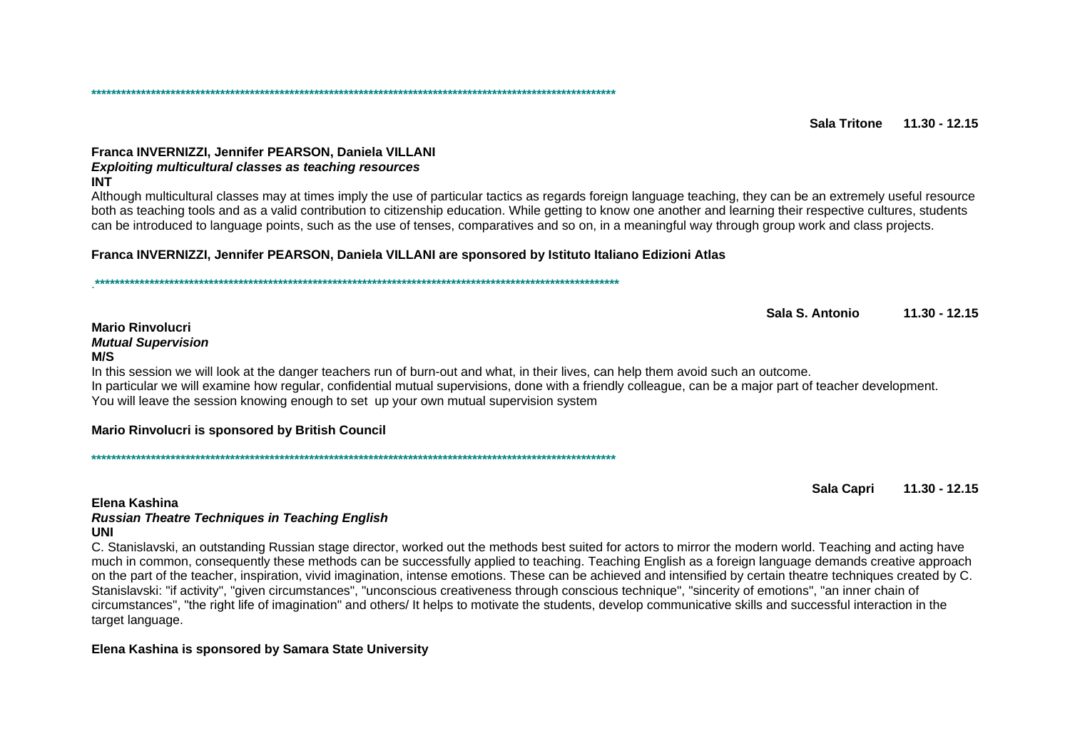****************************************************************************************************************

**Sala Tritone 11.30 - 12.15**

**Franca INVERNIZZI, Jennifer PEARSON, Daniela VILLANI**
***Exploiting multicultural classes as teaching resources***
**INT**

Although multicultural classes may at times imply the use of particular tactics as regards foreign language teaching, they can be an extremely useful resource both as teaching tools and as a valid contribution to citizenship education. While getting to know one another and learning their respective cultures, students can be introduced to language points, such as the use of tenses, comparatives and so on, in a meaningful way through group work and class projects.

**Franca INVERNIZZI, Jennifer PEARSON, Daniela VILLANI are sponsored by Istituto Italiano Edizioni Atlas**

.***************************************************************************************************************

**Sala S. Antonio 11.30 - 12.15**

**Mario Rinvolucri**
***Mutual Supervision***
**M/S**

In this session we will look at the danger teachers run of burn-out and what, in their lives, can help them avoid such an outcome.
In particular we will examine how regular, confidential mutual supervisions, done with a friendly colleague, can be a major part of teacher development.
You will leave the session knowing enough to set up your own mutual supervision system

**Mario Rinvolucri is sponsored by British Council**

****************************************************************************************************************

**Sala Capri 11.30 - 12.15**

**Elena Kashina**
***Russian Theatre Techniques in Teaching English***
**UNI**

C. Stanislavski, an outstanding Russian stage director, worked out the methods best suited for actors to mirror the modern world. Teaching and acting have much in common, consequently these methods can be successfully applied to teaching. Teaching English as a foreign language demands creative approach on the part of the teacher, inspiration, vivid imagination, intense emotions. These can be achieved and intensified by certain theatre techniques created by C. Stanislavski: "if activity", "given circumstances", "unconscious creativeness through conscious technique", "sincerity of emotions", "an inner chain of circumstances", "the right life of imagination" and others/ It helps to motivate the students, develop communicative skills and successful interaction in the target language.

**Elena Kashina is sponsored by Samara State University**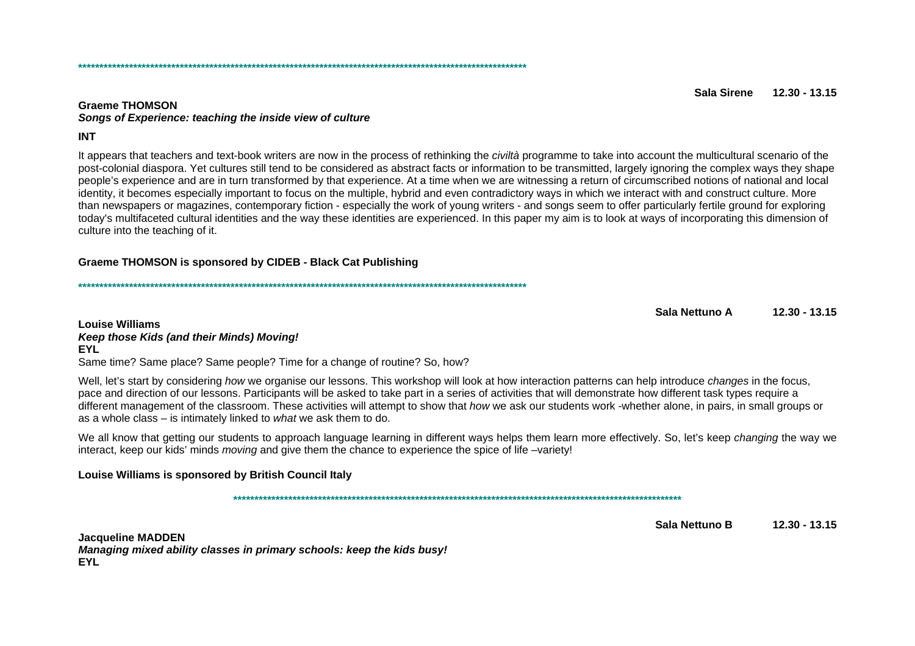*******************************************************************************************************

**Sala Sirene 12.30 - 13.15**

**Graeme THOMSON**
***Songs of Experience: teaching the inside view of culture***

**INT**

It appears that teachers and text-book writers are now in the process of rethinking the *civiltà* programme to take into account the multicultural scenario of the post-colonial diaspora. Yet cultures still tend to be considered as abstract facts or information to be transmitted, largely ignoring the complex ways they shape people's experience and are in turn transformed by that experience. At a time when we are witnessing a return of circumscribed notions of national and local identity, it becomes especially important to focus on the multiple, hybrid and even contradictory ways in which we interact with and construct culture. More than newspapers or magazines, contemporary fiction - especially the work of young writers - and songs seem to offer particularly fertile ground for exploring today's multifaceted cultural identities and the way these identities are experienced. In this paper my aim is to look at ways of incorporating this dimension of culture into the teaching of it.

**Graeme THOMSON is sponsored by CIDEB - Black Cat Publishing**

*******************************************************************************************************

**Sala Nettuno A 12.30 - 13.15**

**Louise Williams**
***Keep those Kids (and their Minds) Moving!***
**EYL**

Same time? Same place? Same people? Time for a change of routine? So, how?

Well, let's start by considering *how* we organise our lessons. This workshop will look at how interaction patterns can help introduce *changes* in the focus, pace and direction of our lessons. Participants will be asked to take part in a series of activities that will demonstrate how different task types require a different management of the classroom. These activities will attempt to show that *how* we ask our students work -whether alone, in pairs, in small groups or as a whole class – is intimately linked to *what* we ask them to do.

We all know that getting our students to approach language learning in different ways helps them learn more effectively. So, let's keep *changing* the way we interact, keep our kids' minds *moving* and give them the chance to experience the spice of life –variety!

**Louise Williams is sponsored by British Council Italy**

*******************************************************************************************************

**Sala Nettuno B 12.30 - 13.15**

**Jacqueline MADDEN**
***Managing mixed ability classes in primary schools: keep the kids busy!***
**EYL**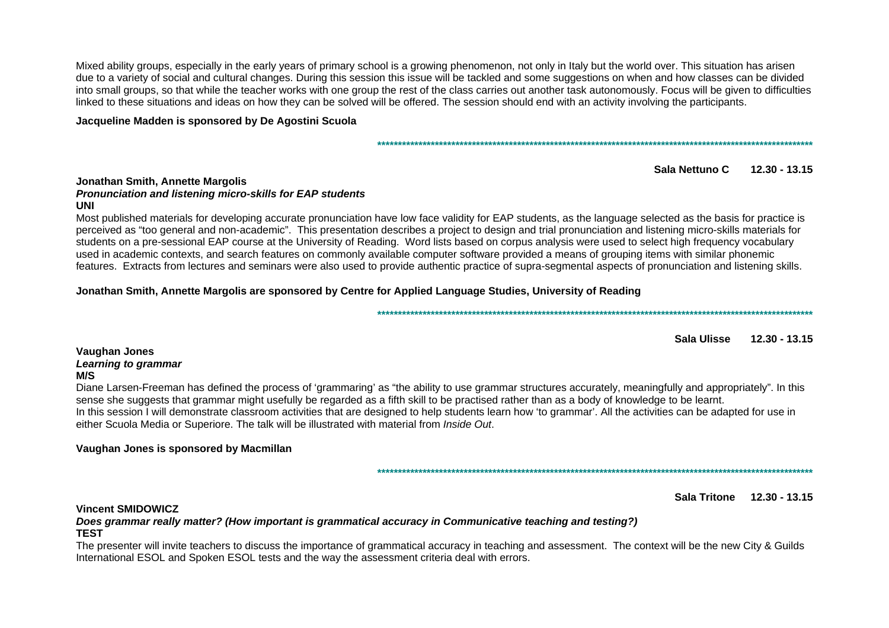Mixed ability groups, especially in the early years of primary school is a growing phenomenon, not only in Italy but the world over. This situation has arisen due to a variety of social and cultural changes. During this session this issue will be tackled and some suggestions on when and how classes can be divided into small groups, so that while the teacher works with one group the rest of the class carries out another task autonomously. Focus will be given to difficulties linked to these situations and ideas on how they can be solved will be offered. The session should end with an activity involving the participants.

**Jacqueline Madden is sponsored by De Agostini Scuola**

************************************************************************************************************

**Sala Nettuno C 12.30 - 13.15**

**Jonathan Smith, Annette Margolis**
***Pronunciation and listening micro-skills for EAP students***
**UNI**

Most published materials for developing accurate pronunciation have low face validity for EAP students, as the language selected as the basis for practice is perceived as "too general and non-academic". This presentation describes a project to design and trial pronunciation and listening micro-skills materials for students on a pre-sessional EAP course at the University of Reading. Word lists based on corpus analysis were used to select high frequency vocabulary used in academic contexts, and search features on commonly available computer software provided a means of grouping items with similar phonemic features. Extracts from lectures and seminars were also used to provide authentic practice of supra-segmental aspects of pronunciation and listening skills.

**Jonathan Smith, Annette Margolis are sponsored by Centre for Applied Language Studies, University of Reading**

************************************************************************************************************

**Sala Ulisse 12.30 - 13.15**

**Vaughan Jones**
***Learning to grammar***
**M/S**

Diane Larsen-Freeman has defined the process of 'grammaring' as "the ability to use grammar structures accurately, meaningfully and appropriately". In this sense she suggests that grammar might usefully be regarded as a fifth skill to be practised rather than as a body of knowledge to be learnt.
In this session I will demonstrate classroom activities that are designed to help students learn how 'to grammar'. All the activities can be adapted for use in either Scuola Media or Superiore. The talk will be illustrated with material from *Inside Out*.

**Vaughan Jones is sponsored by Macmillan**

************************************************************************************************************

**Sala Tritone 12.30 - 13.15**

**Vincent SMIDOWICZ**
***Does grammar really matter? (How important is grammatical accuracy in Communicative teaching and testing?)***
**TEST**

The presenter will invite teachers to discuss the importance of grammatical accuracy in teaching and assessment. The context will be the new City & Guilds International ESOL and Spoken ESOL tests and the way the assessment criteria deal with errors.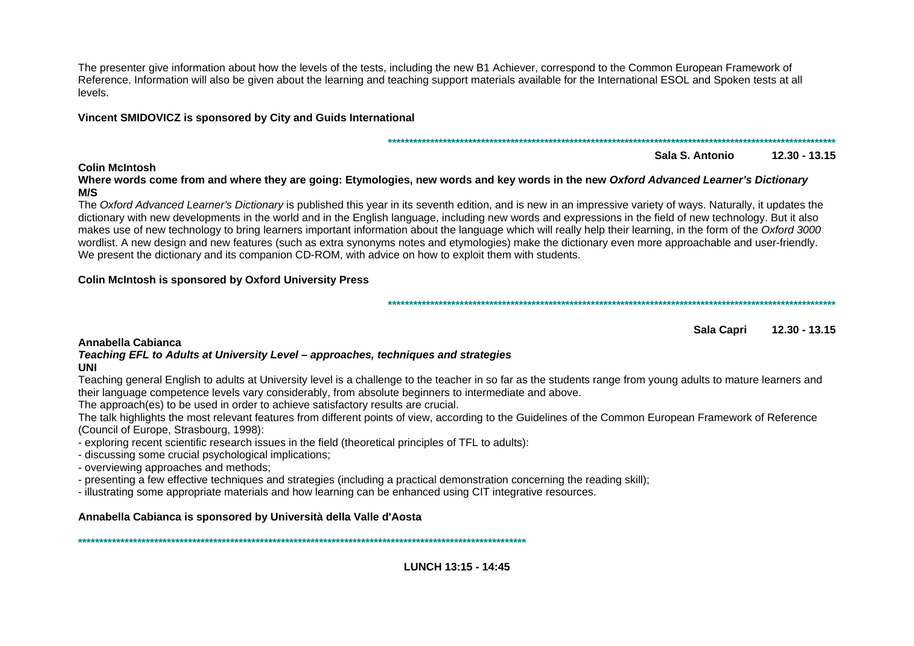The presenter give information about how the levels of the tests, including the new B1 Achiever, correspond to the Common European Framework of Reference. Information will also be given about the learning and teaching support materials available for the International ESOL and Spoken tests at all levels.

**Vincent SMIDOVICZ is sponsored by City and Guids International**

\*\*\*\*\*\*\*\*\*\*\*\*\*\*\*\*\*\*\*\*\*\*\*\*\*\*\*\*\*\*\*\*\*\*\*\*\*\*\*\*\*\*\*\*\*\*\*\*\*\*\*\*\*\*\*\*\*\*\*\*\*\*\*\*\*\*\*\*\*\*\*\*\*\*\*\*\*\*\*\*\*\*\*\*\*\*\*\*\*\*\*\*\*\*\*\*\*\*\*\*\*\*\*\*\*\*\*\*

**Sala S. Antonio 12.30 - 13.15**

**Colin McIntosh**

**Where words come from and where they are going: Etymologies, new words and key words in the new *Oxford Advanced Learner's Dictionary***
**M/S**

The *Oxford Advanced Learner's Dictionary* is published this year in its seventh edition, and is new in an impressive variety of ways. Naturally, it updates the dictionary with new developments in the world and in the English language, including new words and expressions in the field of new technology. But it also makes use of new technology to bring learners important information about the language which will really help their learning, in the form of the *Oxford 3000* wordlist. A new design and new features (such as extra synonyms notes and etymologies) make the dictionary even more approachable and user-friendly. We present the dictionary and its companion CD-ROM, with advice on how to exploit them with students.

**Colin McIntosh is sponsored by Oxford University Press**

\*\*\*\*\*\*\*\*\*\*\*\*\*\*\*\*\*\*\*\*\*\*\*\*\*\*\*\*\*\*\*\*\*\*\*\*\*\*\*\*\*\*\*\*\*\*\*\*\*\*\*\*\*\*\*\*\*\*\*\*\*\*\*\*\*\*\*\*\*\*\*\*\*\*\*\*\*\*\*\*\*\*\*\*\*\*\*\*\*\*\*\*\*\*\*\*\*\*\*\*\*\*\*\*\*\*\*\*

**Sala Capri 12.30 - 13.15**

**Annabella Cabianca**

***Teaching EFL to Adults at University Level – approaches, techniques and strategies***
**UNI**

Teaching general English to adults at University level is a challenge to the teacher in so far as the students range from young adults to mature learners and their language competence levels vary considerably, from absolute beginners to intermediate and above.

The approach(es) to be used in order to achieve satisfactory results are crucial.

The talk highlights the most relevant features from different points of view, according to the Guidelines of the Common European Framework of Reference (Council of Europe, Strasbourg, 1998):

- exploring recent scientific research issues in the field (theoretical principles of TFL to adults):
- discussing some crucial psychological implications;
- overviewing approaches and methods;
- presenting a few effective techniques and strategies (including a practical demonstration concerning the reading skill);
- illustrating some appropriate materials and how learning can be enhanced using CIT integrative resources.

**Annabella Cabianca is sponsored by Università della Valle d'Aosta**

\*\*\*\*\*\*\*\*\*\*\*\*\*\*\*\*\*\*\*\*\*\*\*\*\*\*\*\*\*\*\*\*\*\*\*\*\*\*\*\*\*\*\*\*\*\*\*\*\*\*\*\*\*\*\*\*\*\*\*\*\*\*\*\*\*\*\*\*\*\*\*\*\*\*\*\*\*\*\*\*\*\*\*\*\*\*\*\*\*\*\*\*\*\*\*\*\*\*\*\*\*\*\*\*\*\*\*\*

**LUNCH 13:15 - 14:45**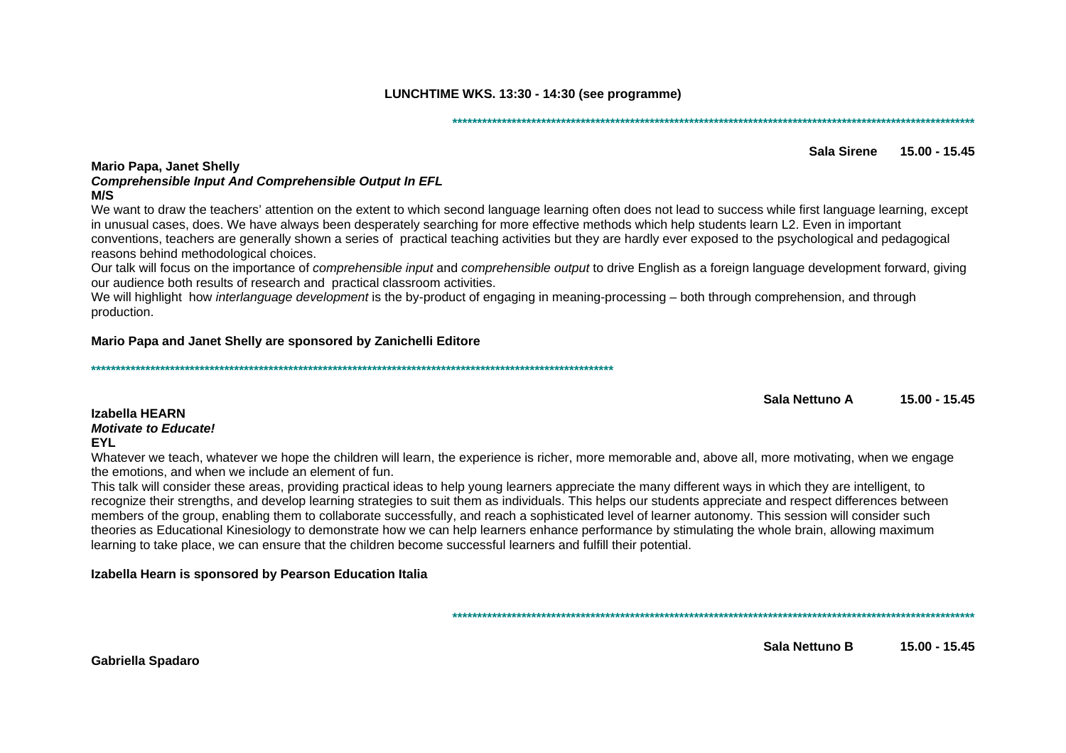**LUNCHTIME WKS. 13:30 - 14:30 (see programme)**

************************************************************************************************************

**Sala Sirene 15.00 - 15.45**

**Mario Papa, Janet Shelly**
***Comprehensible Input And Comprehensible Output In EFL***
**M/S**

We want to draw the teachers' attention on the extent to which second language learning often does not lead to success while first language learning, except in unusual cases, does. We have always been desperately searching for more effective methods which help students learn L2. Even in important conventions, teachers are generally shown a series of practical teaching activities but they are hardly ever exposed to the psychological and pedagogical reasons behind methodological choices.

Our talk will focus on the importance of *comprehensible input* and *comprehensible output* to drive English as a foreign language development forward, giving our audience both results of research and practical classroom activities.

We will highlight how *interlanguage development* is the by-product of engaging in meaning-processing – both through comprehension, and through production.

**Mario Papa and Janet Shelly are sponsored by Zanichelli Editore**

************************************************************************************************************

**Sala Nettuno A 15.00 - 15.45**

**Izabella HEARN**
***Motivate to Educate!***
**EYL**

Whatever we teach, whatever we hope the children will learn, the experience is richer, more memorable and, above all, more motivating, when we engage the emotions, and when we include an element of fun.

This talk will consider these areas, providing practical ideas to help young learners appreciate the many different ways in which they are intelligent, to recognize their strengths, and develop learning strategies to suit them as individuals. This helps our students appreciate and respect differences between members of the group, enabling them to collaborate successfully, and reach a sophisticated level of learner autonomy. This session will consider such theories as Educational Kinesiology to demonstrate how we can help learners enhance performance by stimulating the whole brain, allowing maximum learning to take place, we can ensure that the children become successful learners and fulfill their potential.

**Izabella Hearn is sponsored by Pearson Education Italia**

************************************************************************************************************

**Sala Nettuno B 15.00 - 15.45**

**Gabriella Spadaro**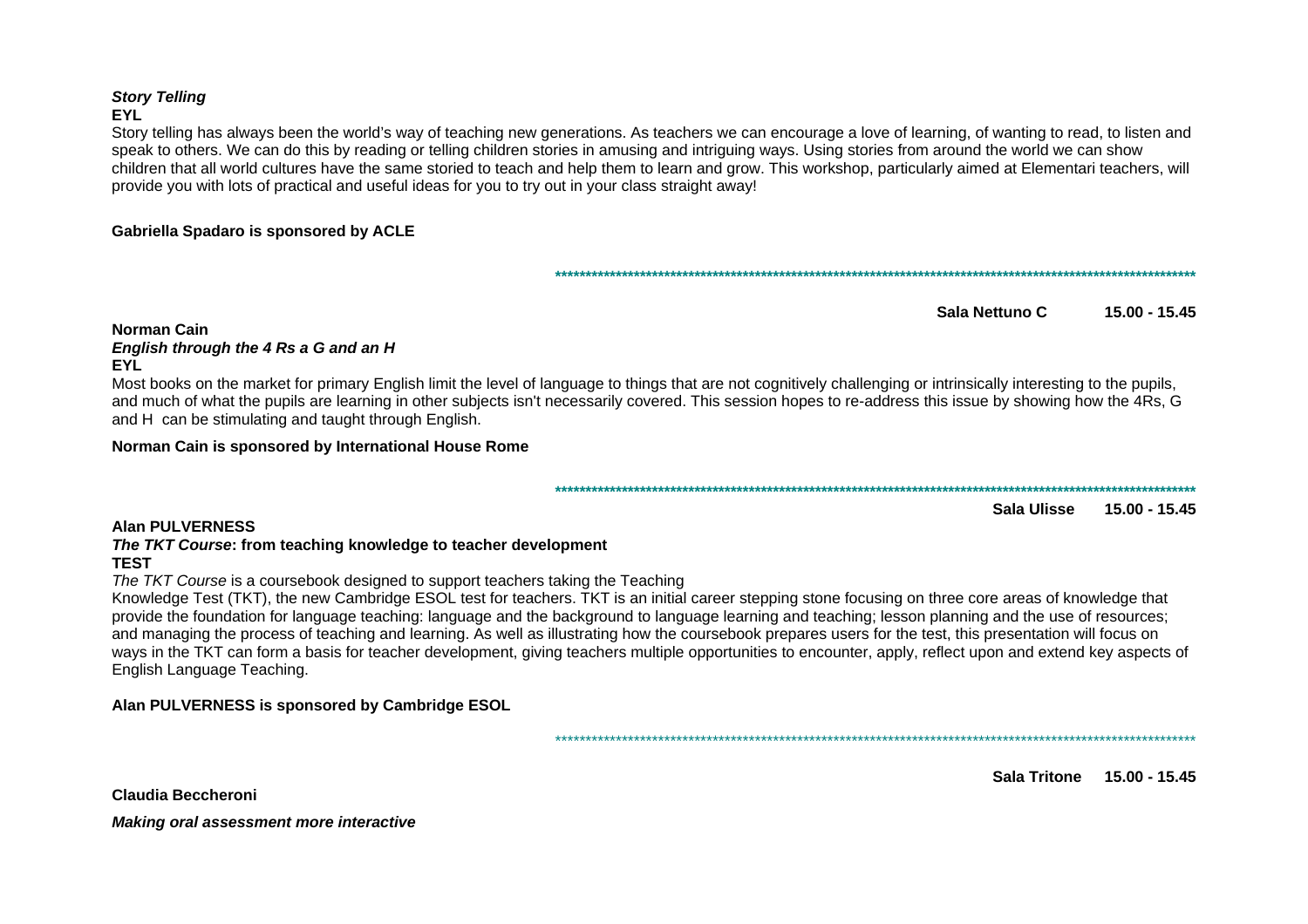***Story Telling***
**EYL**

Story telling has always been the world's way of teaching new generations. As teachers we can encourage a love of learning, of wanting to read, to listen and speak to others. We can do this by reading or telling children stories in amusing and intriguing ways. Using stories from around the world we can show children that all world cultures have the same storied to teach and help them to learn and grow. This workshop, particularly aimed at Elementari teachers, will provide you with lots of practical and useful ideas for you to try out in your class straight away!

**Gabriella Spadaro is sponsored by ACLE**

****************************************************************************************************************

**Sala Nettuno C 15.00 - 15.45**

**Norman Cain**
***English through the 4 Rs a G and an H***
**EYL**

Most books on the market for primary English limit the level of language to things that are not cognitively challenging or intrinsically interesting to the pupils, and much of what the pupils are learning in other subjects isn't necessarily covered. This session hopes to re-address this issue by showing how the 4Rs, G and H can be stimulating and taught through English.

**Norman Cain is sponsored by International House Rome**

****************************************************************************************************************

**Sala Ulisse 15.00 - 15.45**

**Alan PULVERNESS**
***The TKT Course*: from teaching knowledge to teacher development**
**TEST**

*The TKT Course* is a coursebook designed to support teachers taking the Teaching Knowledge Test (TKT), the new Cambridge ESOL test for teachers. TKT is an initial career stepping stone focusing on three core areas of knowledge that provide the foundation for language teaching: language and the background to language learning and teaching; lesson planning and the use of resources; and managing the process of teaching and learning. As well as illustrating how the coursebook prepares users for the test, this presentation will focus on ways in the TKT can form a basis for teacher development, giving teachers multiple opportunities to encounter, apply, reflect upon and extend key aspects of English Language Teaching.

**Alan PULVERNESS is sponsored by Cambridge ESOL**

****************************************************************************************************************

**Sala Tritone 15.00 - 15.45**

**Claudia Beccheroni**

***Making oral assessment more interactive***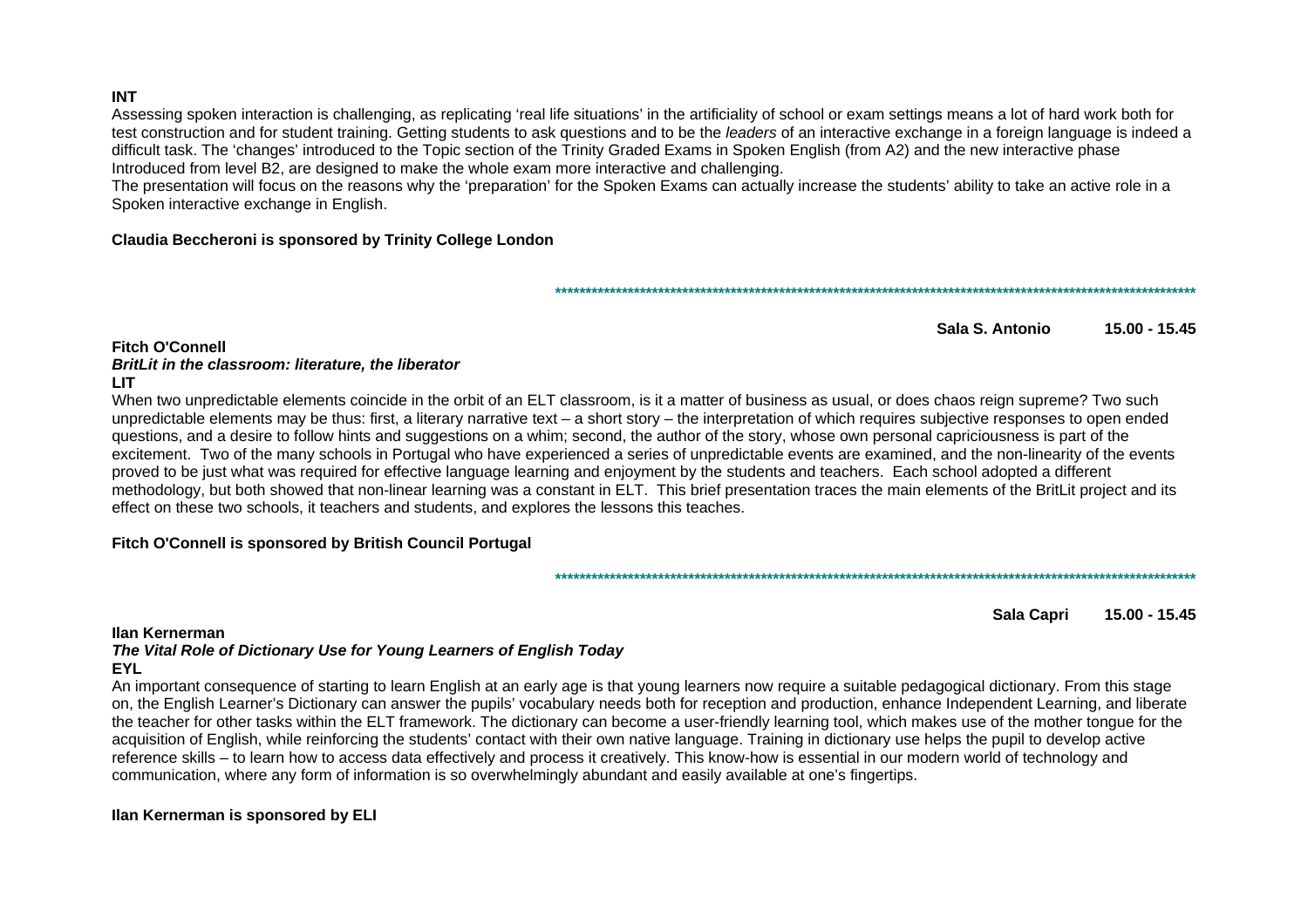**INT**

Assessing spoken interaction is challenging, as replicating 'real life situations' in the artificiality of school or exam settings means a lot of hard work both for test construction and for student training. Getting students to ask questions and to be the *leaders* of an interactive exchange in a foreign language is indeed a difficult task. The 'changes' introduced to the Topic section of the Trinity Graded Exams in Spoken English (from A2) and the new interactive phase Introduced from level B2, are designed to make the whole exam more interactive and challenging.

The presentation will focus on the reasons why the 'preparation' for the Spoken Exams can actually increase the students' ability to take an active role in a Spoken interactive exchange in English.

**Claudia Beccheroni is sponsored by Trinity College London**

*******************************************************************************************************

**Sala S. Antonio 15.00 - 15.45**

**Fitch O'Connell**
***BritLit in the classroom: literature, the liberator***
**LIT**

When two unpredictable elements coincide in the orbit of an ELT classroom, is it a matter of business as usual, or does chaos reign supreme? Two such unpredictable elements may be thus: first, a literary narrative text – a short story – the interpretation of which requires subjective responses to open ended questions, and a desire to follow hints and suggestions on a whim; second, the author of the story, whose own personal capriciousness is part of the excitement. Two of the many schools in Portugal who have experienced a series of unpredictable events are examined, and the non-linearity of the events proved to be just what was required for effective language learning and enjoyment by the students and teachers. Each school adopted a different methodology, but both showed that non-linear learning was a constant in ELT. This brief presentation traces the main elements of the BritLit project and its effect on these two schools, it teachers and students, and explores the lessons this teaches.

**Fitch O'Connell is sponsored by British Council Portugal**

*******************************************************************************************************

**Sala Capri 15.00 - 15.45**

**Ilan Kernerman**
***The Vital Role of Dictionary Use for Young Learners of English Today***
**EYL**

An important consequence of starting to learn English at an early age is that young learners now require a suitable pedagogical dictionary. From this stage on, the English Learner's Dictionary can answer the pupils' vocabulary needs both for reception and production, enhance Independent Learning, and liberate the teacher for other tasks within the ELT framework. The dictionary can become a user-friendly learning tool, which makes use of the mother tongue for the acquisition of English, while reinforcing the students' contact with their own native language. Training in dictionary use helps the pupil to develop active reference skills – to learn how to access data effectively and process it creatively. This know-how is essential in our modern world of technology and communication, where any form of information is so overwhelmingly abundant and easily available at one's fingertips.

**Ilan Kernerman is sponsored by ELI**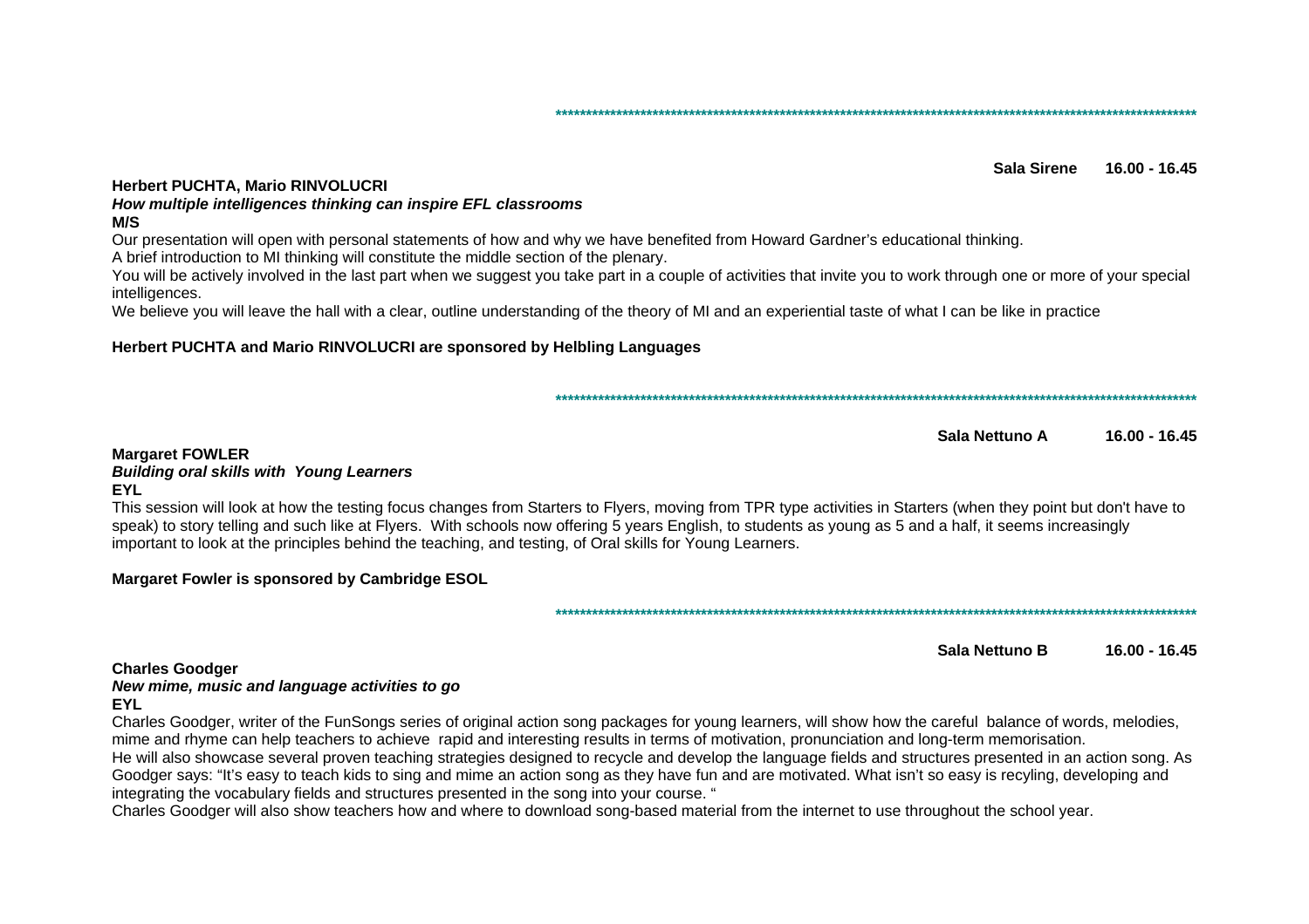\*\*\*\*\*\*\*\*\*\*\*\*\*\*\*\*\*\*\*\*\*\*\*\*\*\*\*\*\*\*\*\*\*\*\*\*\*\*\*\*\*\*\*\*\*\*\*\*\*\*\*\*\*\*\*\*\*\*\*\*\*\*\*\*\*\*\*\*\*\*\*\*\*\*\*\*\*\*\*\*\*\*\*\*\*\*\*\*\*\*\*\*\*\*\*\*\*\*\*\*\*\*\*\*

**Sala Sirene 16.00 - 16.45**

**Herbert PUCHTA, Mario RINVOLUCRI**
***How multiple intelligences thinking can inspire EFL classrooms***
**M/S**

Our presentation will open with personal statements of how and why we have benefited from Howard Gardner's educational thinking.
A brief introduction to MI thinking will constitute the middle section of the plenary.
You will be actively involved in the last part when we suggest you take part in a couple of activities that invite you to work through one or more of your special intelligences.
We believe you will leave the hall with a clear, outline understanding of the theory of MI and an experiential taste of what I can be like in practice

**Herbert PUCHTA and Mario RINVOLUCRI are sponsored by Helbling Languages**

\*\*\*\*\*\*\*\*\*\*\*\*\*\*\*\*\*\*\*\*\*\*\*\*\*\*\*\*\*\*\*\*\*\*\*\*\*\*\*\*\*\*\*\*\*\*\*\*\*\*\*\*\*\*\*\*\*\*\*\*\*\*\*\*\*\*\*\*\*\*\*\*\*\*\*\*\*\*\*\*\*\*\*\*\*\*\*\*\*\*\*\*\*\*\*\*\*\*\*\*\*\*\*\*

**Sala Nettuno A 16.00 - 16.45**

**Margaret FOWLER**
***Building oral skills with Young Learners***
**EYL**

This session will look at how the testing focus changes from Starters to Flyers, moving from TPR type activities in Starters (when they point but don't have to speak) to story telling and such like at Flyers. With schools now offering 5 years English, to students as young as 5 and a half, it seems increasingly important to look at the principles behind the teaching, and testing, of Oral skills for Young Learners.

**Margaret Fowler is sponsored by Cambridge ESOL**

\*\*\*\*\*\*\*\*\*\*\*\*\*\*\*\*\*\*\*\*\*\*\*\*\*\*\*\*\*\*\*\*\*\*\*\*\*\*\*\*\*\*\*\*\*\*\*\*\*\*\*\*\*\*\*\*\*\*\*\*\*\*\*\*\*\*\*\*\*\*\*\*\*\*\*\*\*\*\*\*\*\*\*\*\*\*\*\*\*\*\*\*\*\*\*\*\*\*\*\*\*\*\*\*

**Sala Nettuno B 16.00 - 16.45**

**Charles Goodger**
***New mime, music and language activities to go***
**EYL**

Charles Goodger, writer of the FunSongs series of original action song packages for young learners, will show how the careful balance of words, melodies, mime and rhyme can help teachers to achieve rapid and interesting results in terms of motivation, pronunciation and long-term memorisation.
He will also showcase several proven teaching strategies designed to recycle and develop the language fields and structures presented in an action song. As Goodger says: "It's easy to teach kids to sing and mime an action song as they have fun and are motivated. What isn't so easy is recyling, developing and integrating the vocabulary fields and structures presented in the song into your course. "
Charles Goodger will also show teachers how and where to download song-based material from the internet to use throughout the school year.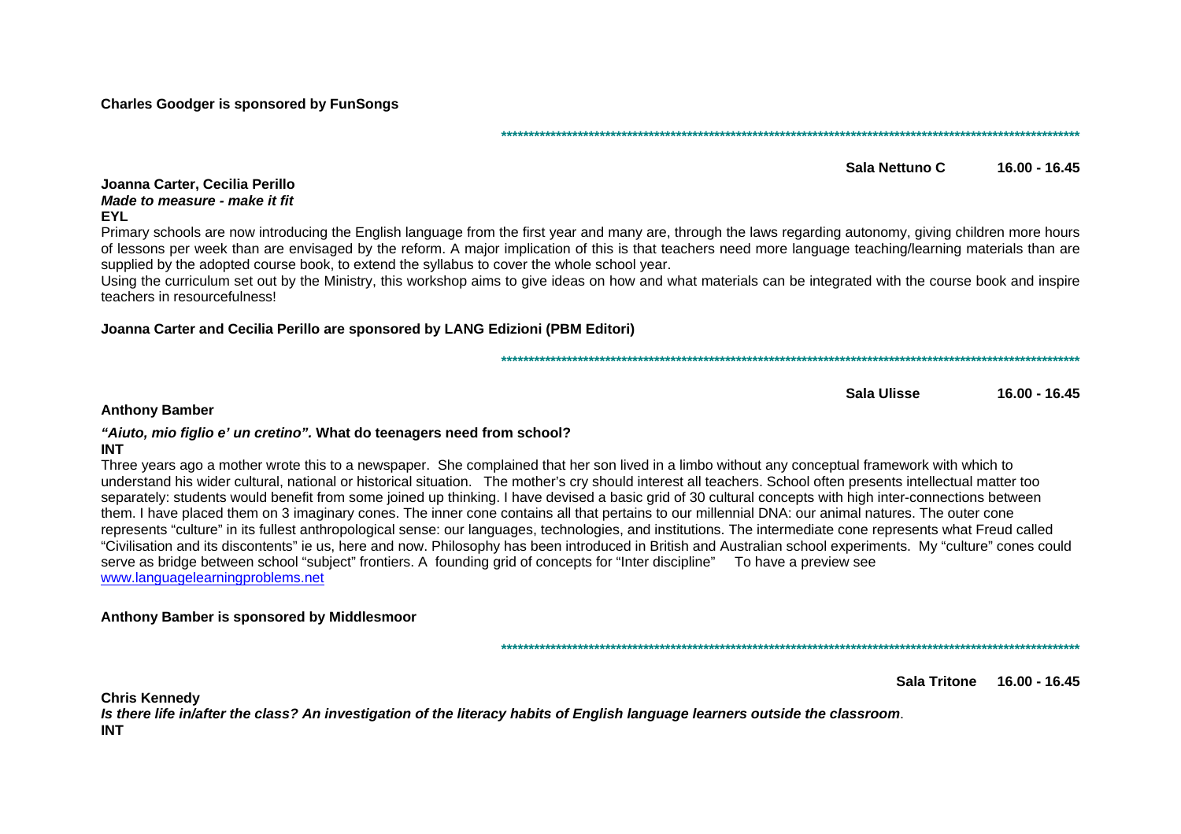**Charles Goodger is sponsored by FunSongs**

************************************************************************************************************

**Sala Nettuno C 16.00 - 16.45**

**Joanna Carter, Cecilia Perillo**
***Made to measure - make it fit***
**EYL**

Primary schools are now introducing the English language from the first year and many are, through the laws regarding autonomy, giving children more hours of lessons per week than are envisaged by the reform. A major implication of this is that teachers need more language teaching/learning materials than are supplied by the adopted course book, to extend the syllabus to cover the whole school year.

Using the curriculum set out by the Ministry, this workshop aims to give ideas on how and what materials can be integrated with the course book and inspire teachers in resourcefulness!

**Joanna Carter and Cecilia Perillo are sponsored by LANG Edizioni (PBM Editori)**

************************************************************************************************************

**Sala Ulisse 16.00 - 16.45**

**Anthony Bamber**

***"Aiuto, mio figlio e' un cretino".* What do teenagers need from school?**
**INT**

Three years ago a mother wrote this to a newspaper. She complained that her son lived in a limbo without any conceptual framework with which to understand his wider cultural, national or historical situation. The mother's cry should interest all teachers. School often presents intellectual matter too separately: students would benefit from some joined up thinking. I have devised a basic grid of 30 cultural concepts with high inter-connections between them. I have placed them on 3 imaginary cones. The inner cone contains all that pertains to our millennial DNA: our animal natures. The outer cone represents "culture" in its fullest anthropological sense: our languages, technologies, and institutions. The intermediate cone represents what Freud called "Civilisation and its discontents" ie us, here and now. Philosophy has been introduced in British and Australian school experiments. My "culture" cones could serve as bridge between school "subject" frontiers. A founding grid of concepts for "Inter discipline" To have a preview see www.languagelearningproblems.net

**Anthony Bamber is sponsored by Middlesmoor**

************************************************************************************************************

**Sala Tritone 16.00 - 16.45**

**Chris Kennedy**
***Is there life in/after the class? An investigation of the literacy habits of English language learners outside the classroom*.**
**INT**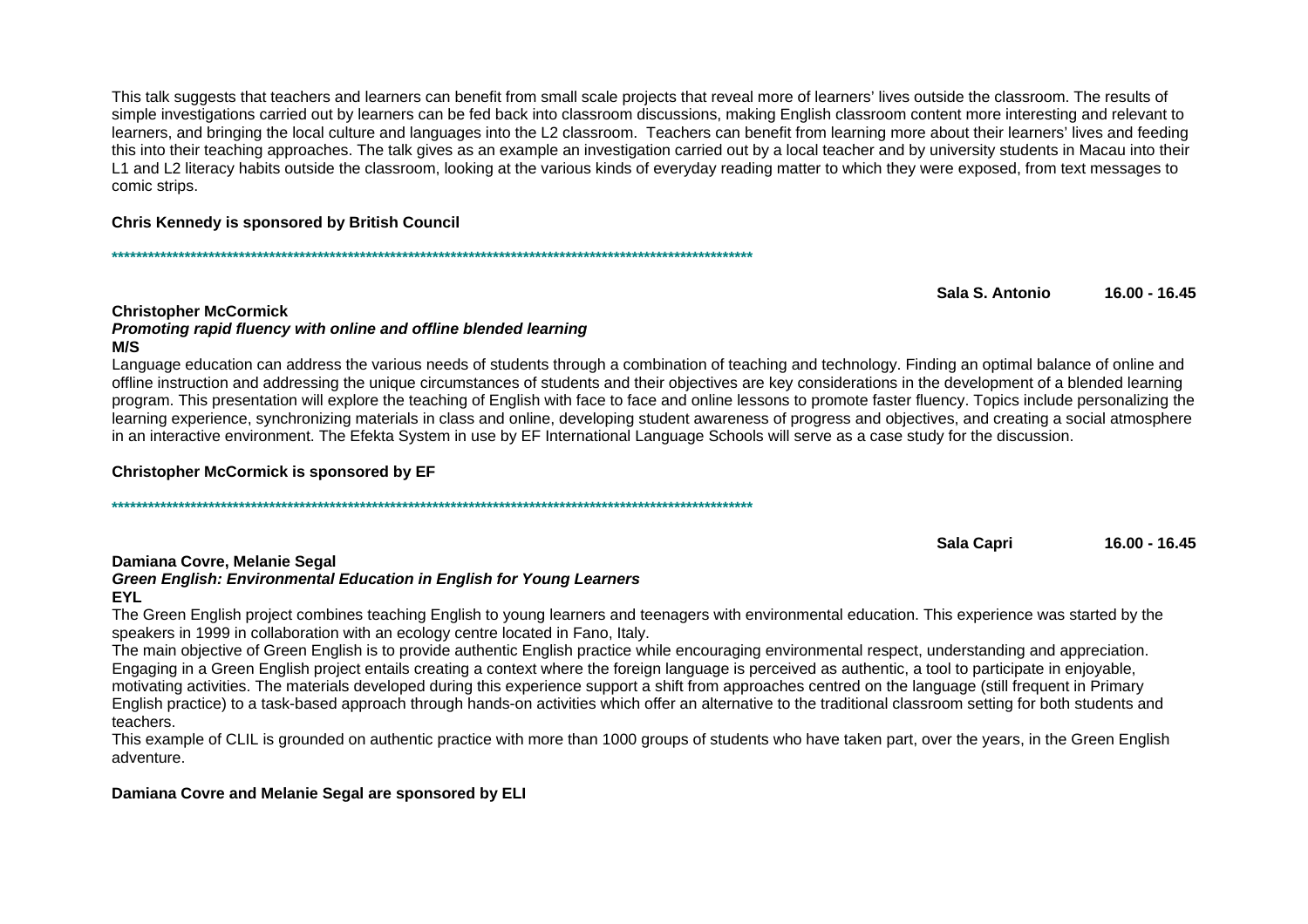This talk suggests that teachers and learners can benefit from small scale projects that reveal more of learners' lives outside the classroom. The results of simple investigations carried out by learners can be fed back into classroom discussions, making English classroom content more interesting and relevant to learners, and bringing the local culture and languages into the L2 classroom. Teachers can benefit from learning more about their learners' lives and feeding this into their teaching approaches. The talk gives as an example an investigation carried out by a local teacher and by university students in Macau into their L1 and L2 literacy habits outside the classroom, looking at the various kinds of everyday reading matter to which they were exposed, from text messages to comic strips.

**Chris Kennedy is sponsored by British Council**

******************************************************************************************************

**Sala S. Antonio 16.00 - 16.45**

**Christopher McCormick**
***Promoting rapid fluency with online and offline blended learning***
**M/S**

Language education can address the various needs of students through a combination of teaching and technology. Finding an optimal balance of online and offline instruction and addressing the unique circumstances of students and their objectives are key considerations in the development of a blended learning program. This presentation will explore the teaching of English with face to face and online lessons to promote faster fluency. Topics include personalizing the learning experience, synchronizing materials in class and online, developing student awareness of progress and objectives, and creating a social atmosphere in an interactive environment. The Efekta System in use by EF International Language Schools will serve as a case study for the discussion.

**Christopher McCormick is sponsored by EF**

******************************************************************************************************

**Sala Capri 16.00 - 16.45**

**Damiana Covre, Melanie Segal**
***Green English: Environmental Education in English for Young Learners***
**EYL**

The Green English project combines teaching English to young learners and teenagers with environmental education. This experience was started by the speakers in 1999 in collaboration with an ecology centre located in Fano, Italy.

The main objective of Green English is to provide authentic English practice while encouraging environmental respect, understanding and appreciation. Engaging in a Green English project entails creating a context where the foreign language is perceived as authentic, a tool to participate in enjoyable, motivating activities. The materials developed during this experience support a shift from approaches centred on the language (still frequent in Primary English practice) to a task-based approach through hands-on activities which offer an alternative to the traditional classroom setting for both students and teachers.

This example of CLIL is grounded on authentic practice with more than 1000 groups of students who have taken part, over the years, in the Green English adventure.

**Damiana Covre and Melanie Segal are sponsored by ELI**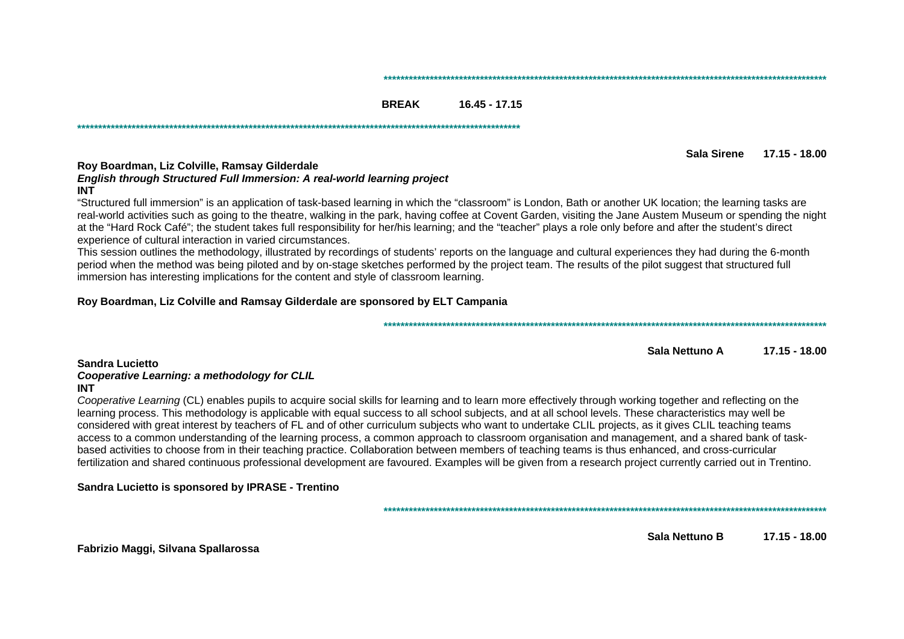**BREAK 16.45 - 17.15**

**Sala Sirene 17.15 - 18.00**

**Roy Boardman, Liz Colville, Ramsay Gilderdale**
***English through Structured Full Immersion: A real-world learning project***
**INT**

"Structured full immersion" is an application of task-based learning in which the "classroom" is London, Bath or another UK location; the learning tasks are real-world activities such as going to the theatre, walking in the park, having coffee at Covent Garden, visiting the Jane Austem Museum or spending the night at the "Hard Rock Café"; the student takes full responsibility for her/his learning; and the "teacher" plays a role only before and after the student's direct experience of cultural interaction in varied circumstances.
This session outlines the methodology, illustrated by recordings of students' reports on the language and cultural experiences they had during the 6-month period when the method was being piloted and by on-stage sketches performed by the project team. The results of the pilot suggest that structured full immersion has interesting implications for the content and style of classroom learning.

**Roy Boardman, Liz Colville and Ramsay Gilderdale are sponsored by ELT Campania**

**Sala Nettuno A 17.15 - 18.00**

**Sandra Lucietto**
***Cooperative Learning: a methodology for CLIL***
**INT**

*Cooperative Learning* (CL) enables pupils to acquire social skills for learning and to learn more effectively through working together and reflecting on the learning process. This methodology is applicable with equal success to all school subjects, and at all school levels. These characteristics may well be considered with great interest by teachers of FL and of other curriculum subjects who want to undertake CLIL projects, as it gives CLIL teaching teams access to a common understanding of the learning process, a common approach to classroom organisation and management, and a shared bank of task-based activities to choose from in their teaching practice. Collaboration between members of teaching teams is thus enhanced, and cross-curricular fertilization and shared continuous professional development are favoured. Examples will be given from a research project currently carried out in Trentino.

**Sandra Lucietto is sponsored by IPRASE - Trentino**

**Sala Nettuno B 17.15 - 18.00**

**Fabrizio Maggi, Silvana Spallarossa**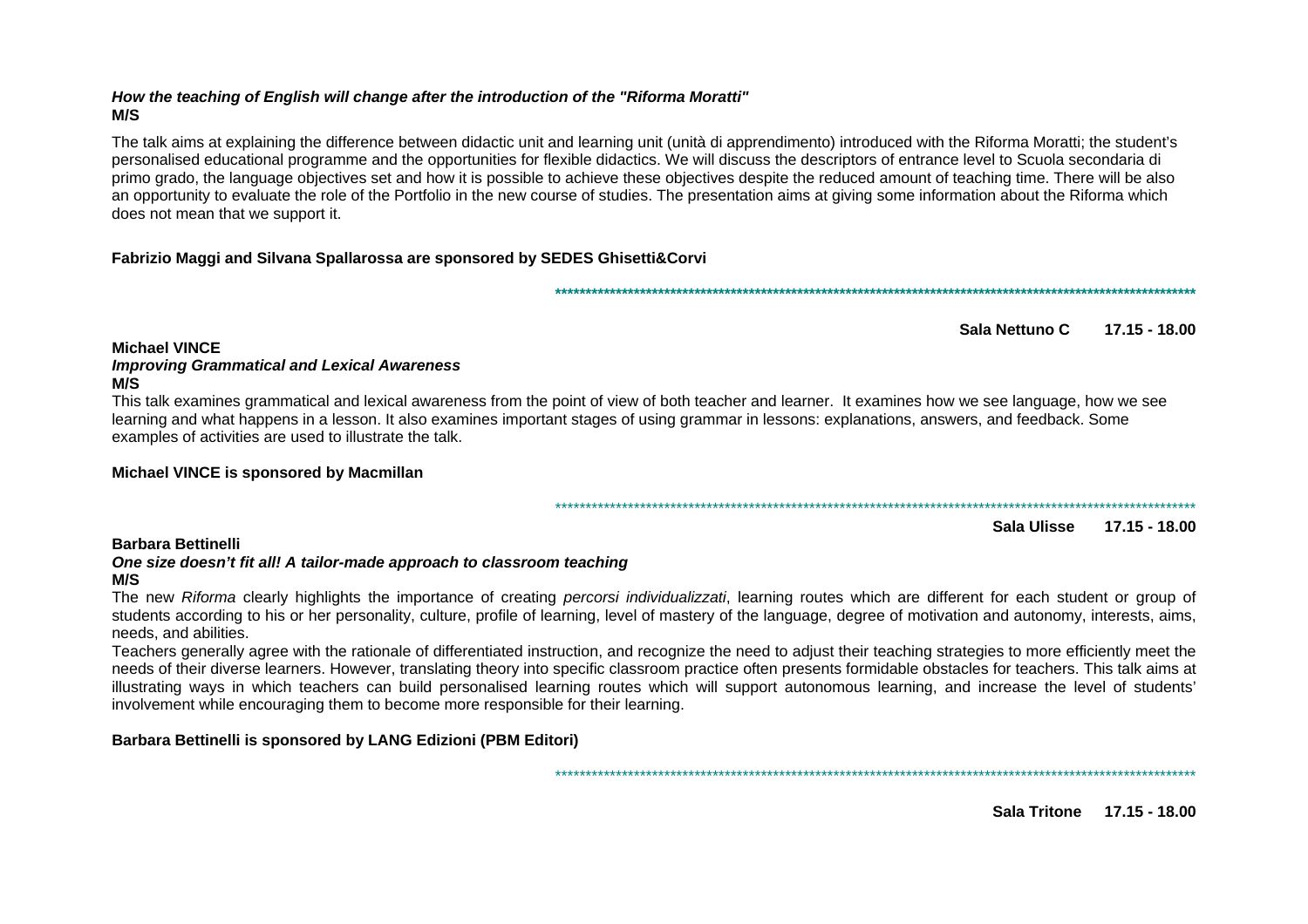***How the teaching of English will change after the introduction of the "Riforma Moratti"***
**M/S**

The talk aims at explaining the difference between didactic unit and learning unit (unità di apprendimento) introduced with the Riforma Moratti; the student's personalised educational programme and the opportunities for flexible didactics. We will discuss the descriptors of entrance level to Scuola secondaria di primo grado, the language objectives set and how it is possible to achieve these objectives despite the reduced amount of teaching time. There will be also an opportunity to evaluate the role of the Portfolio in the new course of studies. The presentation aims at giving some information about the Riforma which does not mean that we support it.

**Fabrizio Maggi and Silvana Spallarossa are sponsored by SEDES Ghisetti&Corvi**

************************************************************************************************************

**Sala Nettuno C 17.15 - 18.00**

**Michael VINCE**
***Improving Grammatical and Lexical Awareness***
**M/S**

This talk examines grammatical and lexical awareness from the point of view of both teacher and learner. It examines how we see language, how we see learning and what happens in a lesson. It also examines important stages of using grammar in lessons: explanations, answers, and feedback. Some examples of activities are used to illustrate the talk.

**Michael VINCE is sponsored by Macmillan**

************************************************************************************************************

**Sala Ulisse 17.15 - 18.00**

**Barbara Bettinelli**
***One size doesn't fit all! A tailor-made approach to classroom teaching***
**M/S**

The new *Riforma* clearly highlights the importance of creating *percorsi individualizzati*, learning routes which are different for each student or group of students according to his or her personality, culture, profile of learning, level of mastery of the language, degree of motivation and autonomy, interests, aims, needs, and abilities.

Teachers generally agree with the rationale of differentiated instruction, and recognize the need to adjust their teaching strategies to more efficiently meet the needs of their diverse learners. However, translating theory into specific classroom practice often presents formidable obstacles for teachers. This talk aims at illustrating ways in which teachers can build personalised learning routes which will support autonomous learning, and increase the level of students' involvement while encouraging them to become more responsible for their learning.

**Barbara Bettinelli is sponsored by LANG Edizioni (PBM Editori)**

************************************************************************************************************

**Sala Tritone 17.15 - 18.00**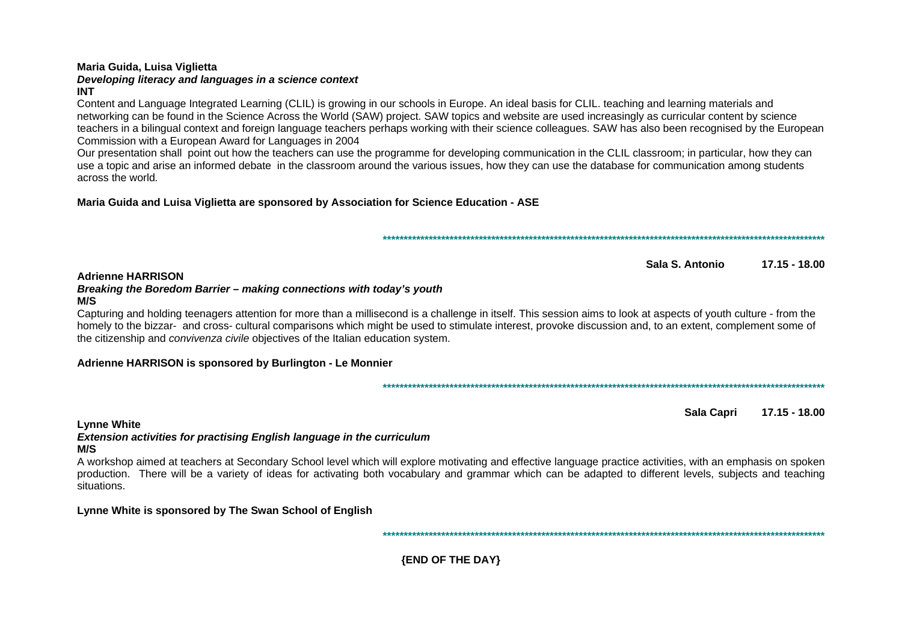**Maria Guida, Luisa Viglietta**
***Developing literacy and languages in a science context***
**INT**

Content and Language Integrated Learning (CLIL) is growing in our schools in Europe. An ideal basis for CLIL. teaching and learning materials and networking can be found in the Science Across the World (SAW) project. SAW topics and website are used increasingly as curricular content by science teachers in a bilingual context and foreign language teachers perhaps working with their science colleagues. SAW has also been recognised by the European Commission with a European Award for Languages in 2004

Our presentation shall point out how the teachers can use the programme for developing communication in the CLIL classroom; in particular, how they can use a topic and arise an informed debate in the classroom around the various issues, how they can use the database for communication among students across the world.

**Maria Guida and Luisa Viglietta are sponsored by Association for Science Education - ASE**

*******************************************************************************************************

**Sala S. Antonio 17.15 - 18.00**

**Adrienne HARRISON**
***Breaking the Boredom Barrier – making connections with today's youth***
**M/S**

Capturing and holding teenagers attention for more than a millisecond is a challenge in itself. This session aims to look at aspects of youth culture - from the homely to the bizzar- and cross- cultural comparisons which might be used to stimulate interest, provoke discussion and, to an extent, complement some of the citizenship and *convivenza civile* objectives of the Italian education system.

**Adrienne HARRISON is sponsored by Burlington - Le Monnier**

*******************************************************************************************************

**Sala Capri 17.15 - 18.00**

**Lynne White**
***Extension activities for practising English language in the curriculum***
**M/S**

A workshop aimed at teachers at Secondary School level which will explore motivating and effective language practice activities, with an emphasis on spoken production. There will be a variety of ideas for activating both vocabulary and grammar which can be adapted to different levels, subjects and teaching situations.

**Lynne White is sponsored by The Swan School of English**

*******************************************************************************************************

**{END OF THE DAY}**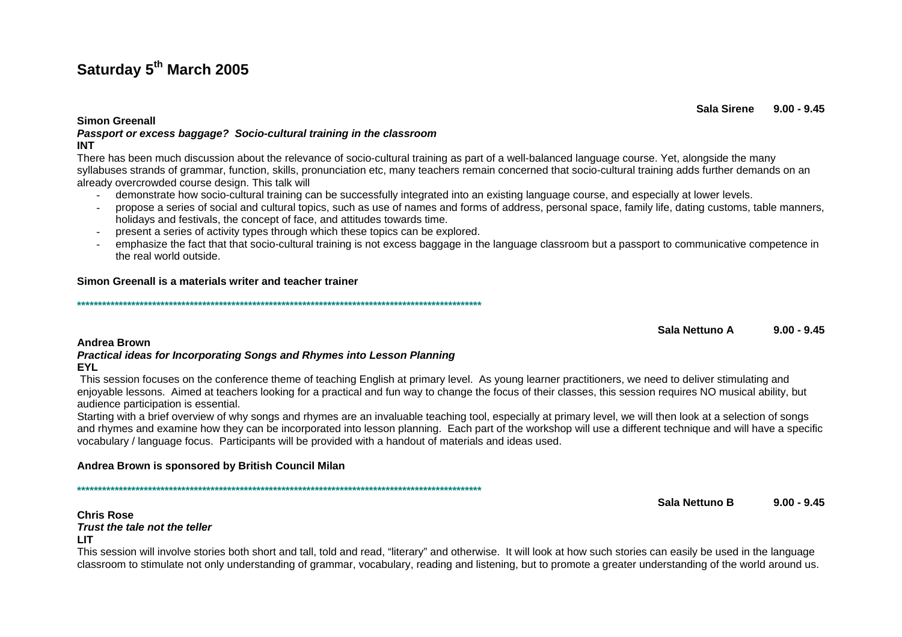# Saturday 5th March 2005

**Sala Sirene 9.00 - 9.45**

**Simon Greenall**
***Passport or excess baggage? Socio-cultural training in the classroom***
**INT**

There has been much discussion about the relevance of socio-cultural training as part of a well-balanced language course. Yet, alongside the many syllabuses strands of grammar, function, skills, pronunciation etc, many teachers remain concerned that socio-cultural training adds further demands on an already overcrowded course design. This talk will

- demonstrate how socio-cultural training can be successfully integrated into an existing language course, and especially at lower levels.
- propose a series of social and cultural topics, such as use of names and forms of address, personal space, family life, dating customs, table manners, holidays and festivals, the concept of face, and attitudes towards time.
- present a series of activity types through which these topics can be explored.
- emphasize the fact that that socio-cultural training is not excess baggage in the language classroom but a passport to communicative competence in the real world outside.

**Simon Greenall is a materials writer and teacher trainer**

****************************************************************************************************

**Sala Nettuno A 9.00 - 9.45**

**Andrea Brown**
***Practical ideas for Incorporating Songs and Rhymes into Lesson Planning***
**EYL**

This session focuses on the conference theme of teaching English at primary level. As young learner practitioners, we need to deliver stimulating and enjoyable lessons. Aimed at teachers looking for a practical and fun way to change the focus of their classes, this session requires NO musical ability, but audience participation is essential.

Starting with a brief overview of why songs and rhymes are an invaluable teaching tool, especially at primary level, we will then look at a selection of songs and rhymes and examine how they can be incorporated into lesson planning. Each part of the workshop will use a different technique and will have a specific vocabulary / language focus. Participants will be provided with a handout of materials and ideas used.

**Andrea Brown is sponsored by British Council Milan**

****************************************************************************************************

**Sala Nettuno B 9.00 - 9.45**

**Chris Rose**
***Trust the tale not the teller***
**LIT**

This session will involve stories both short and tall, told and read, "literary" and otherwise. It will look at how such stories can easily be used in the language classroom to stimulate not only understanding of grammar, vocabulary, reading and listening, but to promote a greater understanding of the world around us.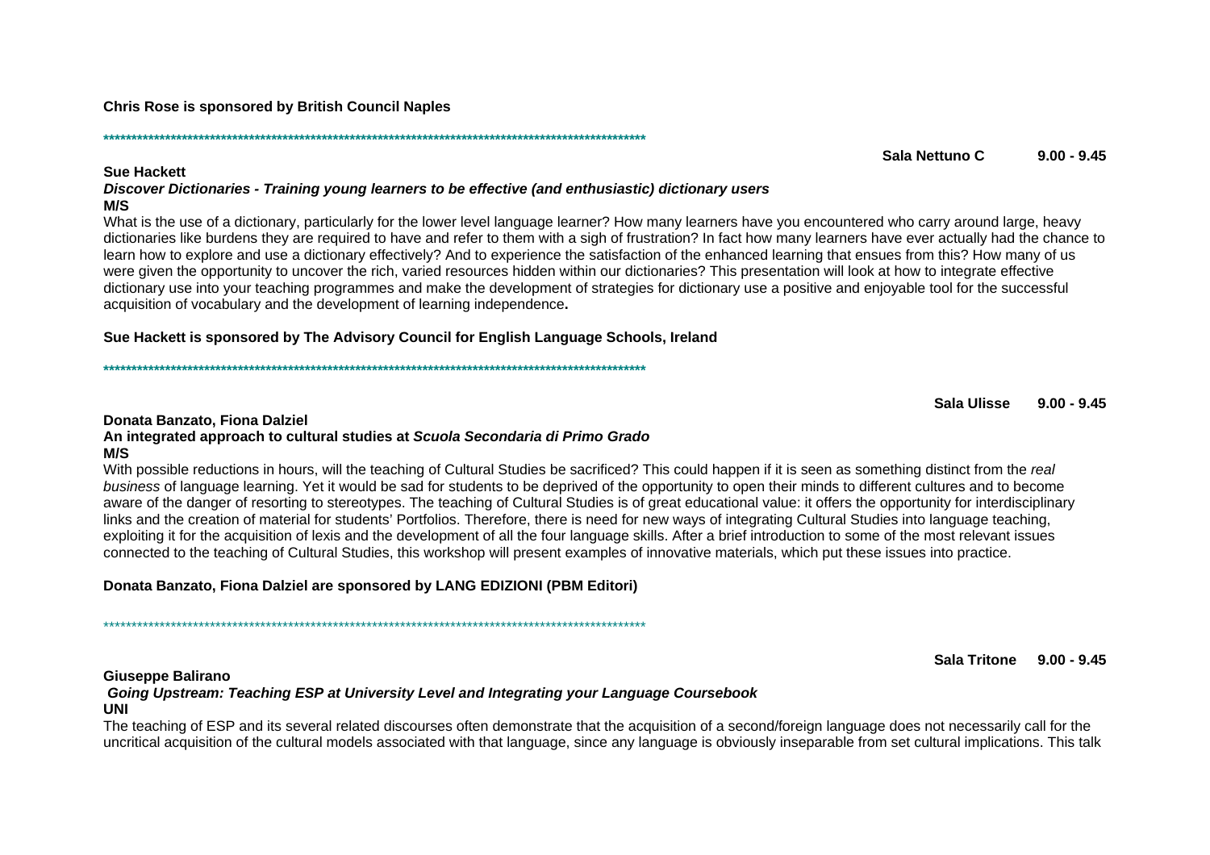**Chris Rose is sponsored by British Council Naples**

****************************************************************************************************

**Sala Nettuno C 9.00 - 9.45**

**Sue Hackett**
***Discover Dictionaries - Training young learners to be effective (and enthusiastic) dictionary users***
**M/S**

What is the use of a dictionary, particularly for the lower level language learner? How many learners have you encountered who carry around large, heavy dictionaries like burdens they are required to have and refer to them with a sigh of frustration? In fact how many learners have ever actually had the chance to learn how to explore and use a dictionary effectively? And to experience the satisfaction of the enhanced learning that ensues from this? How many of us were given the opportunity to uncover the rich, varied resources hidden within our dictionaries? This presentation will look at how to integrate effective dictionary use into your teaching programmes and make the development of strategies for dictionary use a positive and enjoyable tool for the successful acquisition of vocabulary and the development of learning independence**.**

**Sue Hackett is sponsored by The Advisory Council for English Language Schools, Ireland**

****************************************************************************************************

**Sala Ulisse 9.00 - 9.45**

**Donata Banzato, Fiona Dalziel**
**An integrated approach to cultural studies at *Scuola Secondaria di Primo Grado***
**M/S**

With possible reductions in hours, will the teaching of Cultural Studies be sacrificed? This could happen if it is seen as something distinct from the *real business* of language learning. Yet it would be sad for students to be deprived of the opportunity to open their minds to different cultures and to become aware of the danger of resorting to stereotypes. The teaching of Cultural Studies is of great educational value: it offers the opportunity for interdisciplinary links and the creation of material for students' Portfolios. Therefore, there is need for new ways of integrating Cultural Studies into language teaching, exploiting it for the acquisition of lexis and the development of all the four language skills. After a brief introduction to some of the most relevant issues connected to the teaching of Cultural Studies, this workshop will present examples of innovative materials, which put these issues into practice.

**Donata Banzato, Fiona Dalziel are sponsored by LANG EDIZIONI (PBM Editori)**

****************************************************************************************************

**Sala Tritone 9.00 - 9.45**

**Giuseppe Balirano**
***Going Upstream: Teaching ESP at University Level and Integrating your Language Coursebook***
**UNI**

The teaching of ESP and its several related discourses often demonstrate that the acquisition of a second/foreign language does not necessarily call for the uncritical acquisition of the cultural models associated with that language, since any language is obviously inseparable from set cultural implications. This talk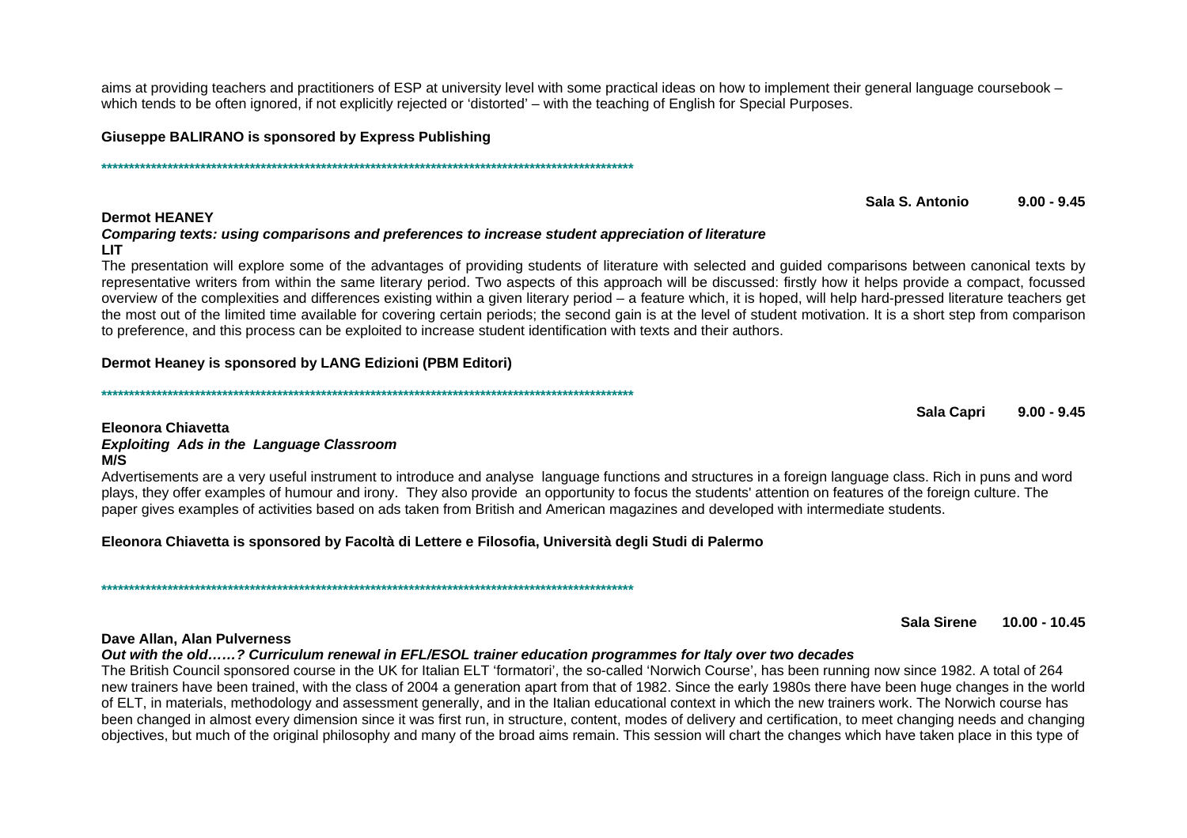aims at providing teachers and practitioners of ESP at university level with some practical ideas on how to implement their general language coursebook – which tends to be often ignored, if not explicitly rejected or 'distorted' – with the teaching of English for Special Purposes.

**Giuseppe BALIRANO is sponsored by Express Publishing**

****************************************************************************************************

**Sala S. Antonio 9.00 - 9.45**

**Dermot HEANEY**

***Comparing texts: using comparisons and preferences to increase student appreciation of literature***

**LIT**

The presentation will explore some of the advantages of providing students of literature with selected and guided comparisons between canonical texts by representative writers from within the same literary period. Two aspects of this approach will be discussed: firstly how it helps provide a compact, focussed overview of the complexities and differences existing within a given literary period – a feature which, it is hoped, will help hard-pressed literature teachers get the most out of the limited time available for covering certain periods; the second gain is at the level of student motivation. It is a short step from comparison to preference, and this process can be exploited to increase student identification with texts and their authors.

**Dermot Heaney is sponsored by LANG Edizioni (PBM Editori)**

****************************************************************************************************

**Sala Capri 9.00 - 9.45**

**Eleonora Chiavetta**

***Exploiting Ads in the Language Classroom***

**M/S**

Advertisements are a very useful instrument to introduce and analyse language functions and structures in a foreign language class. Rich in puns and word plays, they offer examples of humour and irony. They also provide an opportunity to focus the students' attention on features of the foreign culture. The paper gives examples of activities based on ads taken from British and American magazines and developed with intermediate students.

**Eleonora Chiavetta is sponsored by Facoltà di Lettere e Filosofia, Università degli Studi di Palermo**

****************************************************************************************************

**Sala Sirene 10.00 - 10.45**

**Dave Allan, Alan Pulverness**

***Out with the old……? Curriculum renewal in EFL/ESOL trainer education programmes for Italy over two decades***

The British Council sponsored course in the UK for Italian ELT 'formatori', the so-called 'Norwich Course', has been running now since 1982. A total of 264 new trainers have been trained, with the class of 2004 a generation apart from that of 1982. Since the early 1980s there have been huge changes in the world of ELT, in materials, methodology and assessment generally, and in the Italian educational context in which the new trainers work. The Norwich course has been changed in almost every dimension since it was first run, in structure, content, modes of delivery and certification, to meet changing needs and changing objectives, but much of the original philosophy and many of the broad aims remain. This session will chart the changes which have taken place in this type of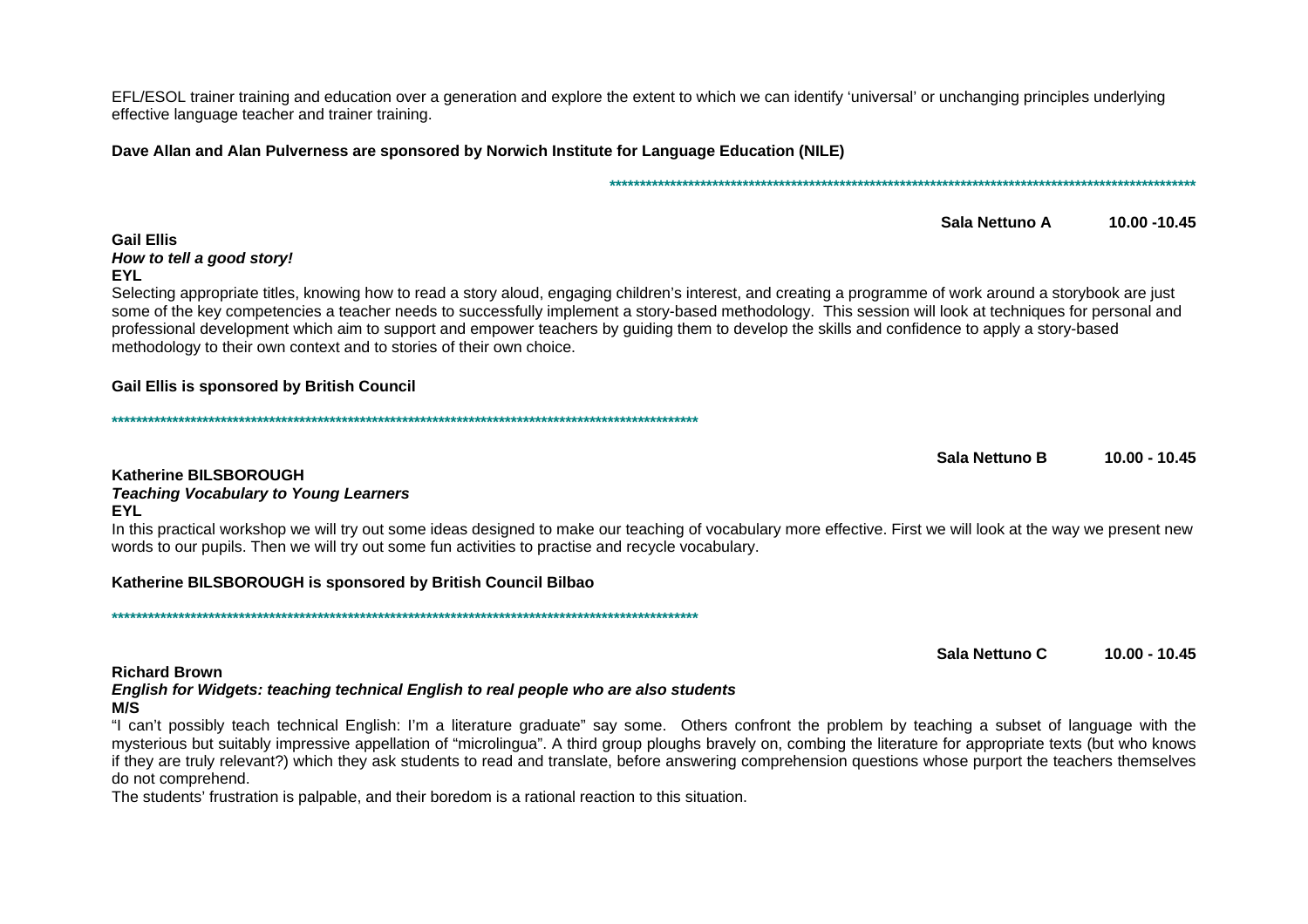EFL/ESOL trainer training and education over a generation and explore the extent to which we can identify 'universal' or unchanging principles underlying effective language teacher and trainer training.

**Dave Allan and Alan Pulverness are sponsored by Norwich Institute for Language Education (NILE)**

**\*\*\*\*\*\*\*\*\*\*\*\*\*\*\*\*\*\*\*\*\*\*\*\*\*\*\*\*\*\*\*\*\*\*\*\*\*\*\*\*\*\*\*\*\*\*\*\*\*\*\*\*\*\*\*\*\*\*\*\*\*\*\*\*\*\*\*\*\*\*\*\*\*\*\*\*\*\*\*\*\*\*\*\*\*\*\*\*\*\*\*\*\*\*\*\*\*\*\*\*\*\*\*\***

**Sala Nettuno A 10.00 -10.45**

**Gail Ellis**
***How to tell a good story!***
**EYL**

Selecting appropriate titles, knowing how to read a story aloud, engaging children's interest, and creating a programme of work around a storybook are just some of the key competencies a teacher needs to successfully implement a story-based methodology. This session will look at techniques for personal and professional development which aim to support and empower teachers by guiding them to develop the skills and confidence to apply a story-based methodology to their own context and to stories of their own choice.

**Gail Ellis is sponsored by British Council**

**\*\*\*\*\*\*\*\*\*\*\*\*\*\*\*\*\*\*\*\*\*\*\*\*\*\*\*\*\*\*\*\*\*\*\*\*\*\*\*\*\*\*\*\*\*\*\*\*\*\*\*\*\*\*\*\*\*\*\*\*\*\*\*\*\*\*\*\*\*\*\*\*\*\*\*\*\*\*\*\*\*\*\*\*\*\*\*\*\*\*\*\*\*\*\*\*\*\*\*\*\*\*\*\***

**Sala Nettuno B 10.00 - 10.45**

**Katherine BILSBOROUGH**
***Teaching Vocabulary to Young Learners***
**EYL**

In this practical workshop we will try out some ideas designed to make our teaching of vocabulary more effective. First we will look at the way we present new words to our pupils. Then we will try out some fun activities to practise and recycle vocabulary.

**Katherine BILSBOROUGH is sponsored by British Council Bilbao**

**\*\*\*\*\*\*\*\*\*\*\*\*\*\*\*\*\*\*\*\*\*\*\*\*\*\*\*\*\*\*\*\*\*\*\*\*\*\*\*\*\*\*\*\*\*\*\*\*\*\*\*\*\*\*\*\*\*\*\*\*\*\*\*\*\*\*\*\*\*\*\*\*\*\*\*\*\*\*\*\*\*\*\*\*\*\*\*\*\*\*\*\*\*\*\*\*\*\*\*\*\*\*\*\***

**Sala Nettuno C 10.00 - 10.45**

**Richard Brown**
***English for Widgets: teaching technical English to real people who are also students***
**M/S**

"I can't possibly teach technical English: I'm a literature graduate" say some. Others confront the problem by teaching a subset of language with the mysterious but suitably impressive appellation of "microlingua". A third group ploughs bravely on, combing the literature for appropriate texts (but who knows if they are truly relevant?) which they ask students to read and translate, before answering comprehension questions whose purport the teachers themselves do not comprehend.

The students' frustration is palpable, and their boredom is a rational reaction to this situation.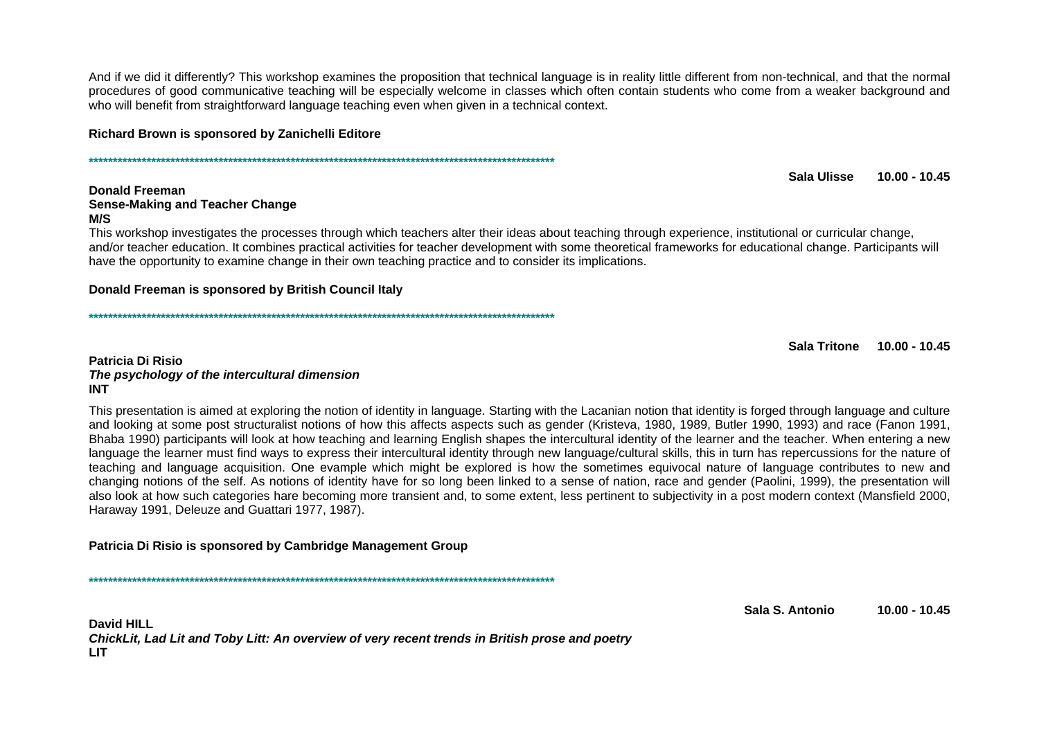And if we did it differently? This workshop examines the proposition that technical language is in reality little different from non-technical, and that the normal procedures of good communicative teaching will be especially welcome in classes which often contain students who come from a weaker background and who will benefit from straightforward language teaching even when given in a technical context.

**Richard Brown is sponsored by Zanichelli Editore**

**************************************************************************************************

**Sala Ulisse 10.00 - 10.45**

**Donald Freeman**
**Sense-Making and Teacher Change**
**M/S**

This workshop investigates the processes through which teachers alter their ideas about teaching through experience, institutional or curricular change, and/or teacher education. It combines practical activities for teacher development with some theoretical frameworks for educational change. Participants will have the opportunity to examine change in their own teaching practice and to consider its implications.

**Donald Freeman is sponsored by British Council Italy**

**************************************************************************************************

**Sala Tritone 10.00 - 10.45**

**Patricia Di Risio**
***The psychology of the intercultural dimension***
**INT**

This presentation is aimed at exploring the notion of identity in language. Starting with the Lacanian notion that identity is forged through language and culture and looking at some post structuralist notions of how this affects aspects such as gender (Kristeva, 1980, 1989, Butler 1990, 1993) and race (Fanon 1991, Bhaba 1990) participants will look at how teaching and learning English shapes the intercultural identity of the learner and the teacher. When entering a new language the learner must find ways to express their intercultural identity through new language/cultural skills, this in turn has repercussions for the nature of teaching and language acquisition. One evample which might be explored is how the sometimes equivocal nature of language contributes to new and changing notions of the self. As notions of identity have for so long been linked to a sense of nation, race and gender (Paolini, 1999), the presentation will also look at how such categories hare becoming more transient and, to some extent, less pertinent to subjectivity in a post modern context (Mansfield 2000, Haraway 1991, Deleuze and Guattari 1977, 1987).

**Patricia Di Risio is sponsored by Cambridge Management Group**

**************************************************************************************************

**Sala S. Antonio 10.00 - 10.45**

**David HILL**
***ChickLit, Lad Lit and Toby Litt: An overview of very recent trends in British prose and poetry***
**LIT**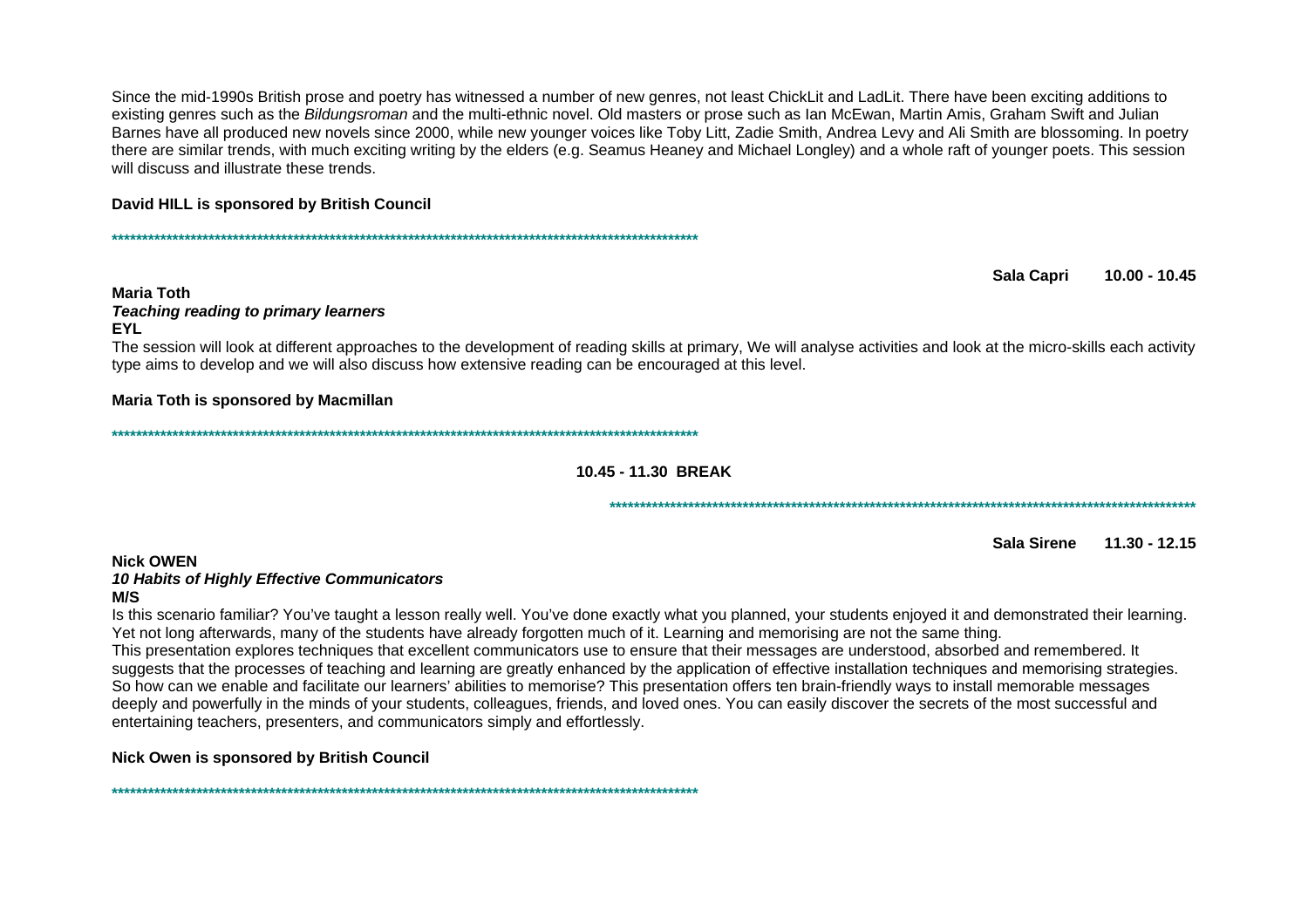Since the mid-1990s British prose and poetry has witnessed a number of new genres, not least ChickLit and LadLit. There have been exciting additions to existing genres such as the *Bildungsroman* and the multi-ethnic novel. Old masters or prose such as Ian McEwan, Martin Amis, Graham Swift and Julian Barnes have all produced new novels since 2000, while new younger voices like Toby Litt, Zadie Smith, Andrea Levy and Ali Smith are blossoming. In poetry there are similar trends, with much exciting writing by the elders (e.g. Seamus Heaney and Michael Longley) and a whole raft of younger poets. This session will discuss and illustrate these trends.

**David HILL is sponsored by British Council**

****************************************************************************************************

**Sala Capri 10.00 - 10.45**

**Maria Toth**
***Teaching reading to primary learners***
**EYL**

The session will look at different approaches to the development of reading skills at primary, We will analyse activities and look at the micro-skills each activity type aims to develop and we will also discuss how extensive reading can be encouraged at this level.

**Maria Toth is sponsored by Macmillan**

****************************************************************************************************

**10.45 - 11.30 BREAK**

****************************************************************************************************

**Sala Sirene 11.30 - 12.15**

**Nick OWEN**
***10 Habits of Highly Effective Communicators***
**M/S**

Is this scenario familiar? You've taught a lesson really well. You've done exactly what you planned, your students enjoyed it and demonstrated their learning. Yet not long afterwards, many of the students have already forgotten much of it. Learning and memorising are not the same thing.
This presentation explores techniques that excellent communicators use to ensure that their messages are understood, absorbed and remembered. It suggests that the processes of teaching and learning are greatly enhanced by the application of effective installation techniques and memorising strategies. So how can we enable and facilitate our learners' abilities to memorise? This presentation offers ten brain-friendly ways to install memorable messages deeply and powerfully in the minds of your students, colleagues, friends, and loved ones. You can easily discover the secrets of the most successful and entertaining teachers, presenters, and communicators simply and effortlessly.

**Nick Owen is sponsored by British Council**

****************************************************************************************************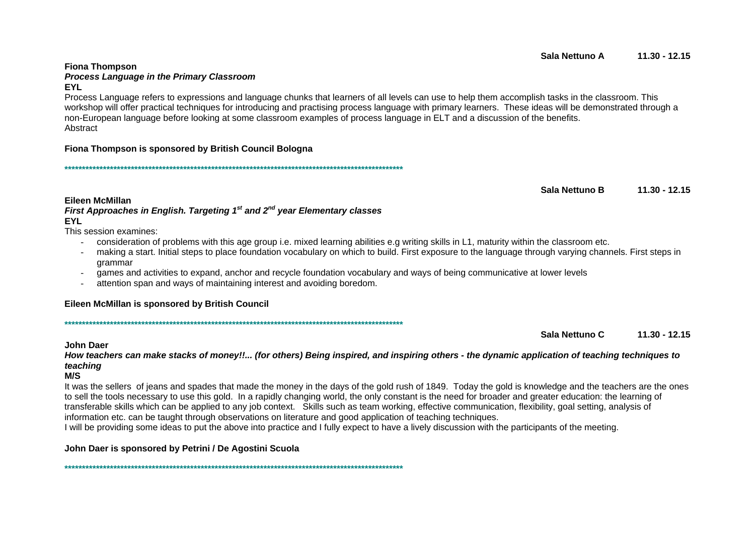**Sala Nettuno A 11.30 - 12.15**

**Fiona Thompson**
***Process Language in the Primary Classroom***
**EYL**

Process Language refers to expressions and language chunks that learners of all levels can use to help them accomplish tasks in the classroom. This workshop will offer practical techniques for introducing and practising process language with primary learners. These ideas will be demonstrated through a non-European language before looking at some classroom examples of process language in ELT and a discussion of the benefits.
Abstract

**Fiona Thompson is sponsored by British Council Bologna**

**************************************************************************************************

**Sala Nettuno B 11.30 - 12.15**

**Eileen McMillan**
***First Approaches in English. Targeting 1st and 2nd year Elementary classes***
**EYL**

This session examines:

- consideration of problems with this age group i.e. mixed learning abilities e.g writing skills in L1, maturity within the classroom etc.
- making a start. Initial steps to place foundation vocabulary on which to build. First exposure to the language through varying channels. First steps in grammar
- games and activities to expand, anchor and recycle foundation vocabulary and ways of being communicative at lower levels
- attention span and ways of maintaining interest and avoiding boredom.

**Eileen McMillan is sponsored by British Council**

**************************************************************************************************

**Sala Nettuno C 11.30 - 12.15**

**John Daer**
***How teachers can make stacks of money!!... (for others) Being inspired, and inspiring others - the dynamic application of teaching techniques to teaching***
**M/S**

It was the sellers of jeans and spades that made the money in the days of the gold rush of 1849. Today the gold is knowledge and the teachers are the ones to sell the tools necessary to use this gold. In a rapidly changing world, the only constant is the need for broader and greater education: the learning of transferable skills which can be applied to any job context. Skills such as team working, effective communication, flexibility, goal setting, analysis of information etc. can be taught through observations on literature and good application of teaching techniques.
I will be providing some ideas to put the above into practice and I fully expect to have a lively discussion with the participants of the meeting.

**John Daer is sponsored by Petrini / De Agostini Scuola**

**************************************************************************************************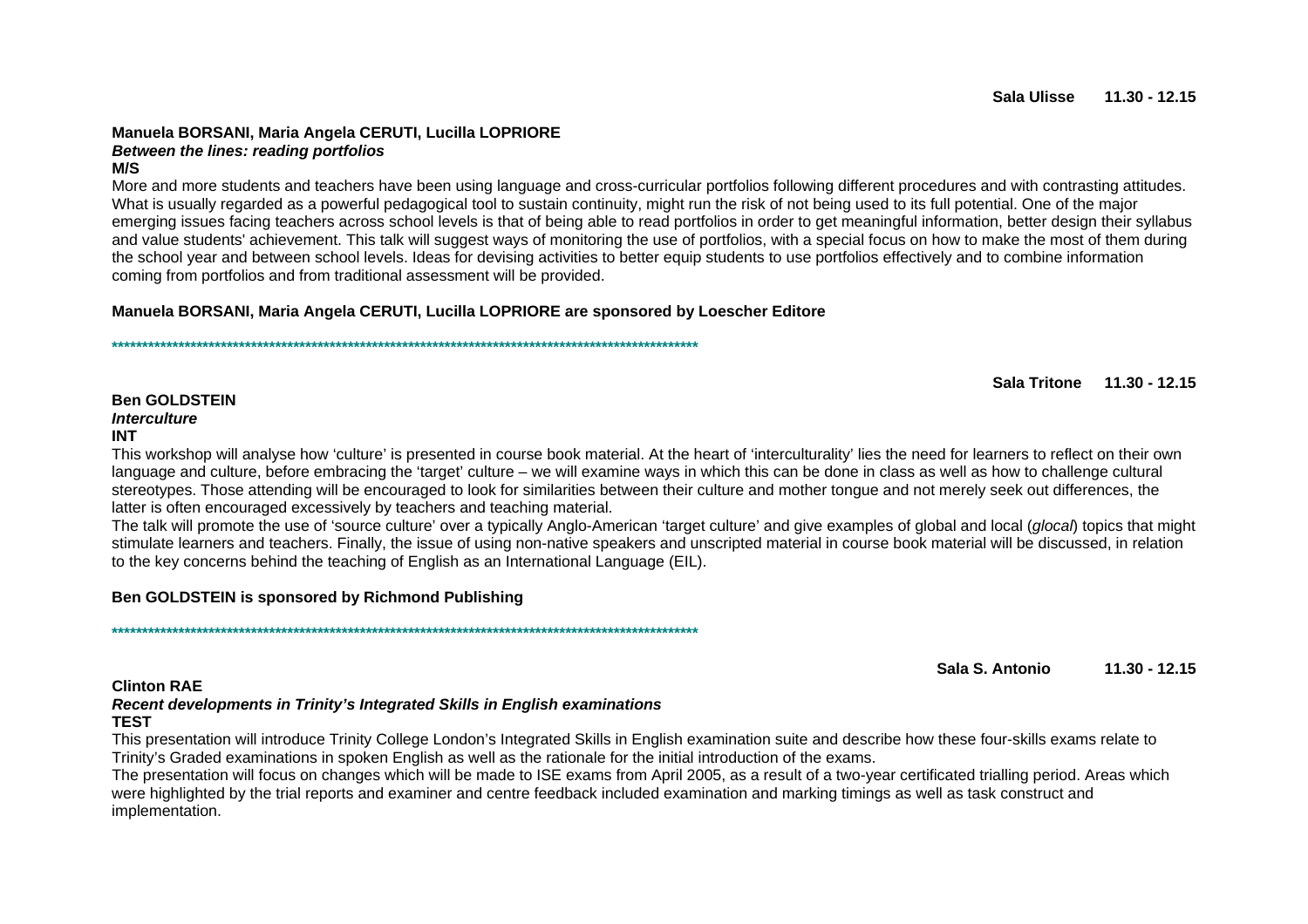**Sala Ulisse 11.30 - 12.15**

**Manuela BORSANI, Maria Angela CERUTI, Lucilla LOPRIORE**
***Between the lines: reading portfolios***
**M/S**

More and more students and teachers have been using language and cross-curricular portfolios following different procedures and with contrasting attitudes. What is usually regarded as a powerful pedagogical tool to sustain continuity, might run the risk of not being used to its full potential. One of the major emerging issues facing teachers across school levels is that of being able to read portfolios in order to get meaningful information, better design their syllabus and value students' achievement. This talk will suggest ways of monitoring the use of portfolios, with a special focus on how to make the most of them during the school year and between school levels. Ideas for devising activities to better equip students to use portfolios effectively and to combine information coming from portfolios and from traditional assessment will be provided.

**Manuela BORSANI, Maria Angela CERUTI, Lucilla LOPRIORE are sponsored by Loescher Editore**

****************************************************************************************************

**Sala Tritone 11.30 - 12.15**

**Ben GOLDSTEIN**
***Interculture***
**INT**

This workshop will analyse how 'culture' is presented in course book material. At the heart of 'interculturality' lies the need for learners to reflect on their own language and culture, before embracing the 'target' culture – we will examine ways in which this can be done in class as well as how to challenge cultural stereotypes. Those attending will be encouraged to look for similarities between their culture and mother tongue and not merely seek out differences, the latter is often encouraged excessively by teachers and teaching material.
The talk will promote the use of 'source culture' over a typically Anglo-American 'target culture' and give examples of global and local (*glocal*) topics that might stimulate learners and teachers. Finally, the issue of using non-native speakers and unscripted material in course book material will be discussed, in relation to the key concerns behind the teaching of English as an International Language (EIL).

**Ben GOLDSTEIN is sponsored by Richmond Publishing**

****************************************************************************************************

**Sala S. Antonio 11.30 - 12.15**

**Clinton RAE**
***Recent developments in Trinity's Integrated Skills in English examinations***
**TEST**

This presentation will introduce Trinity College London's Integrated Skills in English examination suite and describe how these four-skills exams relate to Trinity's Graded examinations in spoken English as well as the rationale for the initial introduction of the exams.
The presentation will focus on changes which will be made to ISE exams from April 2005, as a result of a two-year certificated trialling period. Areas which were highlighted by the trial reports and examiner and centre feedback included examination and marking timings as well as task construct and implementation.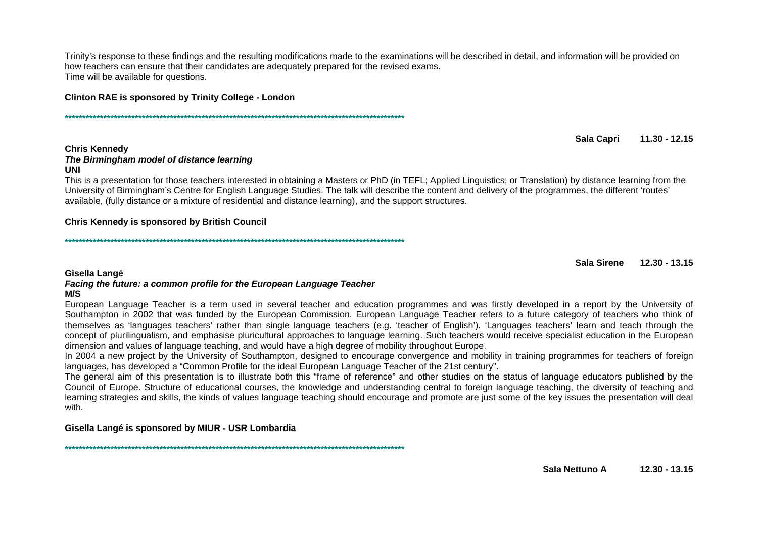Trinity's response to these findings and the resulting modifications made to the examinations will be described in detail, and information will be provided on how teachers can ensure that their candidates are adequately prepared for the revised exams.
Time will be available for questions.

**Clinton RAE is sponsored by Trinity College - London**

**************************************************************************************************

**Sala Capri 11.30 - 12.15**

**Chris Kennedy**
***The Birmingham model of distance learning***
**UNI**

This is a presentation for those teachers interested in obtaining a Masters or PhD (in TEFL; Applied Linguistics; or Translation) by distance learning from the University of Birmingham's Centre for English Language Studies. The talk will describe the content and delivery of the programmes, the different 'routes' available, (fully distance or a mixture of residential and distance learning), and the support structures.

**Chris Kennedy is sponsored by British Council**

**************************************************************************************************

**Sala Sirene 12.30 - 13.15**

**Gisella Langé**
***Facing the future: a common profile for the European Language Teacher***
**M/S**

European Language Teacher is a term used in several teacher and education programmes and was firstly developed in a report by the University of Southampton in 2002 that was funded by the European Commission. European Language Teacher refers to a future category of teachers who think of themselves as 'languages teachers' rather than single language teachers (e.g. 'teacher of English'). 'Languages teachers' learn and teach through the concept of plurilingualism, and emphasise pluricultural approaches to language learning. Such teachers would receive specialist education in the European dimension and values of language teaching, and would have a high degree of mobility throughout Europe.
In 2004 a new project by the University of Southampton, designed to encourage convergence and mobility in training programmes for teachers of foreign languages, has developed a "Common Profile for the ideal European Language Teacher of the 21st century".
The general aim of this presentation is to illustrate both this "frame of reference" and other studies on the status of language educators published by the Council of Europe. Structure of educational courses, the knowledge and understanding central to foreign language teaching, the diversity of teaching and learning strategies and skills, the kinds of values language teaching should encourage and promote are just some of the key issues the presentation will deal with.

**Gisella Langé is sponsored by MIUR - USR Lombardia**

**************************************************************************************************

**Sala Nettuno A 12.30 - 13.15**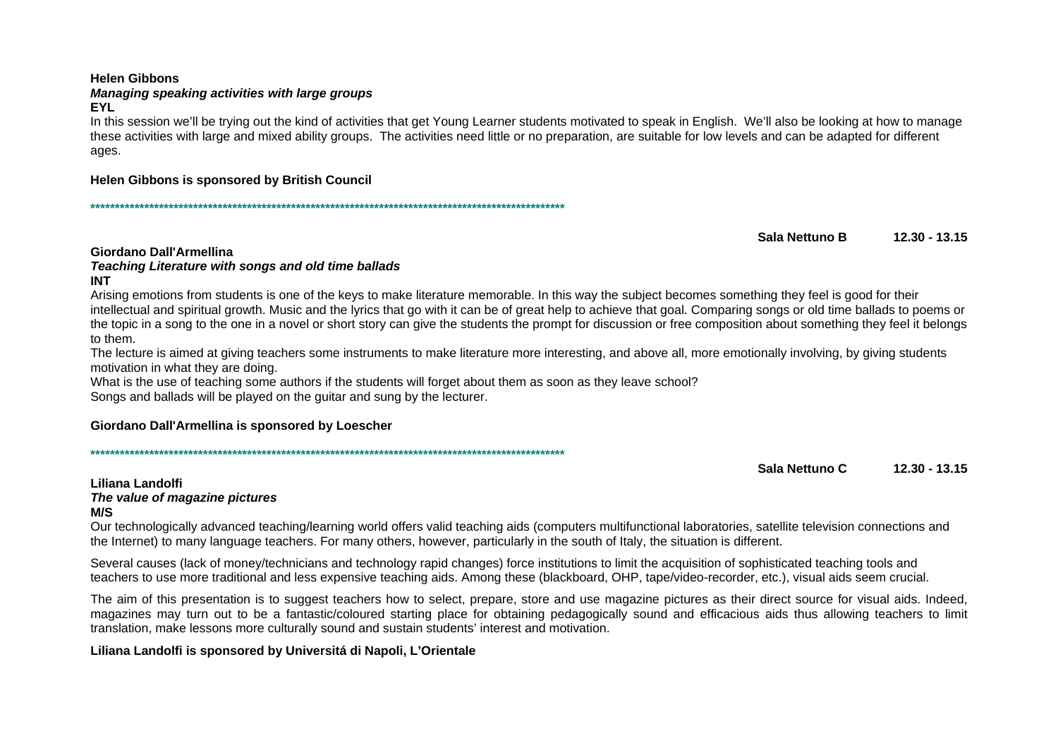**Helen Gibbons**
***Managing speaking activities with large groups***
**EYL**

In this session we'll be trying out the kind of activities that get Young Learner students motivated to speak in English. We'll also be looking at how to manage these activities with large and mixed ability groups. The activities need little or no preparation, are suitable for low levels and can be adapted for different ages.

**Helen Gibbons is sponsored by British Council**

\*\*\*\*\*\*\*\*\*\*\*\*\*\*\*\*\*\*\*\*\*\*\*\*\*\*\*\*\*\*\*\*\*\*\*\*\*\*\*\*\*\*\*\*\*\*\*\*\*\*\*\*\*\*\*\*\*\*\*\*\*\*\*\*\*\*\*\*\*\*\*\*\*\*\*\*\*\*\*\*\*\*\*\*\*\*\*\*\*\*\*\*\*\*

**Sala Nettuno B 12.30 - 13.15**

**Giordano Dall'Armellina**
***Teaching Literature with songs and old time ballads***
**INT**

Arising emotions from students is one of the keys to make literature memorable. In this way the subject becomes something they feel is good for their intellectual and spiritual growth. Music and the lyrics that go with it can be of great help to achieve that goal. Comparing songs or old time ballads to poems or the topic in a song to the one in a novel or short story can give the students the prompt for discussion or free composition about something they feel it belongs to them.

The lecture is aimed at giving teachers some instruments to make literature more interesting, and above all, more emotionally involving, by giving students motivation in what they are doing.

What is the use of teaching some authors if the students will forget about them as soon as they leave school?

Songs and ballads will be played on the guitar and sung by the lecturer.

**Giordano Dall'Armellina is sponsored by Loescher**

\*\*\*\*\*\*\*\*\*\*\*\*\*\*\*\*\*\*\*\*\*\*\*\*\*\*\*\*\*\*\*\*\*\*\*\*\*\*\*\*\*\*\*\*\*\*\*\*\*\*\*\*\*\*\*\*\*\*\*\*\*\*\*\*\*\*\*\*\*\*\*\*\*\*\*\*\*\*\*\*\*\*\*\*\*\*\*\*\*\*\*\*\*\*

**Sala Nettuno C 12.30 - 13.15**

**Liliana Landolfi**
***The value of magazine pictures***
**M/S**

Our technologically advanced teaching/learning world offers valid teaching aids (computers multifunctional laboratories, satellite television connections and the Internet) to many language teachers. For many others, however, particularly in the south of Italy, the situation is different.

Several causes (lack of money/technicians and technology rapid changes) force institutions to limit the acquisition of sophisticated teaching tools and teachers to use more traditional and less expensive teaching aids. Among these (blackboard, OHP, tape/video-recorder, etc.), visual aids seem crucial.

The aim of this presentation is to suggest teachers how to select, prepare, store and use magazine pictures as their direct source for visual aids. Indeed, magazines may turn out to be a fantastic/coloured starting place for obtaining pedagogically sound and efficacious aids thus allowing teachers to limit translation, make lessons more culturally sound and sustain students' interest and motivation.

**Liliana Landolfi is sponsored by Universitá di Napoli, L'Orientale**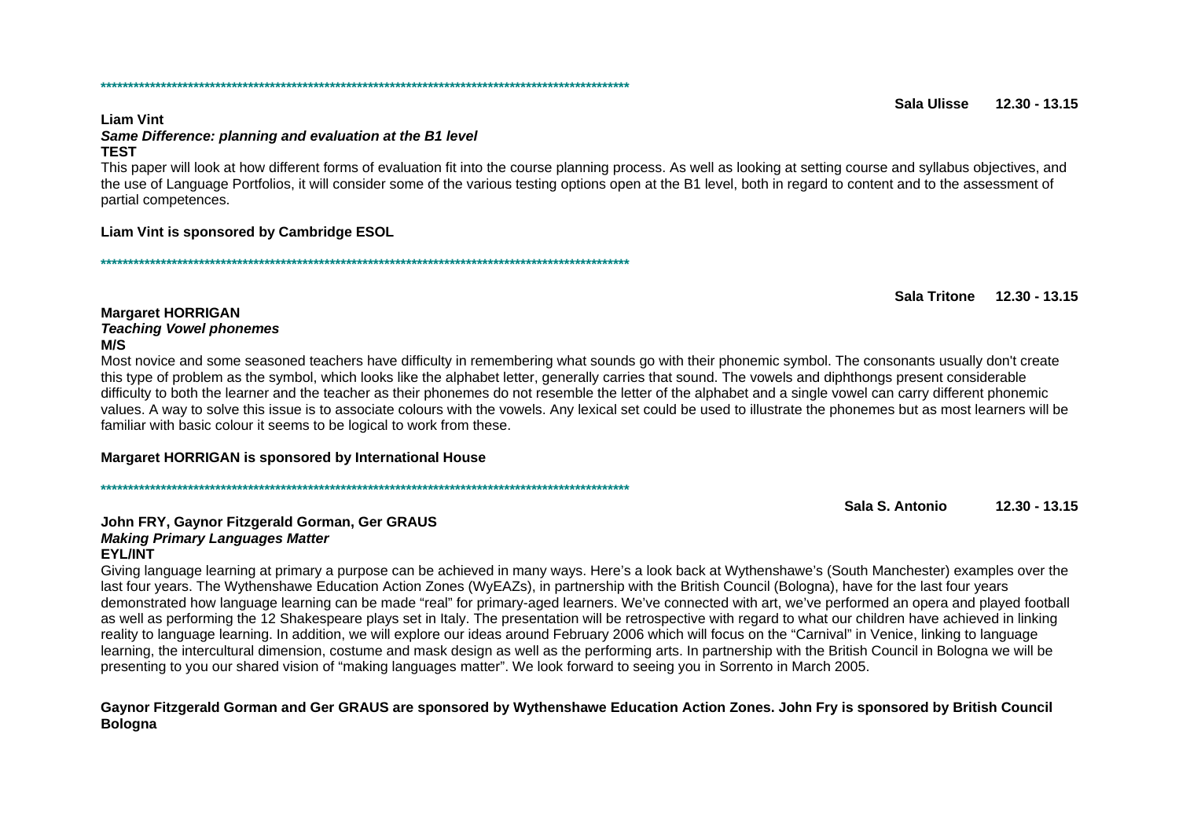**************************************************************************************************

**Sala Ulisse 12.30 - 13.15**

**Liam Vint**
***Same Difference: planning and evaluation at the B1 level***
**TEST**

This paper will look at how different forms of evaluation fit into the course planning process. As well as looking at setting course and syllabus objectives, and the use of Language Portfolios, it will consider some of the various testing options open at the B1 level, both in regard to content and to the assessment of partial competences.

**Liam Vint is sponsored by Cambridge ESOL**

**************************************************************************************************

**Sala Tritone 12.30 - 13.15**

**Margaret HORRIGAN**
***Teaching Vowel phonemes***
**M/S**

Most novice and some seasoned teachers have difficulty in remembering what sounds go with their phonemic symbol. The consonants usually don't create this type of problem as the symbol, which looks like the alphabet letter, generally carries that sound. The vowels and diphthongs present considerable difficulty to both the learner and the teacher as their phonemes do not resemble the letter of the alphabet and a single vowel can carry different phonemic values. A way to solve this issue is to associate colours with the vowels. Any lexical set could be used to illustrate the phonemes but as most learners will be familiar with basic colour it seems to be logical to work from these.

**Margaret HORRIGAN is sponsored by International House**

**************************************************************************************************

**Sala S. Antonio 12.30 - 13.15**

**John FRY, Gaynor Fitzgerald Gorman, Ger GRAUS**
***Making Primary Languages Matter***
**EYL/INT**

Giving language learning at primary a purpose can be achieved in many ways. Here's a look back at Wythenshawe's (South Manchester) examples over the last four years. The Wythenshawe Education Action Zones (WyEAZs), in partnership with the British Council (Bologna), have for the last four years demonstrated how language learning can be made "real" for primary-aged learners. We've connected with art, we've performed an opera and played football as well as performing the 12 Shakespeare plays set in Italy. The presentation will be retrospective with regard to what our children have achieved in linking reality to language learning. In addition, we will explore our ideas around February 2006 which will focus on the "Carnival" in Venice, linking to language learning, the intercultural dimension, costume and mask design as well as the performing arts. In partnership with the British Council in Bologna we will be presenting to you our shared vision of "making languages matter". We look forward to seeing you in Sorrento in March 2005.

**Gaynor Fitzgerald Gorman and Ger GRAUS are sponsored by Wythenshawe Education Action Zones. John Fry is sponsored by British Council Bologna**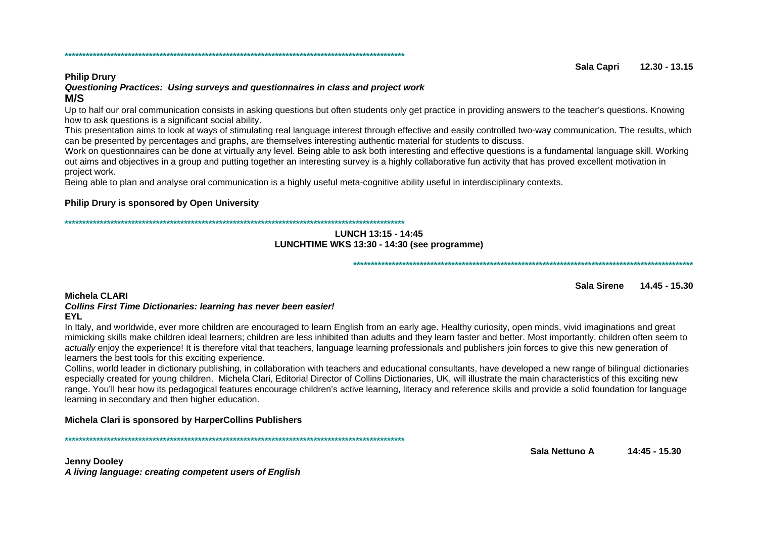****************************************************************************************************

**Sala Capri 12.30 - 13.15**

**Philip Drury**

***Questioning Practices: Using surveys and questionnaires in class and project work***

**M/S**

Up to half our oral communication consists in asking questions but often students only get practice in providing answers to the teacher's questions. Knowing how to ask questions is a significant social ability.

This presentation aims to look at ways of stimulating real language interest through effective and easily controlled two-way communication. The results, which can be presented by percentages and graphs, are themselves interesting authentic material for students to discuss.

Work on questionnaires can be done at virtually any level. Being able to ask both interesting and effective questions is a fundamental language skill. Working out aims and objectives in a group and putting together an interesting survey is a highly collaborative fun activity that has proved excellent motivation in project work.

Being able to plan and analyse oral communication is a highly useful meta-cognitive ability useful in interdisciplinary contexts.

**Philip Drury is sponsored by Open University**

****************************************************************************************************

**LUNCH 13:15 - 14:45**
**LUNCHTIME WKS 13:30 - 14:30 (see programme)**

****************************************************************************************************

**Sala Sirene 14.45 - 15.30**

**Michela CLARI**

***Collins First Time Dictionaries: learning has never been easier!***

**EYL**

In Italy, and worldwide, ever more children are encouraged to learn English from an early age. Healthy curiosity, open minds, vivid imaginations and great mimicking skills make children ideal learners; children are less inhibited than adults and they learn faster and better. Most importantly, children often seem to *actually* enjoy the experience! It is therefore vital that teachers, language learning professionals and publishers join forces to give this new generation of learners the best tools for this exciting experience.

Collins, world leader in dictionary publishing, in collaboration with teachers and educational consultants, have developed a new range of bilingual dictionaries especially created for young children. Michela Clari, Editorial Director of Collins Dictionaries, UK, will illustrate the main characteristics of this exciting new range. You'll hear how its pedagogical features encourage children's active learning, literacy and reference skills and provide a solid foundation for language learning in secondary and then higher education.

**Michela Clari is sponsored by HarperCollins Publishers**

****************************************************************************************************

**Sala Nettuno A 14:45 - 15.30**

**Jenny Dooley**

***A living language: creating competent users of English***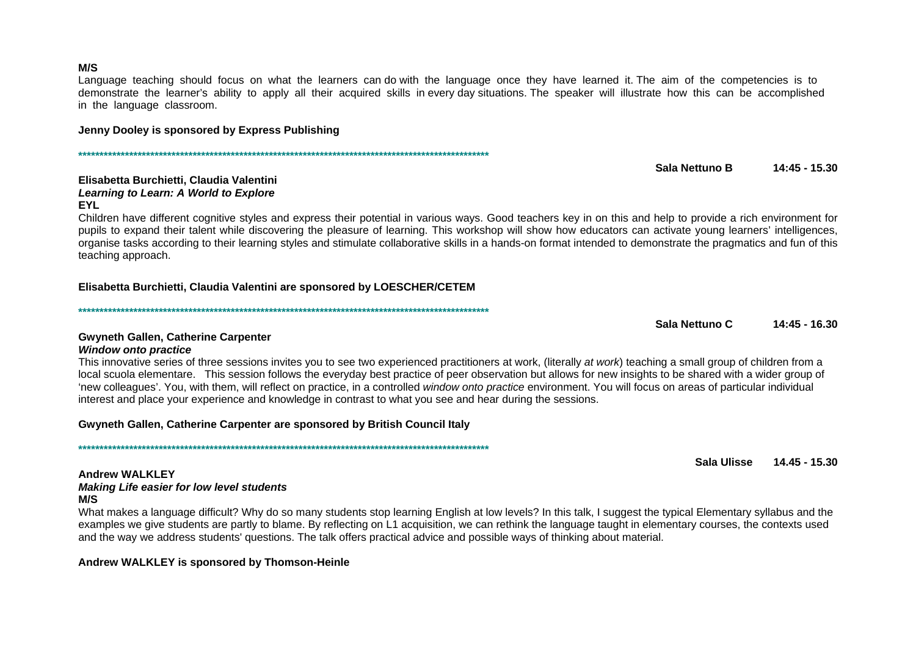**M/S**

Language teaching should focus on what the learners can do with the language once they have learned it. The aim of the competencies is to demonstrate the learner's ability to apply all their acquired skills in every day situations. The speaker will illustrate how this can be accomplished in the language classroom.

**Jenny Dooley is sponsored by Express Publishing**

*****************************************************************************************************

**Sala Nettuno B 14:45 - 15.30**

**Elisabetta Burchietti, Claudia Valentini**
***Learning to Learn: A World to Explore***
**EYL**

Children have different cognitive styles and express their potential in various ways. Good teachers key in on this and help to provide a rich environment for pupils to expand their talent while discovering the pleasure of learning. This workshop will show how educators can activate young learners' intelligences, organise tasks according to their learning styles and stimulate collaborative skills in a hands-on format intended to demonstrate the pragmatics and fun of this teaching approach.

**Elisabetta Burchietti, Claudia Valentini are sponsored by LOESCHER/CETEM**

*****************************************************************************************************

**Sala Nettuno C 14:45 - 16.30**

**Gwyneth Gallen, Catherine Carpenter**
***Window onto practice***

This innovative series of three sessions invites you to see two experienced practitioners at work, (literally *at work*) teaching a small group of children from a local scuola elementare. This session follows the everyday best practice of peer observation but allows for new insights to be shared with a wider group of 'new colleagues'. You, with them, will reflect on practice, in a controlled *window onto practice* environment. You will focus on areas of particular individual interest and place your experience and knowledge in contrast to what you see and hear during the sessions.

**Gwyneth Gallen, Catherine Carpenter are sponsored by British Council Italy**

*****************************************************************************************************

**Sala Ulisse 14.45 - 15.30**

**Andrew WALKLEY**
***Making Life easier for low level students***
**M/S**

What makes a language difficult? Why do so many students stop learning English at low levels? In this talk, I suggest the typical Elementary syllabus and the examples we give students are partly to blame. By reflecting on L1 acquisition, we can rethink the language taught in elementary courses, the contexts used and the way we address students' questions. The talk offers practical advice and possible ways of thinking about material.

**Andrew WALKLEY is sponsored by Thomson-Heinle**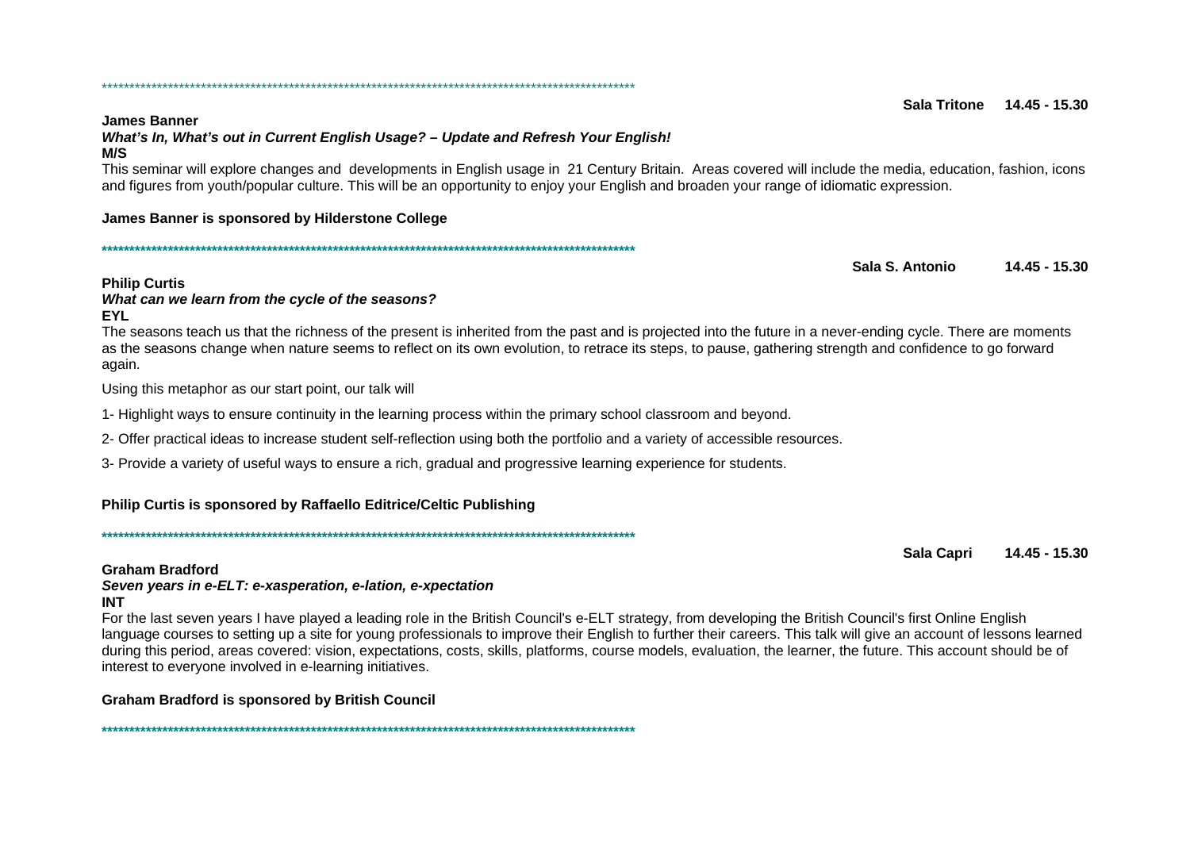\*\*\*\*\*\*\*\*\*\*\*\*\*\*\*\*\*\*\*\*\*\*\*\*\*\*\*\*\*\*\*\*\*\*\*\*\*\*\*\*\*\*\*\*\*\*\*\*\*\*\*\*\*\*\*\*\*\*\*\*\*\*\*\*\*\*\*\*\*\*\*\*\*\*\*\*\*\*\*\*\*\*\*\*\*\*\*\*\*\*\*\*\*\*\*\*\*

**Sala Tritone 14.45 - 15.30**

**James Banner**
***What's In, What's out in Current English Usage? – Update and Refresh Your English!***
**M/S**

This seminar will explore changes and developments in English usage in 21 Century Britain. Areas covered will include the media, education, fashion, icons and figures from youth/popular culture. This will be an opportunity to enjoy your English and broaden your range of idiomatic expression.

**James Banner is sponsored by Hilderstone College**

\*\*\*\*\*\*\*\*\*\*\*\*\*\*\*\*\*\*\*\*\*\*\*\*\*\*\*\*\*\*\*\*\*\*\*\*\*\*\*\*\*\*\*\*\*\*\*\*\*\*\*\*\*\*\*\*\*\*\*\*\*\*\*\*\*\*\*\*\*\*\*\*\*\*\*\*\*\*\*\*\*\*\*\*\*\*\*\*\*\*\*\*\*\*\*\*\*

**Sala S. Antonio 14.45 - 15.30**

**Philip Curtis**
***What can we learn from the cycle of the seasons?***
**EYL**

The seasons teach us that the richness of the present is inherited from the past and is projected into the future in a never-ending cycle. There are moments as the seasons change when nature seems to reflect on its own evolution, to retrace its steps, to pause, gathering strength and confidence to go forward again.

Using this metaphor as our start point, our talk will

1- Highlight ways to ensure continuity in the learning process within the primary school classroom and beyond.

2- Offer practical ideas to increase student self-reflection using both the portfolio and a variety of accessible resources.

3- Provide a variety of useful ways to ensure a rich, gradual and progressive learning experience for students.

**Philip Curtis is sponsored by Raffaello Editrice/Celtic Publishing**

\*\*\*\*\*\*\*\*\*\*\*\*\*\*\*\*\*\*\*\*\*\*\*\*\*\*\*\*\*\*\*\*\*\*\*\*\*\*\*\*\*\*\*\*\*\*\*\*\*\*\*\*\*\*\*\*\*\*\*\*\*\*\*\*\*\*\*\*\*\*\*\*\*\*\*\*\*\*\*\*\*\*\*\*\*\*\*\*\*\*\*\*\*\*\*\*\*

**Sala Capri 14.45 - 15.30**

**Graham Bradford**
***Seven years in e-ELT: e-xasperation, e-lation, e-xpectation***
**INT**

For the last seven years I have played a leading role in the British Council's e-ELT strategy, from developing the British Council's first Online English language courses to setting up a site for young professionals to improve their English to further their careers. This talk will give an account of lessons learned during this period, areas covered: vision, expectations, costs, skills, platforms, course models, evaluation, the learner, the future. This account should be of interest to everyone involved in e-learning initiatives.

**Graham Bradford is sponsored by British Council**

\*\*\*\*\*\*\*\*\*\*\*\*\*\*\*\*\*\*\*\*\*\*\*\*\*\*\*\*\*\*\*\*\*\*\*\*\*\*\*\*\*\*\*\*\*\*\*\*\*\*\*\*\*\*\*\*\*\*\*\*\*\*\*\*\*\*\*\*\*\*\*\*\*\*\*\*\*\*\*\*\*\*\*\*\*\*\*\*\*\*\*\*\*\*\*\*\*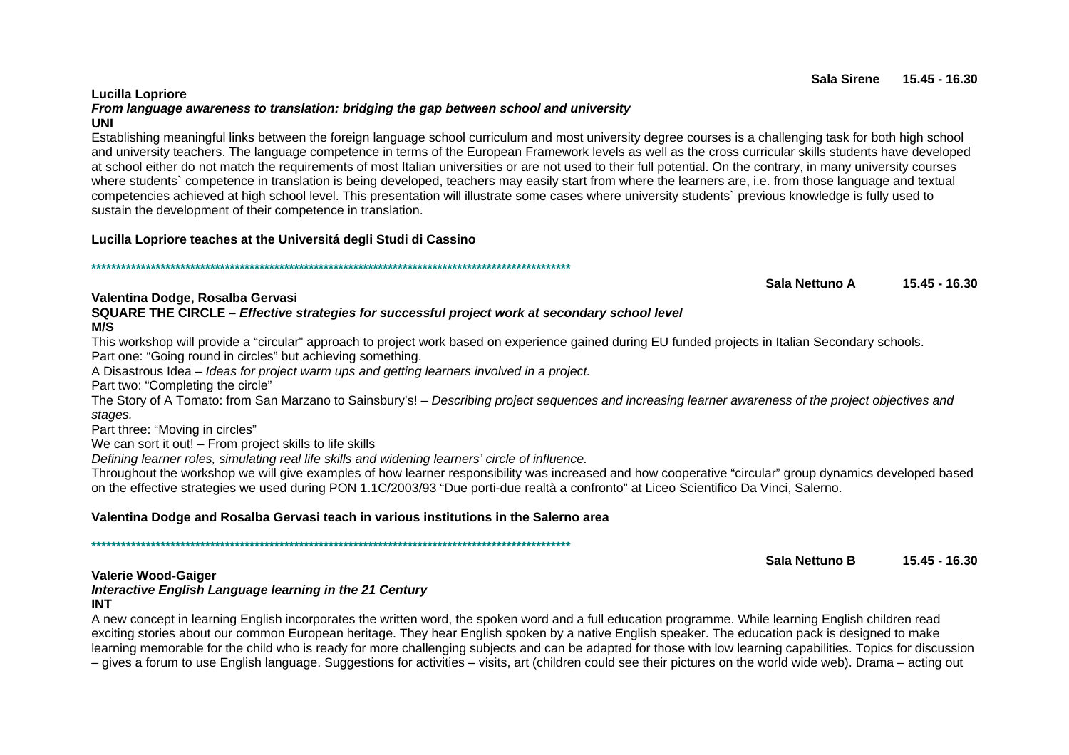**Sala Sirene 15.45 - 16.30**

**Lucilla Lopriore**

***From language awareness to translation: bridging the gap between school and university***

**UNI**

Establishing meaningful links between the foreign language school curriculum and most university degree courses is a challenging task for both high school and university teachers. The language competence in terms of the European Framework levels as well as the cross curricular skills students have developed at school either do not match the requirements of most Italian universities or are not used to their full potential. On the contrary, in many university courses where students` competence in translation is being developed, teachers may easily start from where the learners are, i.e. from those language and textual competencies achieved at high school level. This presentation will illustrate some cases where university students` previous knowledge is fully used to sustain the development of their competence in translation.

**Lucilla Lopriore teaches at the Universitá degli Studi di Cassino**

**************************************************************************************************

**Sala Nettuno A 15.45 - 16.30**

**Valentina Dodge, Rosalba Gervasi**

**SQUARE THE CIRCLE –** ***Effective strategies for successful project work at secondary school level***

**M/S**

This workshop will provide a "circular" approach to project work based on experience gained during EU funded projects in Italian Secondary schools.
Part one: "Going round in circles" but achieving something.
A Disastrous Idea – *Ideas for project warm ups and getting learners involved in a project.*
Part two: "Completing the circle"
The Story of A Tomato: from San Marzano to Sainsbury's! – *Describing project sequences and increasing learner awareness of the project objectives and stages.*
Part three: "Moving in circles"
We can sort it out! – From project skills to life skills
*Defining learner roles, simulating real life skills and widening learners' circle of influence.*
Throughout the workshop we will give examples of how learner responsibility was increased and how cooperative "circular" group dynamics developed based on the effective strategies we used during PON 1.1C/2003/93 "Due porti-due realtà a confronto" at Liceo Scientifico Da Vinci, Salerno.

**Valentina Dodge and Rosalba Gervasi teach in various institutions in the Salerno area**

**************************************************************************************************

**Sala Nettuno B 15.45 - 16.30**

**Valerie Wood-Gaiger**

***Interactive English Language learning in the 21 Century***

**INT**

A new concept in learning English incorporates the written word, the spoken word and a full education programme. While learning English children read exciting stories about our common European heritage. They hear English spoken by a native English speaker. The education pack is designed to make learning memorable for the child who is ready for more challenging subjects and can be adapted for those with low learning capabilities. Topics for discussion – gives a forum to use English language. Suggestions for activities – visits, art (children could see their pictures on the world wide web). Drama – acting out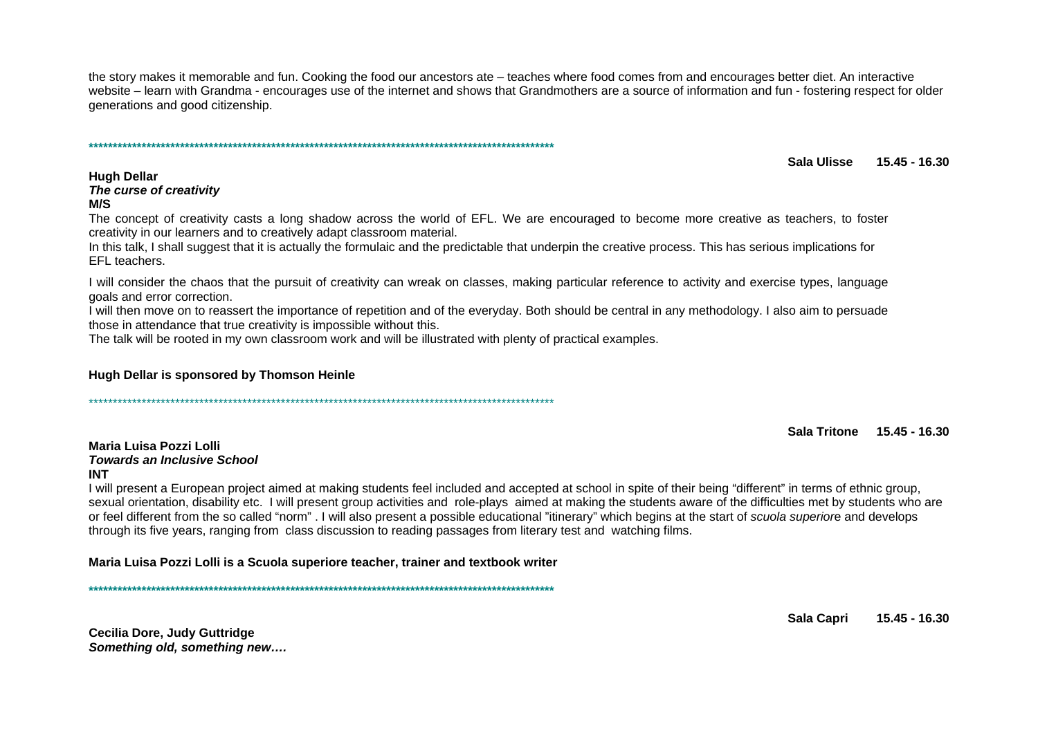the story makes it memorable and fun. Cooking the food our ancestors ate – teaches where food comes from and encourages better diet. An interactive website – learn with Grandma - encourages use of the internet and shows that Grandmothers are a source of information and fun - fostering respect for older generations and good citizenship.

****************************************************************************************************

**Sala Ulisse 15.45 - 16.30**

**Hugh Dellar**
***The curse of creativity***
**M/S**

The concept of creativity casts a long shadow across the world of EFL. We are encouraged to become more creative as teachers, to foster creativity in our learners and to creatively adapt classroom material.

In this talk, I shall suggest that it is actually the formulaic and the predictable that underpin the creative process. This has serious implications for EFL teachers.

I will consider the chaos that the pursuit of creativity can wreak on classes, making particular reference to activity and exercise types, language goals and error correction.

I will then move on to reassert the importance of repetition and of the everyday. Both should be central in any methodology. I also aim to persuade those in attendance that true creativity is impossible without this.

The talk will be rooted in my own classroom work and will be illustrated with plenty of practical examples.

**Hugh Dellar is sponsored by Thomson Heinle**

****************************************************************************************************

**Sala Tritone 15.45 - 16.30**

**Maria Luisa Pozzi Lolli**
***Towards an Inclusive School***
**INT**

I will present a European project aimed at making students feel included and accepted at school in spite of their being "different" in terms of ethnic group, sexual orientation, disability etc. I will present group activities and role-plays aimed at making the students aware of the difficulties met by students who are or feel different from the so called "norm" . I will also present a possible educational "itinerary" which begins at the start of *scuola superiore* and develops through its five years, ranging from class discussion to reading passages from literary test and watching films.

**Maria Luisa Pozzi Lolli is a Scuola superiore teacher, trainer and textbook writer**

****************************************************************************************************

**Sala Capri 15.45 - 16.30**

**Cecilia Dore, Judy Guttridge**
***Something old, something new….***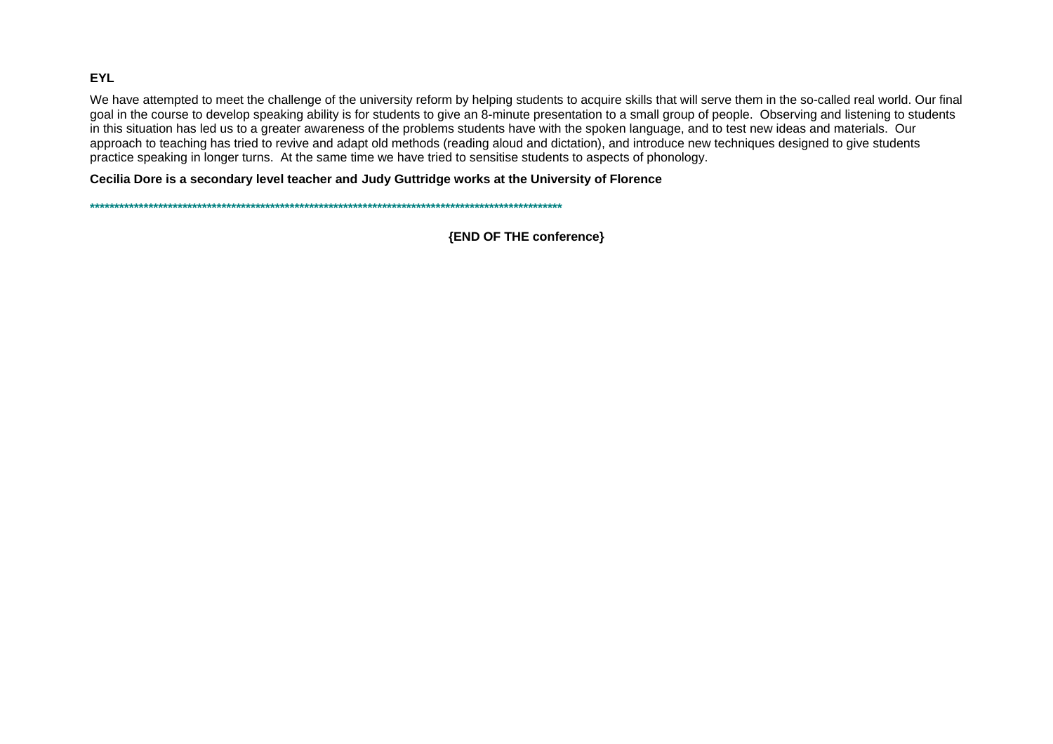**EYL**

We have attempted to meet the challenge of the university reform by helping students to acquire skills that will serve them in the so-called real world. Our final goal in the course to develop speaking ability is for students to give an 8-minute presentation to a small group of people. Observing and listening to students in this situation has led us to a greater awareness of the problems students have with the spoken language, and to test new ideas and materials. Our approach to teaching has tried to revive and adapt old methods (reading aloud and dictation), and introduce new techniques designed to give students practice speaking in longer turns. At the same time we have tried to sensitise students to aspects of phonology.

**Cecilia Dore is a secondary level teacher and Judy Guttridge works at the University of Florence**

**************************************************************************************************

**{END OF THE conference}**